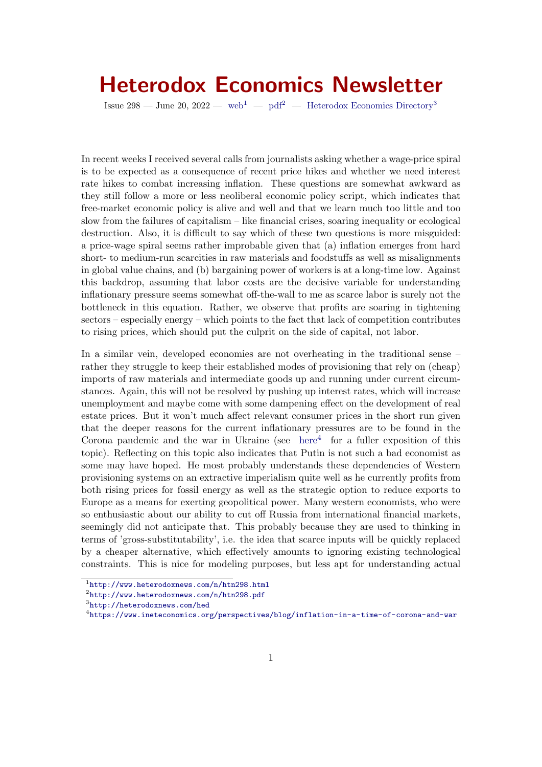# Heterodox Economics Newsletter

Issue 298 — June 20, 2022 — web[1] — pdf[2] — Heterodox Economics Directory[3]

In recent weeks I received several calls from journalists asking whether a wage-price spiral is to be expected as a consequence of recent price hikes and whether we need interest rate hikes to combat increasing inflation. These questions are somewhat awkward as they still follow a more or less neoliberal economic policy script, which indicates that free-market economic policy is alive and well and that we learn much too little and too slow from the failures of capitalism – like financial crises, soaring inequality or ecological destruction. Also, it is difficult to say which of these two questions is more misguided: a price-wage spiral seems rather improbable given that (a) inflation emerges from hard short- to medium-run scarcities in raw materials and foodstuffs as well as misalignments in global value chains, and (b) bargaining power of workers is at a long-time low. Against this backdrop, assuming that labor costs are the decisive variable for understanding inflationary pressure seems somewhat off-the-wall to me as scarce labor is surely not the bottleneck in this equation. Rather, we observe that profits are soaring in tightening sectors – especially energy – which points to the fact that lack of competition contributes to rising prices, which should put the culprit on the side of capital, not labor.

In a similar vein, developed economies are not overheating in the traditional sense – rather they struggle to keep their established modes of provisioning that rely on (cheap) imports of raw materials and intermediate goods up and running under current circumstances. Again, this will not be resolved by pushing up interest rates, which will increase unemployment and maybe come with some dampening effect on the development of real estate prices. But it won't much affect relevant consumer prices in the short run given that the deeper reasons for the current inflationary pressures are to be found in the Corona pandemic and the war in Ukraine (see here[4] for a fuller exposition of this topic). Reflecting on this topic also indicates that Putin is not such a bad economist as some may have hoped. He most probably understands these dependencies of Western provisioning systems on an extractive imperialism quite well as he currently profits from both rising prices for fossil energy as well as the strategic option to reduce exports to Europe as a means for exerting geopolitical power. Many western economists, who were so enthusiastic about our ability to cut off Russia from international financial markets, seemingly did not anticipate that. This probably because they are used to thinking in terms of 'gross-substitutability', i.e. the idea that scarce inputs will be quickly replaced by a cheaper alternative, which effectively amounts to ignoring existing technological constraints. This is nice for modeling purposes, but less apt for understanding actual

[1] http://www.heterodoxnews.com/n/htn298.html

[2] http://www.heterodoxnews.com/n/htn298.pdf

[3] http://heterodoxnews.com/hed

[4] https://www.ineteconomics.org/perspectives/blog/inflation-in-a-time-of-corona-and-war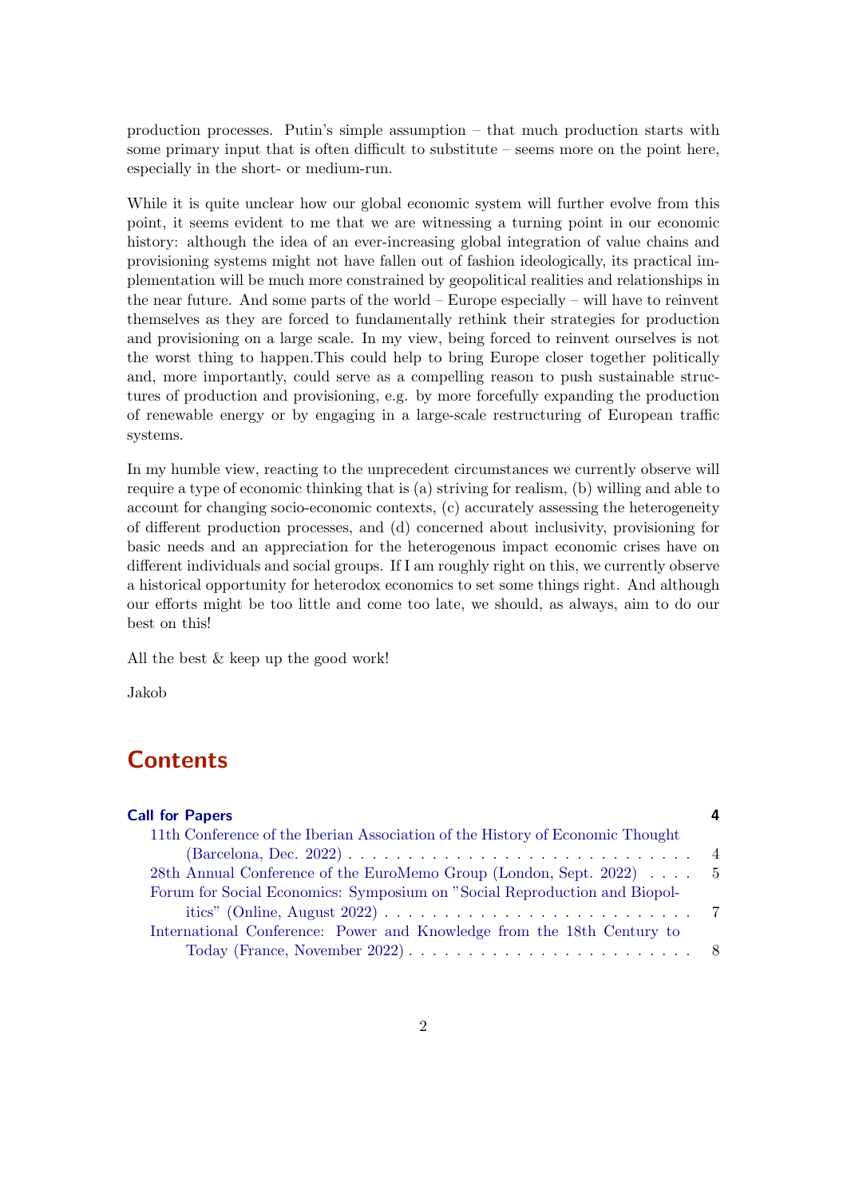production processes. Putin's simple assumption – that much production starts with some primary input that is often difficult to substitute – seems more on the point here, especially in the short- or medium-run.

While it is quite unclear how our global economic system will further evolve from this point, it seems evident to me that we are witnessing a turning point in our economic history: although the idea of an ever-increasing global integration of value chains and provisioning systems might not have fallen out of fashion ideologically, its practical implementation will be much more constrained by geopolitical realities and relationships in the near future. And some parts of the world – Europe especially – will have to reinvent themselves as they are forced to fundamentally rethink their strategies for production and provisioning on a large scale. In my view, being forced to reinvent ourselves is not the worst thing to happen.This could help to bring Europe closer together politically and, more importantly, could serve as a compelling reason to push sustainable structures of production and provisioning, e.g. by more forcefully expanding the production of renewable energy or by engaging in a large-scale restructuring of European traffic systems.

In my humble view, reacting to the unprecedent circumstances we currently observe will require a type of economic thinking that is (a) striving for realism, (b) willing and able to account for changing socio-economic contexts, (c) accurately assessing the heterogeneity of different production processes, and (d) concerned about inclusivity, provisioning for basic needs and an appreciation for the heterogenous impact economic crises have on different individuals and social groups. If I am roughly right on this, we currently observe a historical opportunity for heterodox economics to set some things right. And although our efforts might be too little and come too late, we should, as always, aim to do our best on this!

All the best & keep up the good work!

Jakob

# Contents

**Call for Papers** **4**

- 11th Conference of the Iberian Association of the History of Economic Thought (Barcelona, Dec. 2022) . . . . . 4
- 28th Annual Conference of the EuroMemo Group (London, Sept. 2022) . . . . 5
- Forum for Social Economics: Symposium on "Social Reproduction and Biopolitics" (Online, August 2022) . . . . . 7
- International Conference: Power and Knowledge from the 18th Century to Today (France, November 2022) . . . . . 8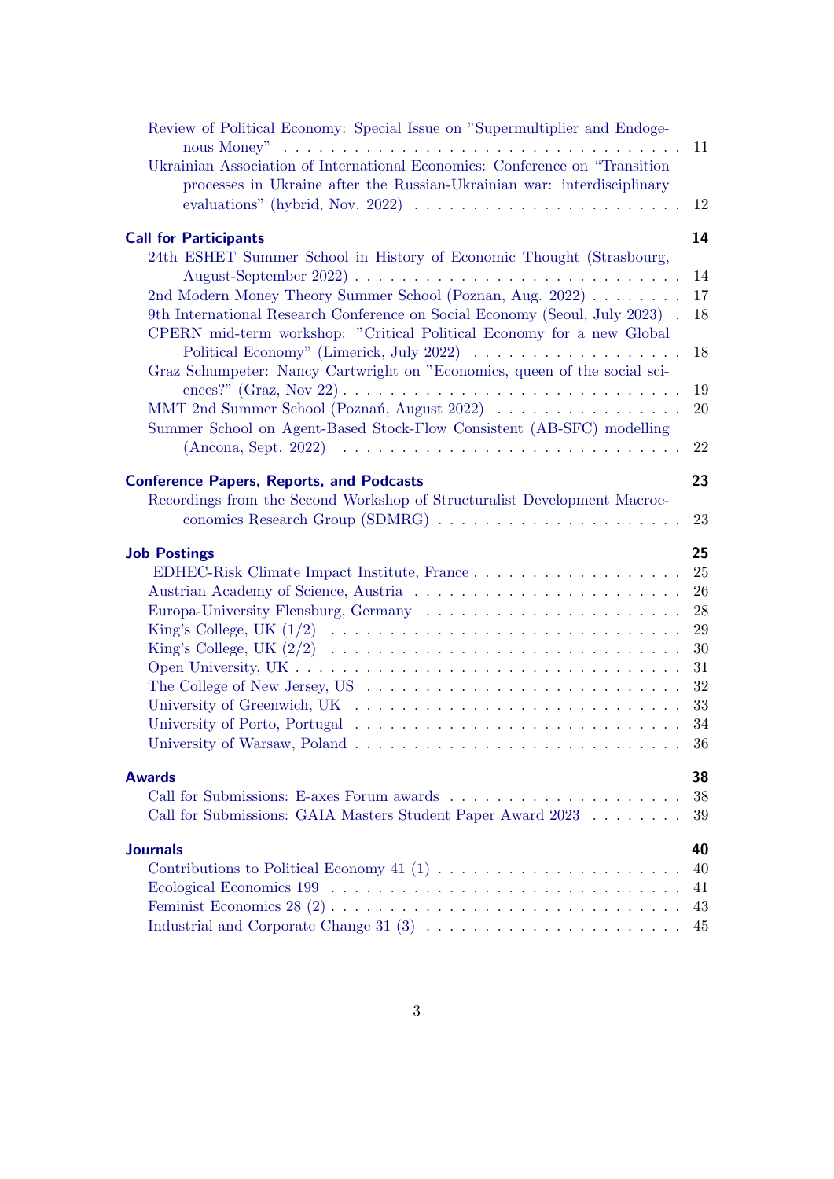Review of Political Economy: Special Issue on "Supermultiplier and Endogenous Money" . . . 11
Ukrainian Association of International Economics: Conference on "Transition processes in Ukraine after the Russian-Ukrainian war: interdisciplinary evaluations" (hybrid, Nov. 2022) . . . 12

**Call for Participants** 14

24th ESHET Summer School in History of Economic Thought (Strasbourg, August-September 2022) . . . 14
2nd Modern Money Theory Summer School (Poznan, Aug. 2022) . . . 17
9th International Research Conference on Social Economy (Seoul, July 2023) . 18
CPERN mid-term workshop: "Critical Political Economy for a new Global Political Economy" (Limerick, July 2022) . . . 18
Graz Schumpeter: Nancy Cartwright on "Economics, queen of the social sciences?" (Graz, Nov 22) . . . 19
MMT 2nd Summer School (Poznań, August 2022) . . . 20
Summer School on Agent-Based Stock-Flow Consistent (AB-SFC) modelling (Ancona, Sept. 2022) . . . 22

**Conference Papers, Reports, and Podcasts** 23

Recordings from the Second Workshop of Structuralist Development Macroeconomics Research Group (SDMRG) . . . 23

**Job Postings** 25

EDHEC-Risk Climate Impact Institute, France . . . 25
Austrian Academy of Science, Austria . . . 26
Europa-University Flensburg, Germany . . . 28
King's College, UK (1/2) . . . 29
King's College, UK (2/2) . . . 30
Open University, UK . . . 31
The College of New Jersey, US . . . 32
University of Greenwich, UK . . . 33
University of Porto, Portugal . . . 34
University of Warsaw, Poland . . . 36

**Awards** 38

Call for Submissions: E-axes Forum awards . . . 38
Call for Submissions: GAIA Masters Student Paper Award 2023 . . . 39

**Journals** 40

Contributions to Political Economy 41 (1) . . . 40
Ecological Economics 199 . . . 41
Feminist Economics 28 (2) . . . 43
Industrial and Corporate Change 31 (3) . . . 45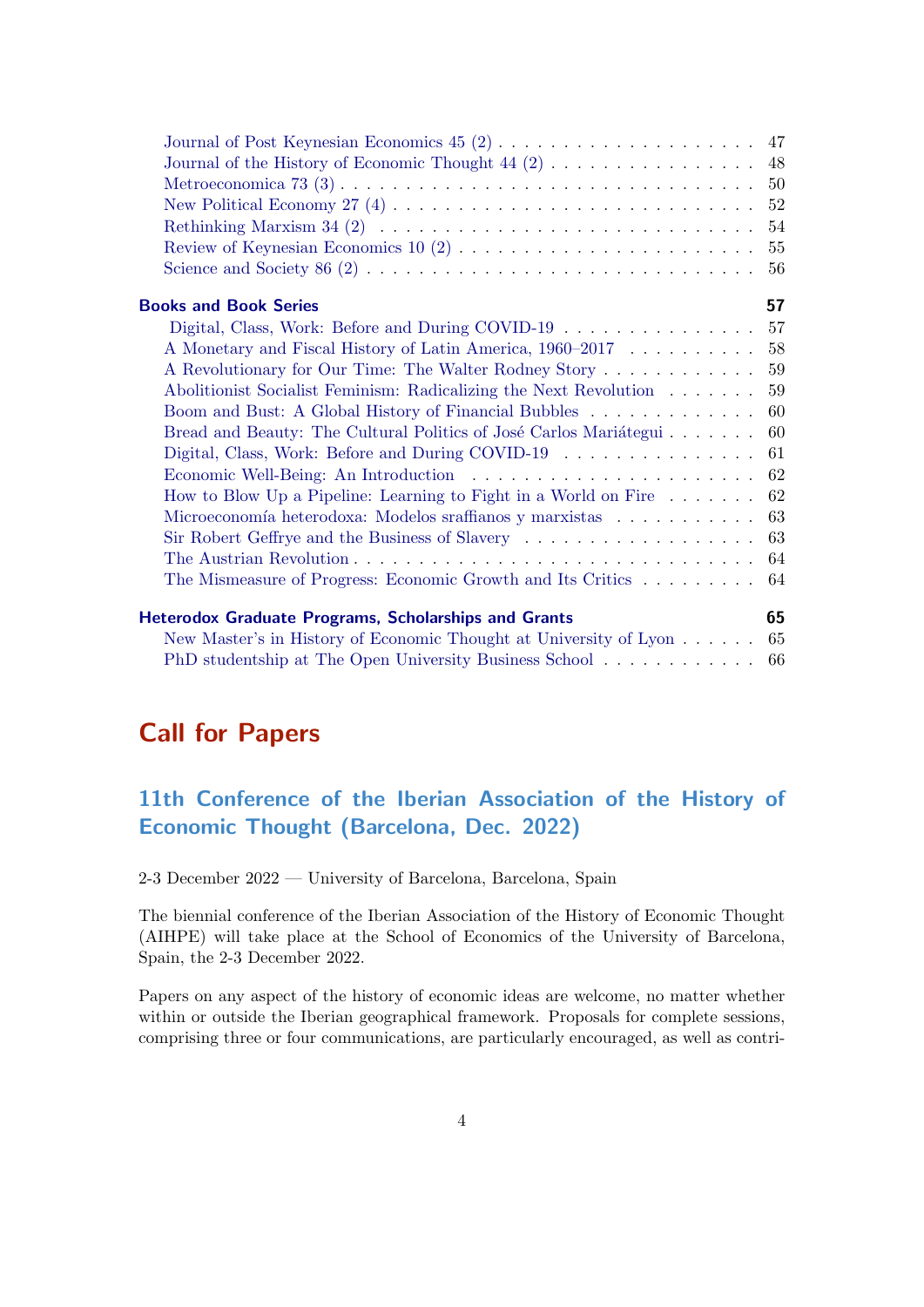- Journal of Post Keynesian Economics 45 (2) . . . . . 47
- Journal of the History of Economic Thought 44 (2) . . . . . 48
- Metroeconomica 73 (3) . . . . . 50
- New Political Economy 27 (4) . . . . . 52
- Rethinking Marxism 34 (2) . . . . . 54
- Review of Keynesian Economics 10 (2) . . . . . 55
- Science and Society 86 (2) . . . . . 56

**Books and Book Series** **57**

- Digital, Class, Work: Before and During COVID-19 . . . . . 57
- A Monetary and Fiscal History of Latin America, 1960–2017 . . . . . 58
- A Revolutionary for Our Time: The Walter Rodney Story . . . . . 59
- Abolitionist Socialist Feminism: Radicalizing the Next Revolution . . . . . 59
- Boom and Bust: A Global History of Financial Bubbles . . . . . 60
- Bread and Beauty: The Cultural Politics of José Carlos Mariátegui . . . . . 60
- Digital, Class, Work: Before and During COVID-19 . . . . . 61
- Economic Well-Being: An Introduction . . . . . 62
- How to Blow Up a Pipeline: Learning to Fight in a World on Fire . . . . . 62
- Microeconomía heterodoxa: Modelos sraffianos y marxistas . . . . . 63
- Sir Robert Geffrye and the Business of Slavery . . . . . 63
- The Austrian Revolution . . . . . 64
- The Mismeasure of Progress: Economic Growth and Its Critics . . . . . 64

**Heterodox Graduate Programs, Scholarships and Grants** **65**

- New Master's in History of Economic Thought at University of Lyon . . . . . 65
- PhD studentship at The Open University Business School . . . . . 66

# Call for Papers

## 11th Conference of the Iberian Association of the History of Economic Thought (Barcelona, Dec. 2022)

2-3 December 2022 — University of Barcelona, Barcelona, Spain

The biennial conference of the Iberian Association of the History of Economic Thought (AIHPE) will take place at the School of Economics of the University of Barcelona, Spain, the 2-3 December 2022.

Papers on any aspect of the history of economic ideas are welcome, no matter whether within or outside the Iberian geographical framework. Proposals for complete sessions, comprising three or four communications, are particularly encouraged, as well as contri-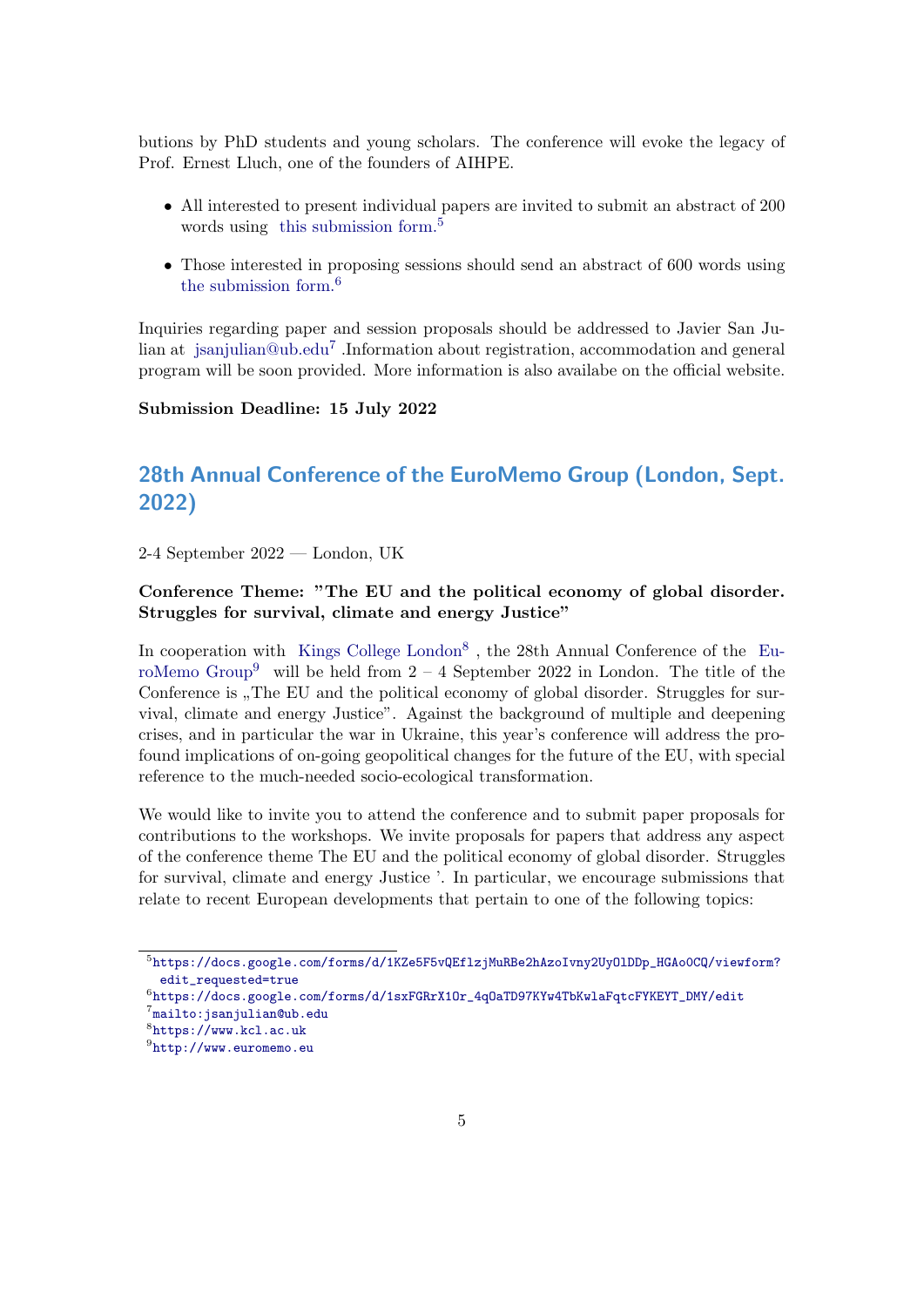butions by PhD students and young scholars. The conference will evoke the legacy of Prof. Ernest Lluch, one of the founders of AIHPE.

- All interested to present individual papers are invited to submit an abstract of 200 words using this submission form.[5]
- Those interested in proposing sessions should send an abstract of 600 words using the submission form.[6]

Inquiries regarding paper and session proposals should be addressed to Javier San Julian at jsanjulian@ub.edu[7] .Information about registration, accommodation and general program will be soon provided. More information is also availabe on the official website.

**Submission Deadline: 15 July 2022**

## 28th Annual Conference of the EuroMemo Group (London, Sept. 2022)

2-4 September 2022 — London, UK

**Conference Theme: "The EU and the political economy of global disorder. Struggles for survival, climate and energy Justice"**

In cooperation with Kings College London[8] , the 28th Annual Conference of the EuroMemo Group[9] will be held from 2 – 4 September 2022 in London. The title of the Conference is „The EU and the political economy of global disorder. Struggles for survival, climate and energy Justice". Against the background of multiple and deepening crises, and in particular the war in Ukraine, this year's conference will address the profound implications of on-going geopolitical changes for the future of the EU, with special reference to the much-needed socio-ecological transformation.

We would like to invite you to attend the conference and to submit paper proposals for contributions to the workshops. We invite proposals for papers that address any aspect of the conference theme The EU and the political economy of global disorder. Struggles for survival, climate and energy Justice '. In particular, we encourage submissions that relate to recent European developments that pertain to one of the following topics:

---

[5] https://docs.google.com/forms/d/1KZe5F5vQEflzjMuRBe2hAzoIvny2UyO1DDp_HGAo0CQ/viewform?edit_requested=true

[6] https://docs.google.com/forms/d/1sxFGRrX1Or_4qOaTD97KYw4TbKwlaFqtcFYKEYT_DMY/edit

[7] mailto:jsanjulian@ub.edu

[8] https://www.kcl.ac.uk

[9] http://www.euromemo.eu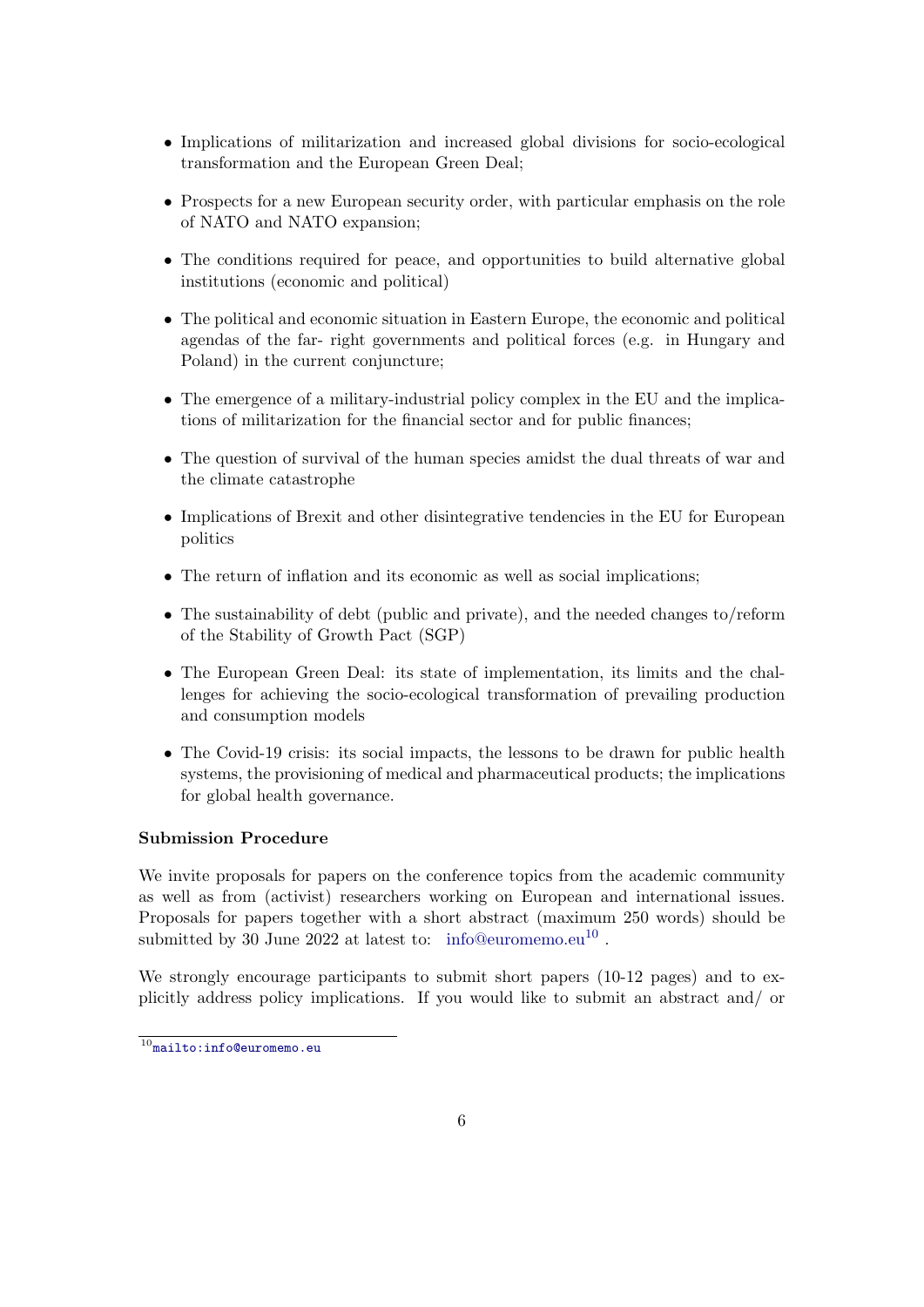- Implications of militarization and increased global divisions for socio-ecological transformation and the European Green Deal;
- Prospects for a new European security order, with particular emphasis on the role of NATO and NATO expansion;
- The conditions required for peace, and opportunities to build alternative global institutions (economic and political)
- The political and economic situation in Eastern Europe, the economic and political agendas of the far- right governments and political forces (e.g. in Hungary and Poland) in the current conjuncture;
- The emergence of a military-industrial policy complex in the EU and the implications of militarization for the financial sector and for public finances;
- The question of survival of the human species amidst the dual threats of war and the climate catastrophe
- Implications of Brexit and other disintegrative tendencies in the EU for European politics
- The return of inflation and its economic as well as social implications;
- The sustainability of debt (public and private), and the needed changes to/reform of the Stability of Growth Pact (SGP)
- The European Green Deal: its state of implementation, its limits and the challenges for achieving the socio-ecological transformation of prevailing production and consumption models
- The Covid-19 crisis: its social impacts, the lessons to be drawn for public health systems, the provisioning of medical and pharmaceutical products; the implications for global health governance.

**Submission Procedure**

We invite proposals for papers on the conference topics from the academic community as well as from (activist) researchers working on European and international issues. Proposals for papers together with a short abstract (maximum 250 words) should be submitted by 30 June 2022 at latest to: info@euromemo.eu[10] .

We strongly encourage participants to submit short papers (10-12 pages) and to explicitly address policy implications. If you would like to submit an abstract and/ or

[10] mailto:info@euromemo.eu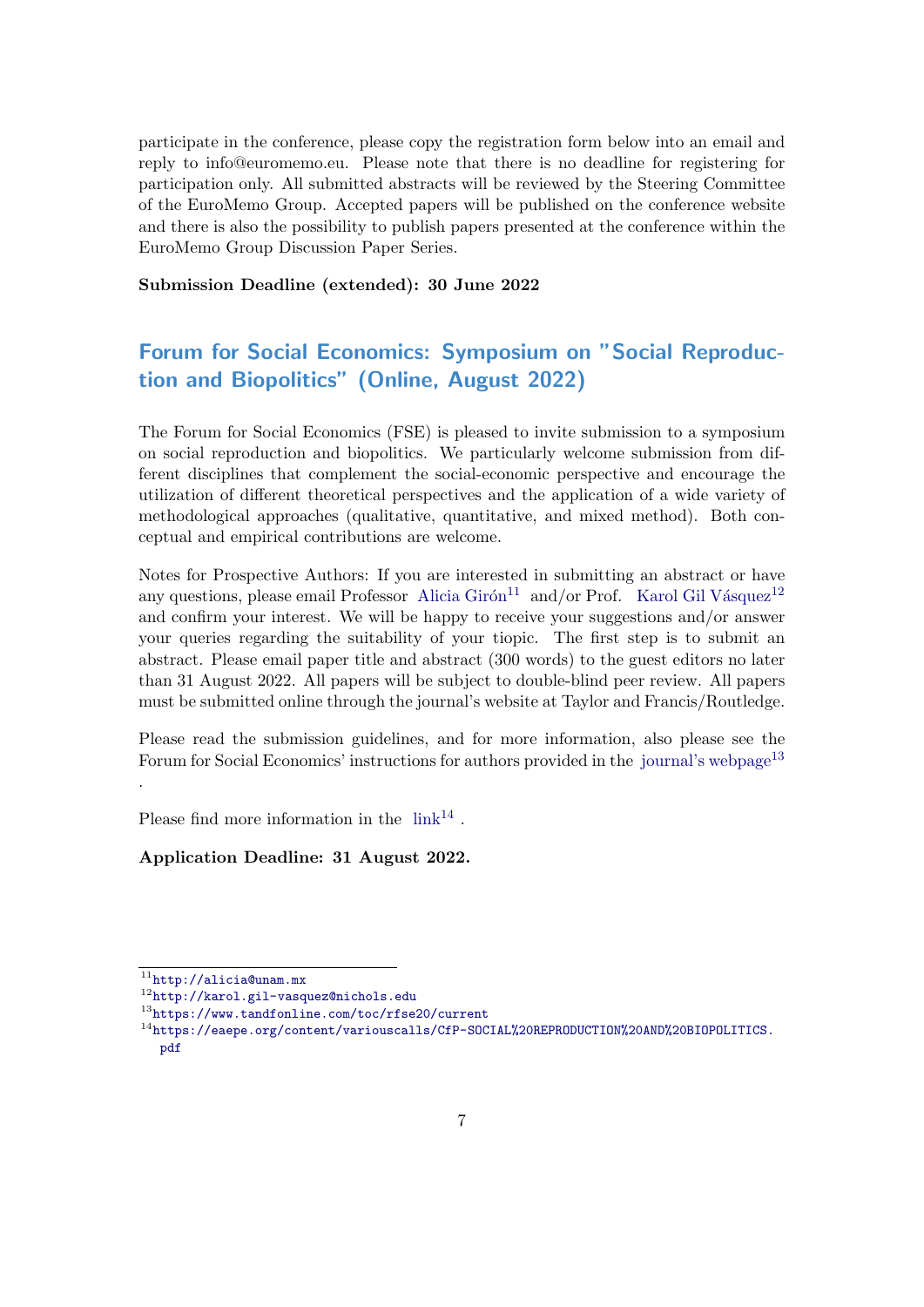participate in the conference, please copy the registration form below into an email and reply to info@euromemo.eu. Please note that there is no deadline for registering for participation only. All submitted abstracts will be reviewed by the Steering Committee of the EuroMemo Group. Accepted papers will be published on the conference website and there is also the possibility to publish papers presented at the conference within the EuroMemo Group Discussion Paper Series.

**Submission Deadline (extended): 30 June 2022**

## Forum for Social Economics: Symposium on "Social Reproduction and Biopolitics" (Online, August 2022)

The Forum for Social Economics (FSE) is pleased to invite submission to a symposium on social reproduction and biopolitics. We particularly welcome submission from different disciplines that complement the social-economic perspective and encourage the utilization of different theoretical perspectives and the application of a wide variety of methodological approaches (qualitative, quantitative, and mixed method). Both conceptual and empirical contributions are welcome.

Notes for Prospective Authors: If you are interested in submitting an abstract or have any questions, please email Professor Alicia Girón[11] and/or Prof. Karol Gil Vásquez[12] and confirm your interest. We will be happy to receive your suggestions and/or answer your queries regarding the suitability of your tiopic. The first step is to submit an abstract. Please email paper title and abstract (300 words) to the guest editors no later than 31 August 2022. All papers will be subject to double-blind peer review. All papers must be submitted online through the journal's website at Taylor and Francis/Routledge.

Please read the submission guidelines, and for more information, also please see the Forum for Social Economics' instructions for authors provided in the journal's webpage[13]
.

Please find more information in the link[14] .

**Application Deadline: 31 August 2022.**

---

[11] http://alicia@unam.mx

[12] http://karol.gil-vasquez@nichols.edu

[13] https://www.tandfonline.com/toc/rfse20/current

[14] https://eaepe.org/content/variouscalls/CfP-SOCIAL%20REPRODUCTION%20AND%20BIOPOLITICS.pdf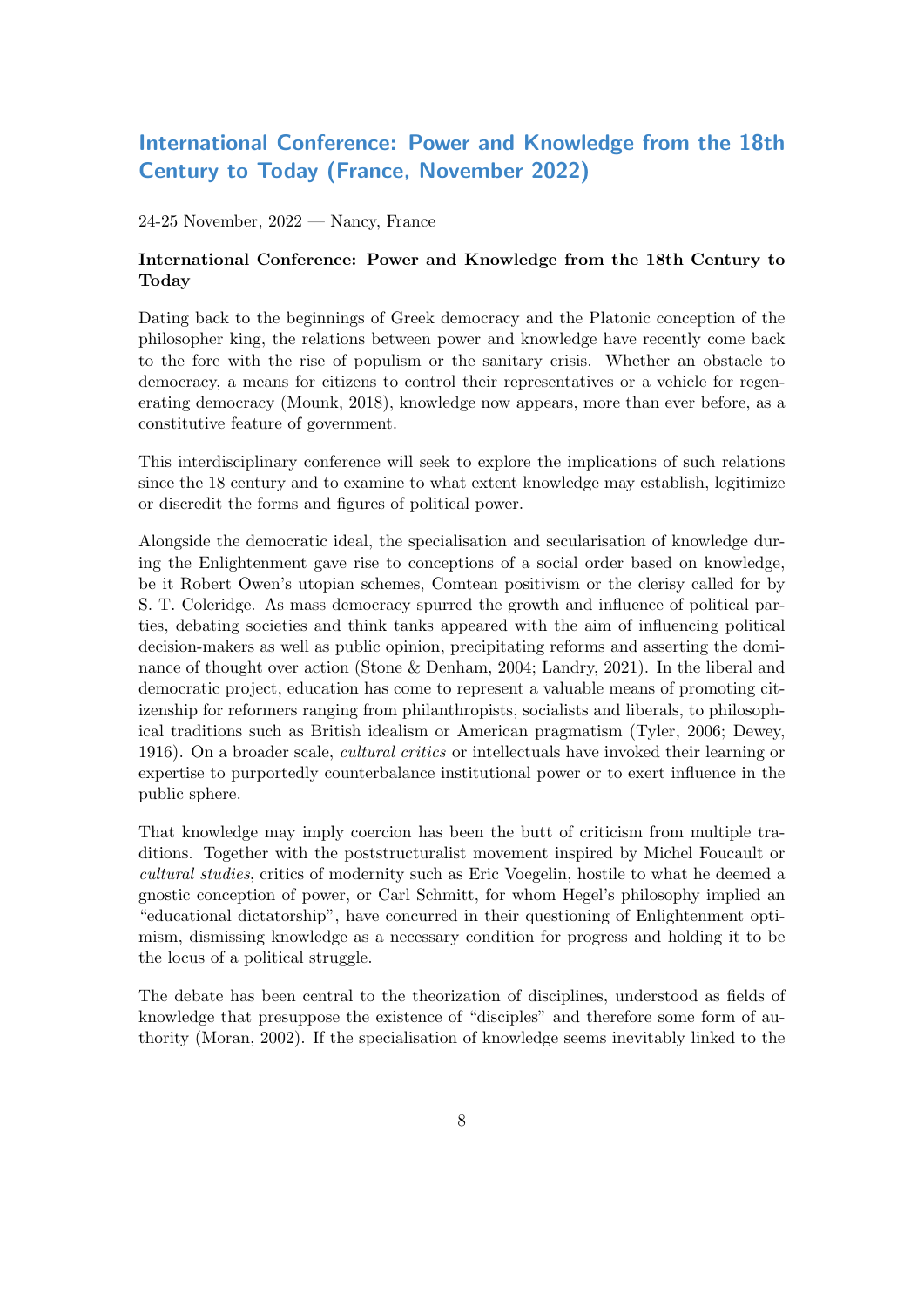## International Conference: Power and Knowledge from the 18th Century to Today (France, November 2022)

24-25 November, 2022 — Nancy, France

**International Conference: Power and Knowledge from the 18th Century to Today**

Dating back to the beginnings of Greek democracy and the Platonic conception of the philosopher king, the relations between power and knowledge have recently come back to the fore with the rise of populism or the sanitary crisis. Whether an obstacle to democracy, a means for citizens to control their representatives or a vehicle for regenerating democracy (Mounk, 2018), knowledge now appears, more than ever before, as a constitutive feature of government.

This interdisciplinary conference will seek to explore the implications of such relations since the 18 century and to examine to what extent knowledge may establish, legitimize or discredit the forms and figures of political power.

Alongside the democratic ideal, the specialisation and secularisation of knowledge during the Enlightenment gave rise to conceptions of a social order based on knowledge, be it Robert Owen's utopian schemes, Comtean positivism or the clerisy called for by S. T. Coleridge. As mass democracy spurred the growth and influence of political parties, debating societies and think tanks appeared with the aim of influencing political decision-makers as well as public opinion, precipitating reforms and asserting the dominance of thought over action (Stone & Denham, 2004; Landry, 2021). In the liberal and democratic project, education has come to represent a valuable means of promoting citizenship for reformers ranging from philanthropists, socialists and liberals, to philosophical traditions such as British idealism or American pragmatism (Tyler, 2006; Dewey, 1916). On a broader scale, *cultural critics* or intellectuals have invoked their learning or expertise to purportedly counterbalance institutional power or to exert influence in the public sphere.

That knowledge may imply coercion has been the butt of criticism from multiple traditions. Together with the poststructuralist movement inspired by Michel Foucault or *cultural studies*, critics of modernity such as Eric Voegelin, hostile to what he deemed a gnostic conception of power, or Carl Schmitt, for whom Hegel's philosophy implied an "educational dictatorship", have concurred in their questioning of Enlightenment optimism, dismissing knowledge as a necessary condition for progress and holding it to be the locus of a political struggle.

The debate has been central to the theorization of disciplines, understood as fields of knowledge that presuppose the existence of "disciples" and therefore some form of authority (Moran, 2002). If the specialisation of knowledge seems inevitably linked to the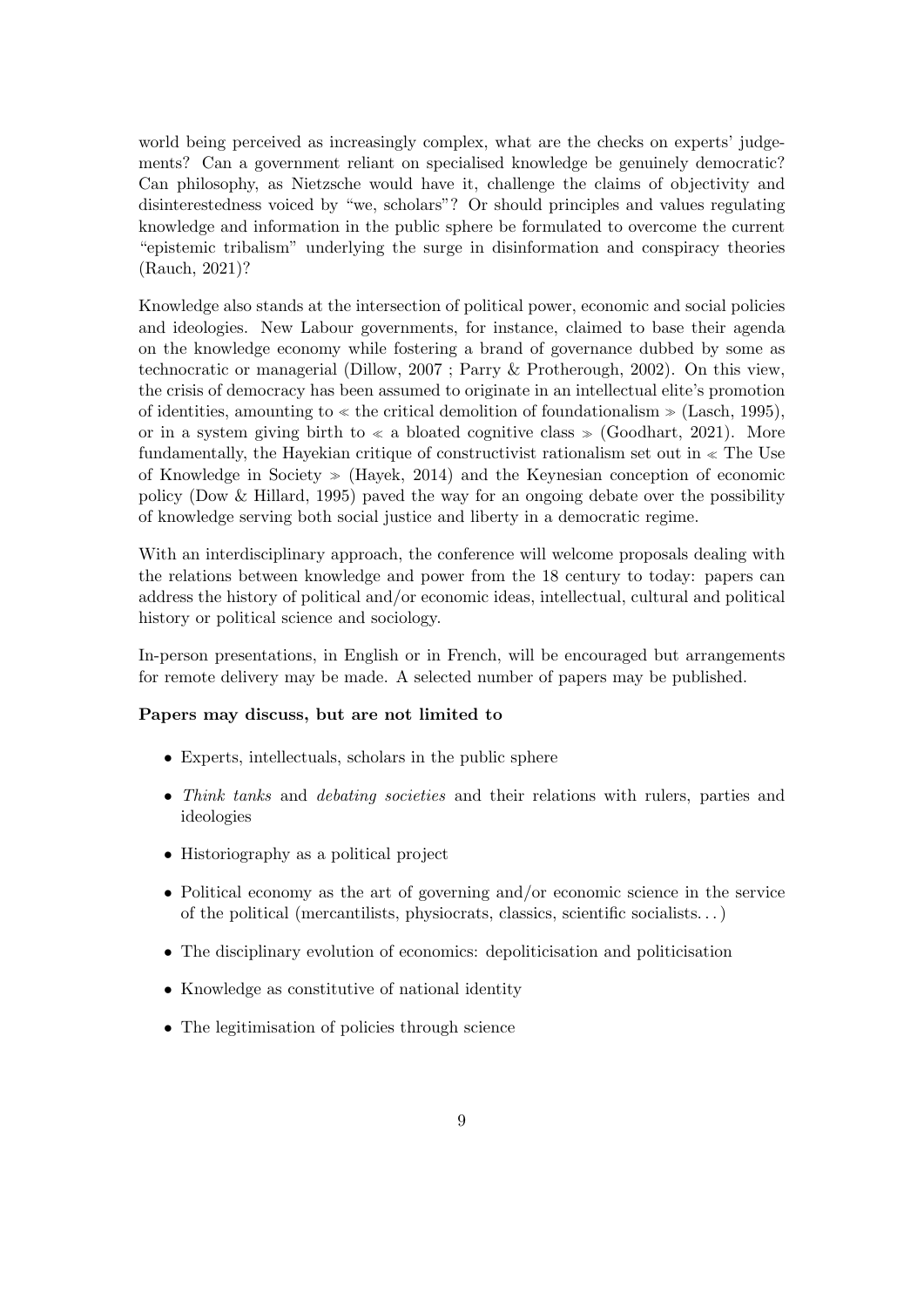world being perceived as increasingly complex, what are the checks on experts' judgements? Can a government reliant on specialised knowledge be genuinely democratic? Can philosophy, as Nietzsche would have it, challenge the claims of objectivity and disinterestedness voiced by "we, scholars"? Or should principles and values regulating knowledge and information in the public sphere be formulated to overcome the current "epistemic tribalism" underlying the surge in disinformation and conspiracy theories (Rauch, 2021)?

Knowledge also stands at the intersection of political power, economic and social policies and ideologies. New Labour governments, for instance, claimed to base their agenda on the knowledge economy while fostering a brand of governance dubbed by some as technocratic or managerial (Dillow, 2007 ; Parry & Protherough, 2002). On this view, the crisis of democracy has been assumed to originate in an intellectual elite's promotion of identities, amounting to « the critical demolition of foundationalism » (Lasch, 1995), or in a system giving birth to « a bloated cognitive class » (Goodhart, 2021). More fundamentally, the Hayekian critique of constructivist rationalism set out in « The Use of Knowledge in Society » (Hayek, 2014) and the Keynesian conception of economic policy (Dow & Hillard, 1995) paved the way for an ongoing debate over the possibility of knowledge serving both social justice and liberty in a democratic regime.

With an interdisciplinary approach, the conference will welcome proposals dealing with the relations between knowledge and power from the 18 century to today: papers can address the history of political and/or economic ideas, intellectual, cultural and political history or political science and sociology.

In-person presentations, in English or in French, will be encouraged but arrangements for remote delivery may be made. A selected number of papers may be published.

**Papers may discuss, but are not limited to**

- Experts, intellectuals, scholars in the public sphere
- *Think tanks* and *debating societies* and their relations with rulers, parties and ideologies
- Historiography as a political project
- Political economy as the art of governing and/or economic science in the service of the political (mercantilists, physiocrats, classics, scientific socialists. . . )
- The disciplinary evolution of economics: depoliticisation and politicisation
- Knowledge as constitutive of national identity
- The legitimisation of policies through science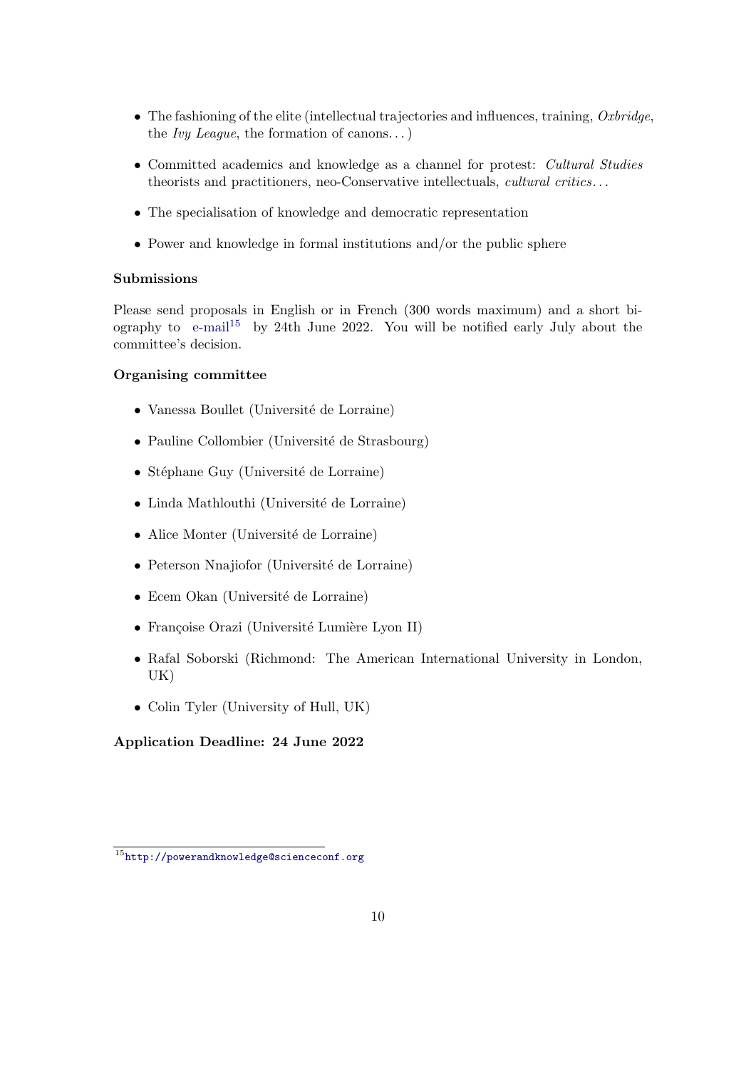- The fashioning of the elite (intellectual trajectories and influences, training, *Oxbridge*, the *Ivy League*, the formation of canons. . . )
- Committed academics and knowledge as a channel for protest: *Cultural Studies* theorists and practitioners, neo-Conservative intellectuals, *cultural critics*. . .
- The specialisation of knowledge and democratic representation
- Power and knowledge in formal institutions and/or the public sphere

**Submissions**

Please send proposals in English or in French (300 words maximum) and a short biography to e-mail[15] by 24th June 2022. You will be notified early July about the committee's decision.

**Organising committee**

- Vanessa Boullet (Université de Lorraine)
- Pauline Collombier (Université de Strasbourg)
- Stéphane Guy (Université de Lorraine)
- Linda Mathlouthi (Université de Lorraine)
- Alice Monter (Université de Lorraine)
- Peterson Nnajiofor (Université de Lorraine)
- Ecem Okan (Université de Lorraine)
- Françoise Orazi (Université Lumière Lyon II)
- Rafal Soborski (Richmond: The American International University in London, UK)
- Colin Tyler (University of Hull, UK)

**Application Deadline: 24 June 2022**

[15] http://powerandknowledge@sciencecconf.org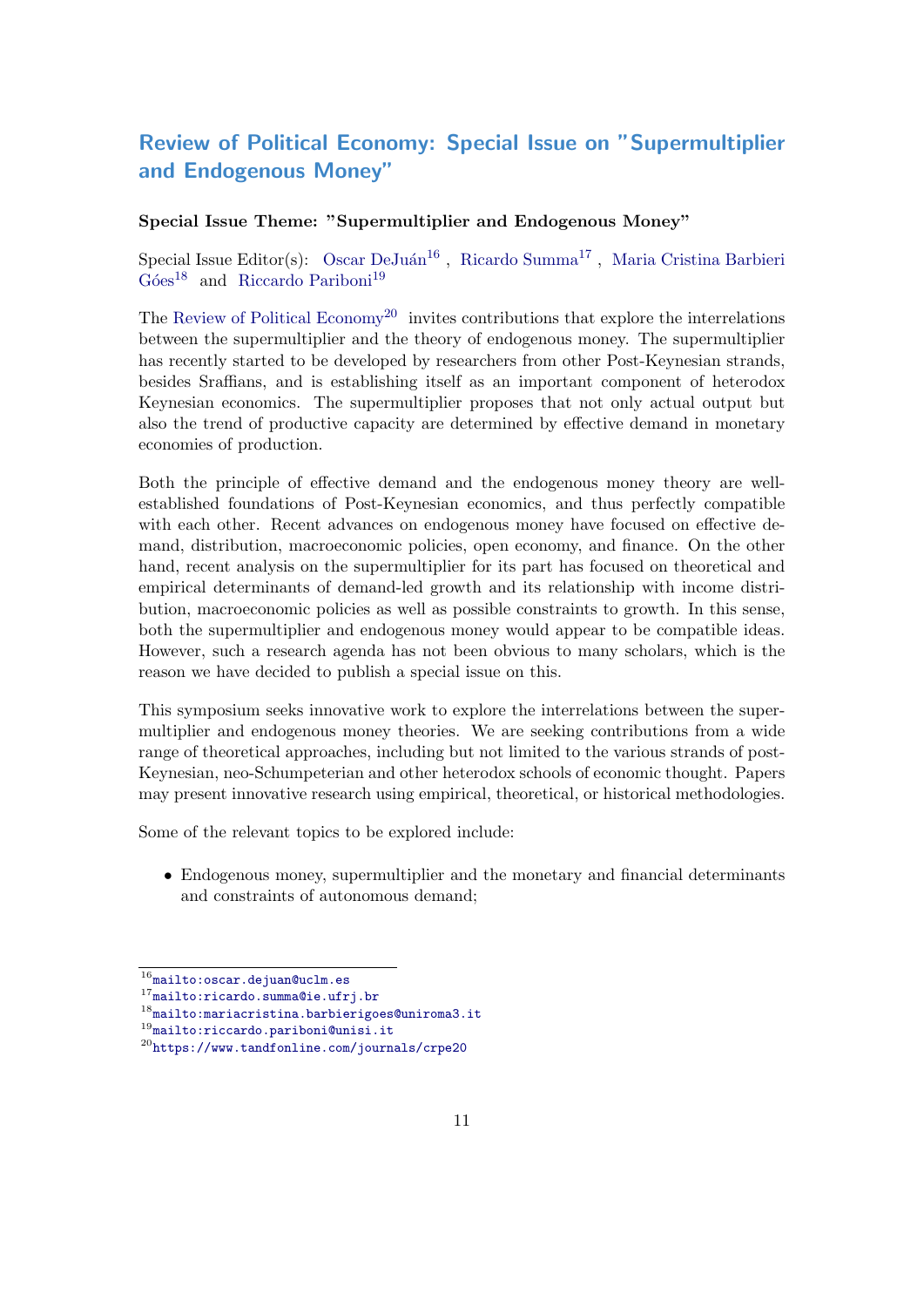## Review of Political Economy: Special Issue on "Supermultiplier and Endogenous Money"

**Special Issue Theme: "Supermultiplier and Endogenous Money"**

Special Issue Editor(s): Oscar DeJuán[16] , Ricardo Summa[17] , Maria Cristina Barbieri Góes[18] and Riccardo Pariboni[19]

The Review of Political Economy[20] invites contributions that explore the interrelations between the supermultiplier and the theory of endogenous money. The supermultiplier has recently started to be developed by researchers from other Post-Keynesian strands, besides Sraffians, and is establishing itself as an important component of heterodox Keynesian economics. The supermultiplier proposes that not only actual output but also the trend of productive capacity are determined by effective demand in monetary economies of production.

Both the principle of effective demand and the endogenous money theory are well-established foundations of Post-Keynesian economics, and thus perfectly compatible with each other. Recent advances on endogenous money have focused on effective demand, distribution, macroeconomic policies, open economy, and finance. On the other hand, recent analysis on the supermultiplier for its part has focused on theoretical and empirical determinants of demand-led growth and its relationship with income distribution, macroeconomic policies as well as possible constraints to growth. In this sense, both the supermultiplier and endogenous money would appear to be compatible ideas. However, such a research agenda has not been obvious to many scholars, which is the reason we have decided to publish a special issue on this.

This symposium seeks innovative work to explore the interrelations between the supermultiplier and endogenous money theories. We are seeking contributions from a wide range of theoretical approaches, including but not limited to the various strands of post-Keynesian, neo-Schumpeterian and other heterodox schools of economic thought. Papers may present innovative research using empirical, theoretical, or historical methodologies.

Some of the relevant topics to be explored include:

- Endogenous money, supermultiplier and the monetary and financial determinants and constraints of autonomous demand;

[16] mailto:oscar.dejuan@uclm.es
[17] mailto:ricardo.summa@ie.ufrj.br
[18] mailto:mariacristina.barbierigoes@uniroma3.it
[19] mailto:riccardo.pariboni@unisi.it
[20] https://www.tandfonline.com/journals/crpe20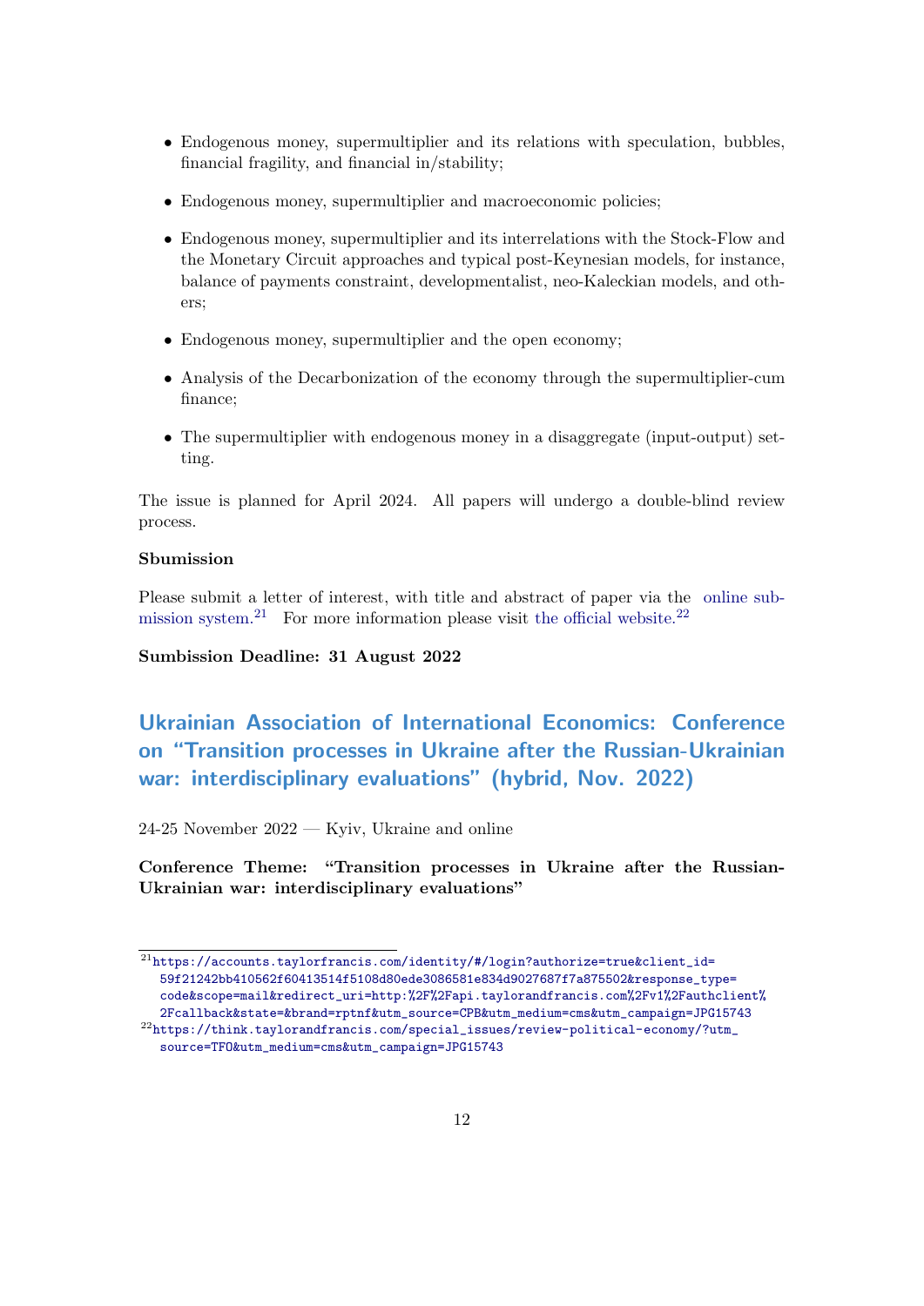- Endogenous money, supermultiplier and its relations with speculation, bubbles, financial fragility, and financial in/stability;
- Endogenous money, supermultiplier and macroeconomic policies;
- Endogenous money, supermultiplier and its interrelations with the Stock-Flow and the Monetary Circuit approaches and typical post-Keynesian models, for instance, balance of payments constraint, developmentalist, neo-Kaleckian models, and others;
- Endogenous money, supermultiplier and the open economy;
- Analysis of the Decarbonization of the economy through the supermultiplier-cum finance;
- The supermultiplier with endogenous money in a disaggregate (input-output) setting.

The issue is planned for April 2024. All papers will undergo a double-blind review process.

**Sbumission**

Please submit a letter of interest, with title and abstract of paper via the online submission system.[21] For more information please visit the official website.[22]

**Sumbission Deadline: 31 August 2022**

## Ukrainian Association of International Economics: Conference on "Transition processes in Ukraine after the Russian-Ukrainian war: interdisciplinary evaluations" (hybrid, Nov. 2022)

24-25 November 2022 — Kyiv, Ukraine and online

**Conference Theme: "Transition processes in Ukraine after the Russian-Ukrainian war: interdisciplinary evaluations"**

[21] https://accounts.taylorfrancis.com/identity/#/login?authorize=true&client_id=59f21242bb410562f60413514f5108d80ede3086581e834d9027687f7a875502&response_type=code&scope=mail&redirect_uri=http:%2F%2Fapi.taylorandfrancis.com%2Fv1%2Fauthclient%2Fcallback&state=&brand=rptnf&utm_source=CPB&utm_medium=cms&utm_campaign=JPG15743

[22] https://think.taylorandfrancis.com/special_issues/review-political-economy/?utm_source=TFO&utm_medium=cms&utm_campaign=JPG15743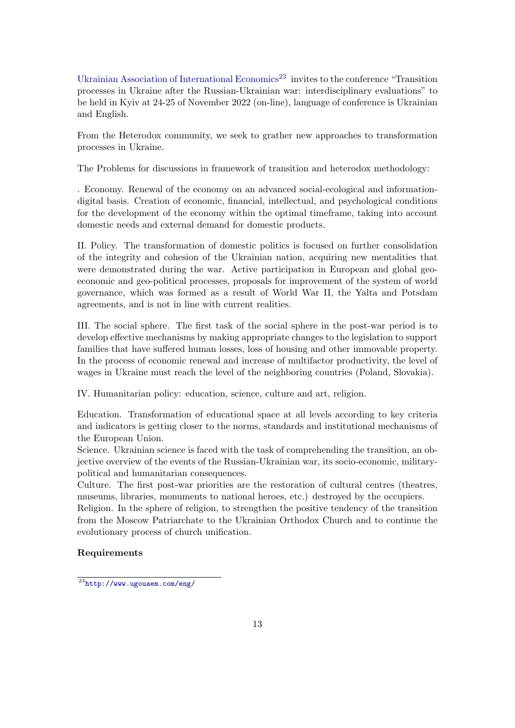Ukrainian Association of International Economics[23] invites to the conference "Transition processes in Ukraine after the Russian-Ukrainian war: interdisciplinary evaluations" to be held in Kyiv at 24-25 of November 2022 (on-line), language of conference is Ukrainian and English.

From the Heterodox community, we seek to grather new approaches to transformation processes in Ukraine.

The Problems for discussions in framework of transition and heterodox methodology:

. Economy. Renewal of the economy on an advanced social-ecological and information-digital basis. Creation of economic, financial, intellectual, and psychological conditions for the development of the economy within the optimal timeframe, taking into account domestic needs and external demand for domestic products.

II. Policy. The transformation of domestic politics is focused on further consolidation of the integrity and cohesion of the Ukrainian nation, acquiring new mentalities that were demonstrated during the war. Active participation in European and global geo-economic and geo-political processes, proposals for improvement of the system of world governance, which was formed as a result of World War II, the Yalta and Potsdam agreements, and is not in line with current realities.

III. The social sphere. The first task of the social sphere in the post-war period is to develop effective mechanisms by making appropriate changes to the legislation to support families that have suffered human losses, loss of housing and other immovable property. In the process of economic renewal and increase of multifactor productivity, the level of wages in Ukraine must reach the level of the neighboring countries (Poland, Slovakia).

IV. Humanitarian policy: education, science, culture and art, religion.

Education. Transformation of educational space at all levels according to key criteria and indicators is getting closer to the norms, standards and institutional mechanisms of the European Union.
Science. Ukrainian science is faced with the task of comprehending the transition, an objective overview of the events of the Russian-Ukrainian war, its socio-economic, military-political and humanitarian consequences.
Culture. The first post-war priorities are the restoration of cultural centres (theatres, museums, libraries, monuments to national heroes, etc.) destroyed by the occupiers.
Religion. In the sphere of religion, to strengthen the positive tendency of the transition from the Moscow Patriarchate to the Ukrainian Orthodox Church and to continue the evolutionary process of church unification.

**Requirements**

[23] http://www.ugouaem.com/eng/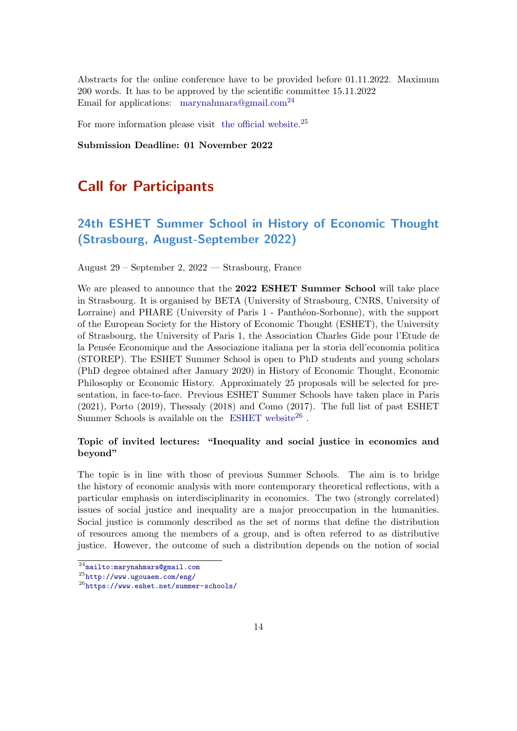Abstracts for the online conference have to be provided before 01.11.2022. Maximum 200 words. It has to be approved by the scientific committee 15.11.2022
Email for applications: marynahmara@gmail.com[24]

For more information please visit the official website.[25]

**Submission Deadline: 01 November 2022**

# Call for Participants

## 24th ESHET Summer School in History of Economic Thought (Strasbourg, August-September 2022)

August 29 – September 2, 2022 — Strasbourg, France

We are pleased to announce that the **2022 ESHET Summer School** will take place in Strasbourg. It is organised by BETA (University of Strasbourg, CNRS, University of Lorraine) and PHARE (University of Paris 1 - Panthéon-Sorbonne), with the support of the European Society for the History of Economic Thought (ESHET), the University of Strasbourg, the University of Paris 1, the Association Charles Gide pour l'Etude de la Pensée Economique and the Associazione italiana per la storia dell'economia politica (STOREP). The ESHET Summer School is open to PhD students and young scholars (PhD degree obtained after January 2020) in History of Economic Thought, Economic Philosophy or Economic History. Approximately 25 proposals will be selected for presentation, in face-to-face. Previous ESHET Summer Schools have taken place in Paris (2021), Porto (2019), Thessaly (2018) and Como (2017). The full list of past ESHET Summer Schools is available on the ESHET website[26] .

### Topic of invited lectures: "Inequality and social justice in economics and beyond"

The topic is in line with those of previous Summer Schools. The aim is to bridge the history of economic analysis with more contemporary theoretical reflections, with a particular emphasis on interdisciplinarity in economics. The two (strongly correlated) issues of social justice and inequality are a major preoccupation in the humanities. Social justice is commonly described as the set of norms that define the distribution of resources among the members of a group, and is often referred to as distributive justice. However, the outcome of such a distribution depends on the notion of social

[24] mailto:marynahmara@gmail.com
[25] http://www.ugouaem.com/eng/
[26] https://www.eshet.net/summer-schools/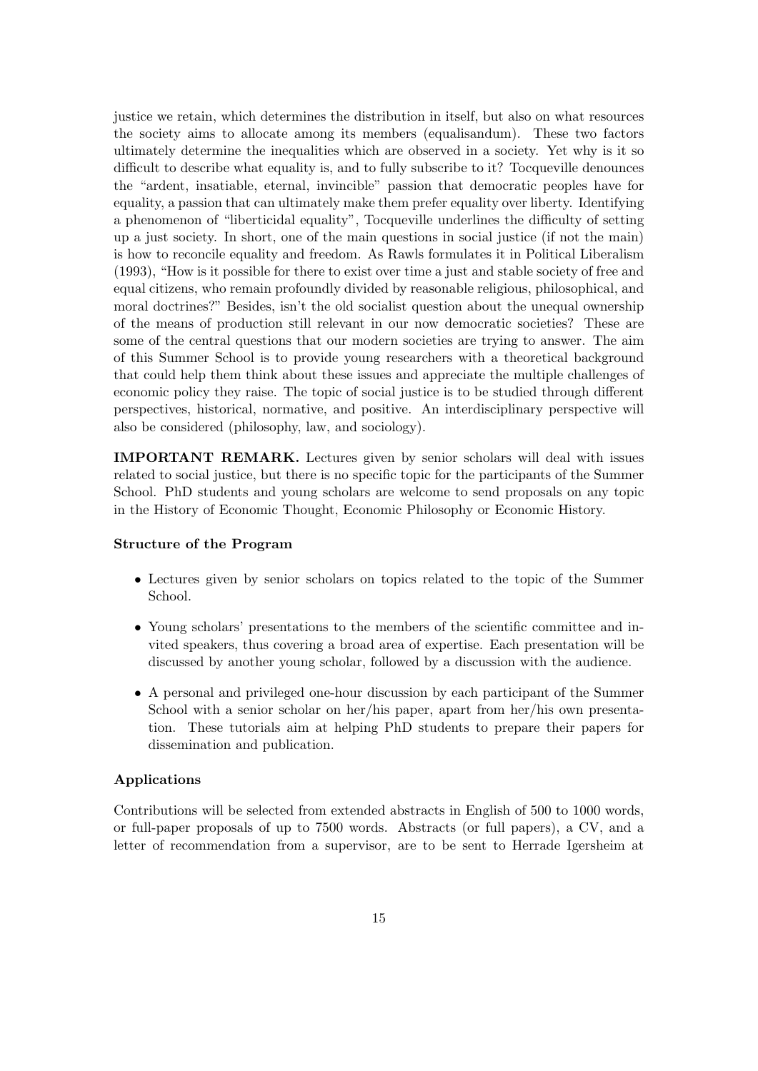justice we retain, which determines the distribution in itself, but also on what resources the society aims to allocate among its members (equalisandum). These two factors ultimately determine the inequalities which are observed in a society. Yet why is it so difficult to describe what equality is, and to fully subscribe to it? Tocqueville denounces the "ardent, insatiable, eternal, invincible" passion that democratic peoples have for equality, a passion that can ultimately make them prefer equality over liberty. Identifying a phenomenon of "liberticidal equality", Tocqueville underlines the difficulty of setting up a just society. In short, one of the main questions in social justice (if not the main) is how to reconcile equality and freedom. As Rawls formulates it in Political Liberalism (1993), "How is it possible for there to exist over time a just and stable society of free and equal citizens, who remain profoundly divided by reasonable religious, philosophical, and moral doctrines?" Besides, isn't the old socialist question about the unequal ownership of the means of production still relevant in our now democratic societies? These are some of the central questions that our modern societies are trying to answer. The aim of this Summer School is to provide young researchers with a theoretical background that could help them think about these issues and appreciate the multiple challenges of economic policy they raise. The topic of social justice is to be studied through different perspectives, historical, normative, and positive. An interdisciplinary perspective will also be considered (philosophy, law, and sociology).

**IMPORTANT REMARK.** Lectures given by senior scholars will deal with issues related to social justice, but there is no specific topic for the participants of the Summer School. PhD students and young scholars are welcome to send proposals on any topic in the History of Economic Thought, Economic Philosophy or Economic History.

### Structure of the Program

- Lectures given by senior scholars on topics related to the topic of the Summer School.
- Young scholars' presentations to the members of the scientific committee and invited speakers, thus covering a broad area of expertise. Each presentation will be discussed by another young scholar, followed by a discussion with the audience.
- A personal and privileged one-hour discussion by each participant of the Summer School with a senior scholar on her/his paper, apart from her/his own presentation. These tutorials aim at helping PhD students to prepare their papers for dissemination and publication.

### Applications

Contributions will be selected from extended abstracts in English of 500 to 1000 words, or full-paper proposals of up to 7500 words. Abstracts (or full papers), a CV, and a letter of recommendation from a supervisor, are to be sent to Herrade Igersheim at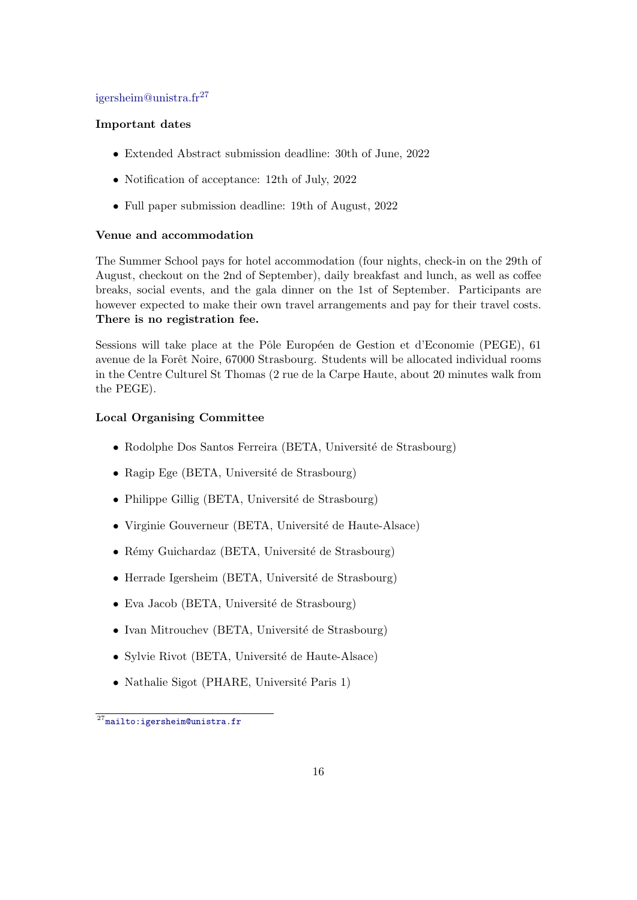igersheim@unistra.fr[27]

**Important dates**

- Extended Abstract submission deadline: 30th of June, 2022
- Notification of acceptance: 12th of July, 2022
- Full paper submission deadline: 19th of August, 2022

**Venue and accommodation**

The Summer School pays for hotel accommodation (four nights, check-in on the 29th of August, checkout on the 2nd of September), daily breakfast and lunch, as well as coffee breaks, social events, and the gala dinner on the 1st of September. Participants are however expected to make their own travel arrangements and pay for their travel costs. **There is no registration fee.**

Sessions will take place at the Pôle Européen de Gestion et d'Economie (PEGE), 61 avenue de la Forêt Noire, 67000 Strasbourg. Students will be allocated individual rooms in the Centre Culturel St Thomas (2 rue de la Carpe Haute, about 20 minutes walk from the PEGE).

**Local Organising Committee**

- Rodolphe Dos Santos Ferreira (BETA, Université de Strasbourg)
- Ragip Ege (BETA, Université de Strasbourg)
- Philippe Gillig (BETA, Université de Strasbourg)
- Virginie Gouverneur (BETA, Université de Haute-Alsace)
- Rémy Guichardaz (BETA, Université de Strasbourg)
- Herrade Igersheim (BETA, Université de Strasbourg)
- Eva Jacob (BETA, Université de Strasbourg)
- Ivan Mitrouchev (BETA, Université de Strasbourg)
- Sylvie Rivot (BETA, Université de Haute-Alsace)
- Nathalie Sigot (PHARE, Université Paris 1)

[27] mailto:igersheim@unistra.fr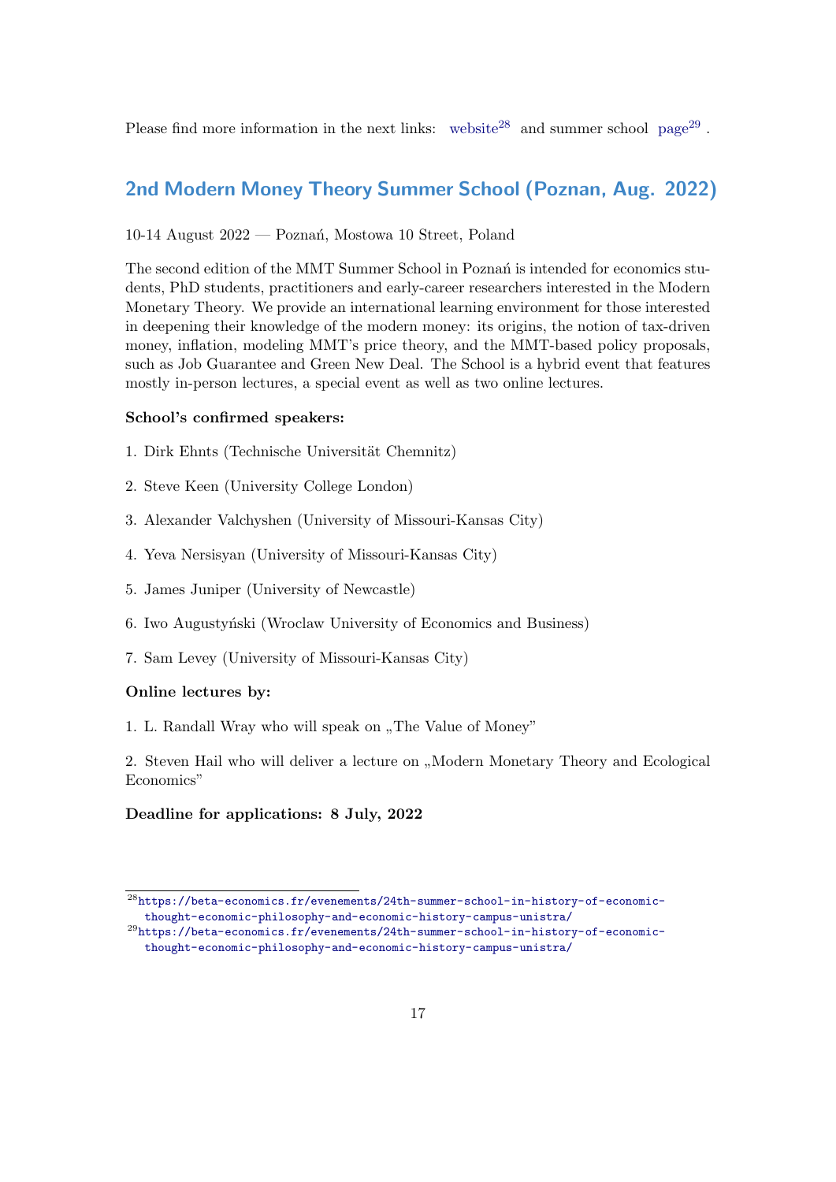Please find more information in the next links: website[28] and summer school page[29] .

## 2nd Modern Money Theory Summer School (Poznan, Aug. 2022)

10-14 August 2022 — Poznań, Mostowa 10 Street, Poland

The second edition of the MMT Summer School in Poznań is intended for economics students, PhD students, practitioners and early-career researchers interested in the Modern Monetary Theory. We provide an international learning environment for those interested in deepening their knowledge of the modern money: its origins, the notion of tax-driven money, inflation, modeling MMT's price theory, and the MMT-based policy proposals, such as Job Guarantee and Green New Deal. The School is a hybrid event that features mostly in-person lectures, a special event as well as two online lectures.

**School's confirmed speakers:**

1. Dirk Ehnts (Technische Universität Chemnitz)

2. Steve Keen (University College London)

3. Alexander Valchyshen (University of Missouri-Kansas City)

4. Yeva Nersisyan (University of Missouri-Kansas City)

5. James Juniper (University of Newcastle)

6. Iwo Augustyński (Wroclaw University of Economics and Business)

7. Sam Levey (University of Missouri-Kansas City)

**Online lectures by:**

1. L. Randall Wray who will speak on „The Value of Money"

2. Steven Hail who will deliver a lecture on „Modern Monetary Theory and Ecological Economics"

**Deadline for applications: 8 July, 2022**

[28] https://beta-economics.fr/evenements/24th-summer-school-in-history-of-economic-thought-economic-philosophy-and-economic-history-campus-unistra/

[29] https://beta-economics.fr/evenements/24th-summer-school-in-history-of-economic-thought-economic-philosophy-and-economic-history-campus-unistra/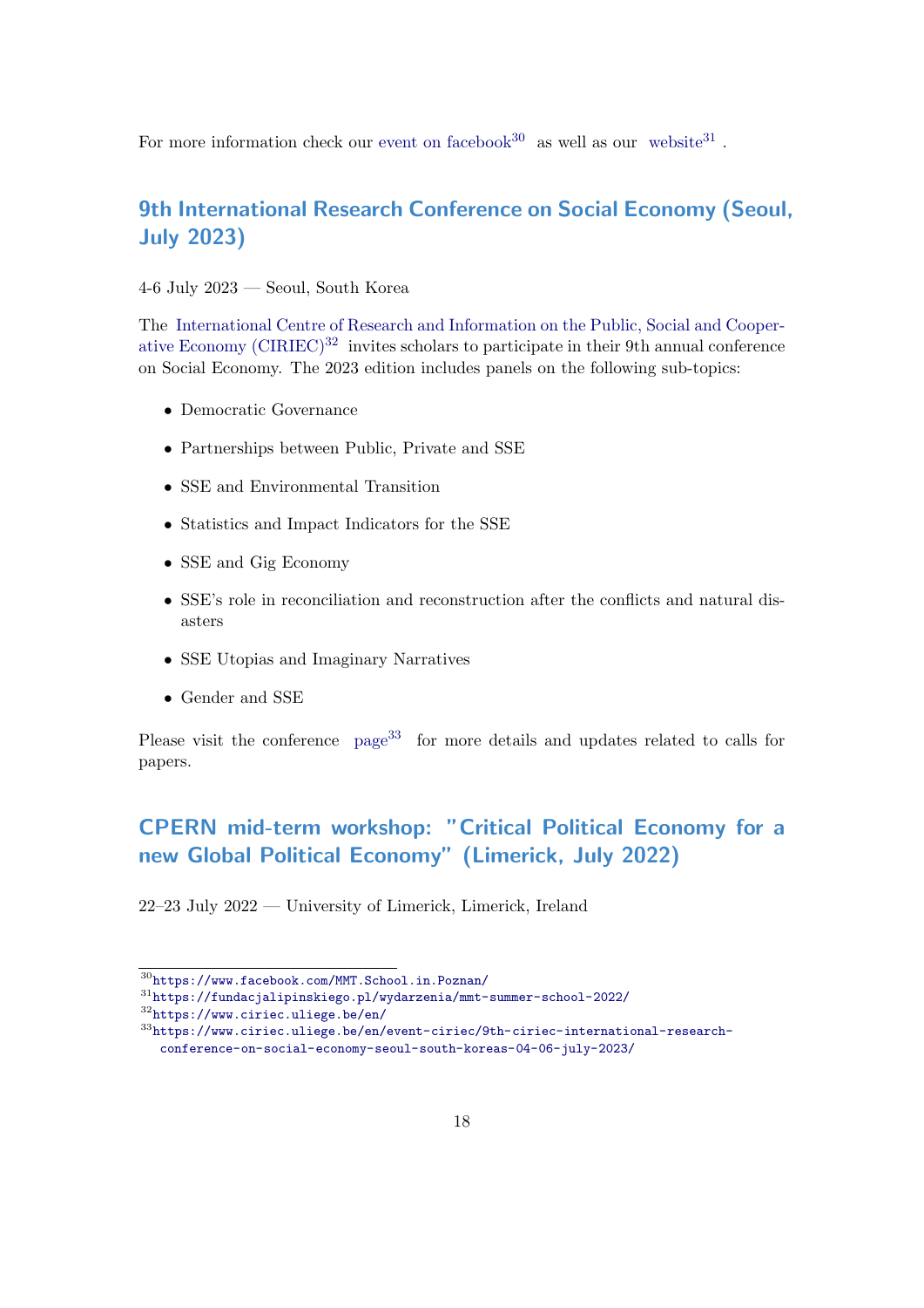For more information check our event on facebook[30] as well as our website[31].

## 9th International Research Conference on Social Economy (Seoul, July 2023)

4-6 July 2023 — Seoul, South Korea

The International Centre of Research and Information on the Public, Social and Cooperative Economy (CIRIEC)[32] invites scholars to participate in their 9th annual conference on Social Economy. The 2023 edition includes panels on the following sub-topics:

- Democratic Governance
- Partnerships between Public, Private and SSE
- SSE and Environmental Transition
- Statistics and Impact Indicators for the SSE
- SSE and Gig Economy
- SSE's role in reconciliation and reconstruction after the conflicts and natural disasters
- SSE Utopias and Imaginary Narratives
- Gender and SSE

Please visit the conference page[33] for more details and updates related to calls for papers.

## CPERN mid-term workshop: "Critical Political Economy for a new Global Political Economy" (Limerick, July 2022)

22–23 July 2022 — University of Limerick, Limerick, Ireland

---

[30] https://www.facebook.com/MMT.School.in.Poznan/

[31] https://fundacjalipinskiego.pl/wydarzenia/mmt-summer-school-2022/

[32] https://www.ciriec.uliege.be/en/

[33] https://www.ciriec.uliege.be/en/event-ciriec/9th-ciriec-international-research-conference-on-social-economy-seoul-south-koreas-04-06-july-2023/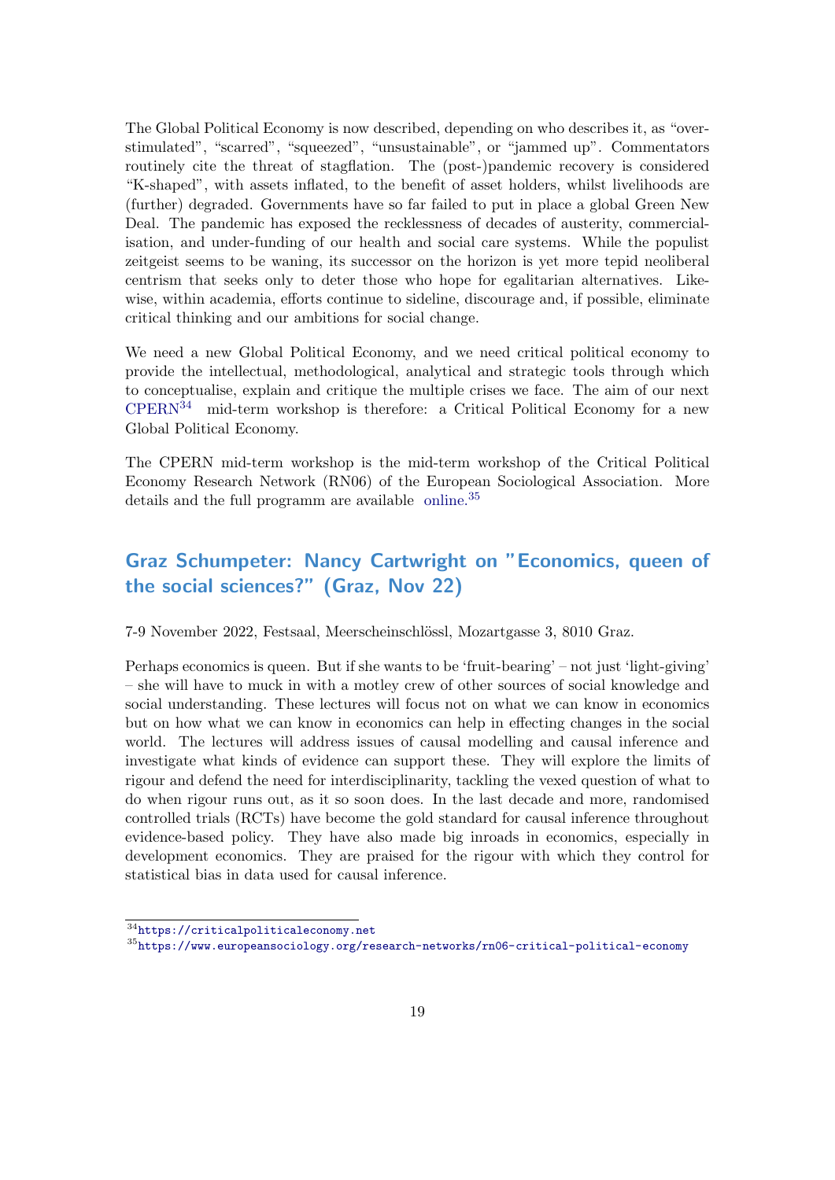The Global Political Economy is now described, depending on who describes it, as "over-stimulated", "scarred", "squeezed", "unsustainable", or "jammed up". Commentators routinely cite the threat of stagflation. The (post-)pandemic recovery is considered "K-shaped", with assets inflated, to the benefit of asset holders, whilst livelihoods are (further) degraded. Governments have so far failed to put in place a global Green New Deal. The pandemic has exposed the recklessness of decades of austerity, commercialisation, and under-funding of our health and social care systems. While the populist zeitgeist seems to be waning, its successor on the horizon is yet more tepid neoliberal centrism that seeks only to deter those who hope for egalitarian alternatives. Likewise, within academia, efforts continue to sideline, discourage and, if possible, eliminate critical thinking and our ambitions for social change.

We need a new Global Political Economy, and we need critical political economy to provide the intellectual, methodological, analytical and strategic tools through which to conceptualise, explain and critique the multiple crises we face. The aim of our next CPERN[34] mid-term workshop is therefore: a Critical Political Economy for a new Global Political Economy.

The CPERN mid-term workshop is the mid-term workshop of the Critical Political Economy Research Network (RN06) of the European Sociological Association. More details and the full programm are available online.[35]

## Graz Schumpeter: Nancy Cartwright on "Economics, queen of the social sciences?" (Graz, Nov 22)

7-9 November 2022, Festsaal, Meerscheinschlössl, Mozartgasse 3, 8010 Graz.

Perhaps economics is queen. But if she wants to be 'fruit-bearing' – not just 'light-giving' – she will have to muck in with a motley crew of other sources of social knowledge and social understanding. These lectures will focus not on what we can know in economics but on how what we can know in economics can help in effecting changes in the social world. The lectures will address issues of causal modelling and causal inference and investigate what kinds of evidence can support these. They will explore the limits of rigour and defend the need for interdisciplinarity, tackling the vexed question of what to do when rigour runs out, as it so soon does. In the last decade and more, randomised controlled trials (RCTs) have become the gold standard for causal inference throughout evidence-based policy. They have also made big inroads in economics, especially in development economics. They are praised for the rigour with which they control for statistical bias in data used for causal inference.

[34] https://criticalpoliticaleconomy.net

[35] https://www.europeansociology.org/research-networks/rn06-critical-political-economy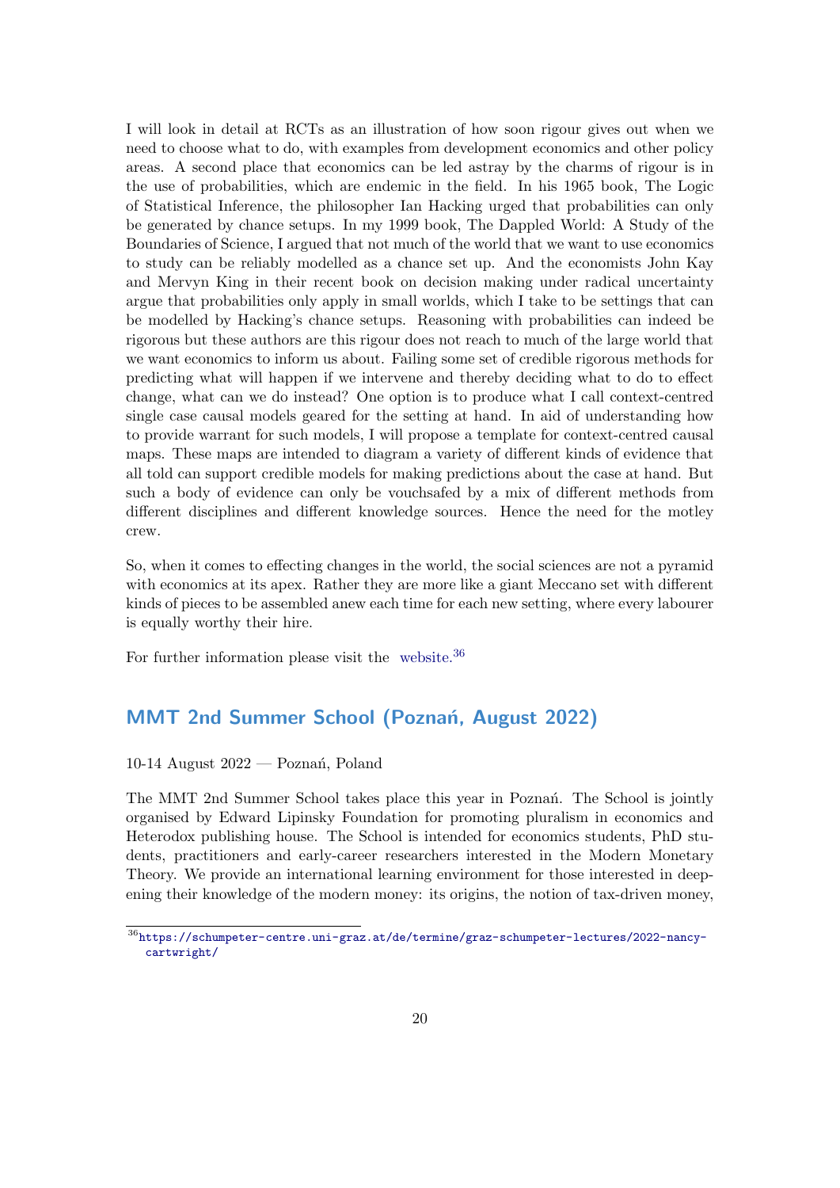I will look in detail at RCTs as an illustration of how soon rigour gives out when we need to choose what to do, with examples from development economics and other policy areas. A second place that economics can be led astray by the charms of rigour is in the use of probabilities, which are endemic in the field. In his 1965 book, The Logic of Statistical Inference, the philosopher Ian Hacking urged that probabilities can only be generated by chance setups. In my 1999 book, The Dappled World: A Study of the Boundaries of Science, I argued that not much of the world that we want to use economics to study can be reliably modelled as a chance set up. And the economists John Kay and Mervyn King in their recent book on decision making under radical uncertainty argue that probabilities only apply in small worlds, which I take to be settings that can be modelled by Hacking's chance setups. Reasoning with probabilities can indeed be rigorous but these authors are this rigour does not reach to much of the large world that we want economics to inform us about. Failing some set of credible rigorous methods for predicting what will happen if we intervene and thereby deciding what to do to effect change, what can we do instead? One option is to produce what I call context-centred single case causal models geared for the setting at hand. In aid of understanding how to provide warrant for such models, I will propose a template for context-centred causal maps. These maps are intended to diagram a variety of different kinds of evidence that all told can support credible models for making predictions about the case at hand. But such a body of evidence can only be vouchsafed by a mix of different methods from different disciplines and different knowledge sources. Hence the need for the motley crew.

So, when it comes to effecting changes in the world, the social sciences are not a pyramid with economics at its apex. Rather they are more like a giant Meccano set with different kinds of pieces to be assembled anew each time for each new setting, where every labourer is equally worthy their hire.

For further information please visit the website.[36]

## MMT 2nd Summer School (Poznań, August 2022)

10-14 August 2022 — Poznań, Poland

The MMT 2nd Summer School takes place this year in Poznań. The School is jointly organised by Edward Lipinsky Foundation for promoting pluralism in economics and Heterodox publishing house. The School is intended for economics students, PhD students, practitioners and early-career researchers interested in the Modern Monetary Theory. We provide an international learning environment for those interested in deepening their knowledge of the modern money: its origins, the notion of tax-driven money,

[36] https://schumpeter-centre.uni-graz.at/de/termine/graz-schumpeter-lectures/2022-nancy-cartwright/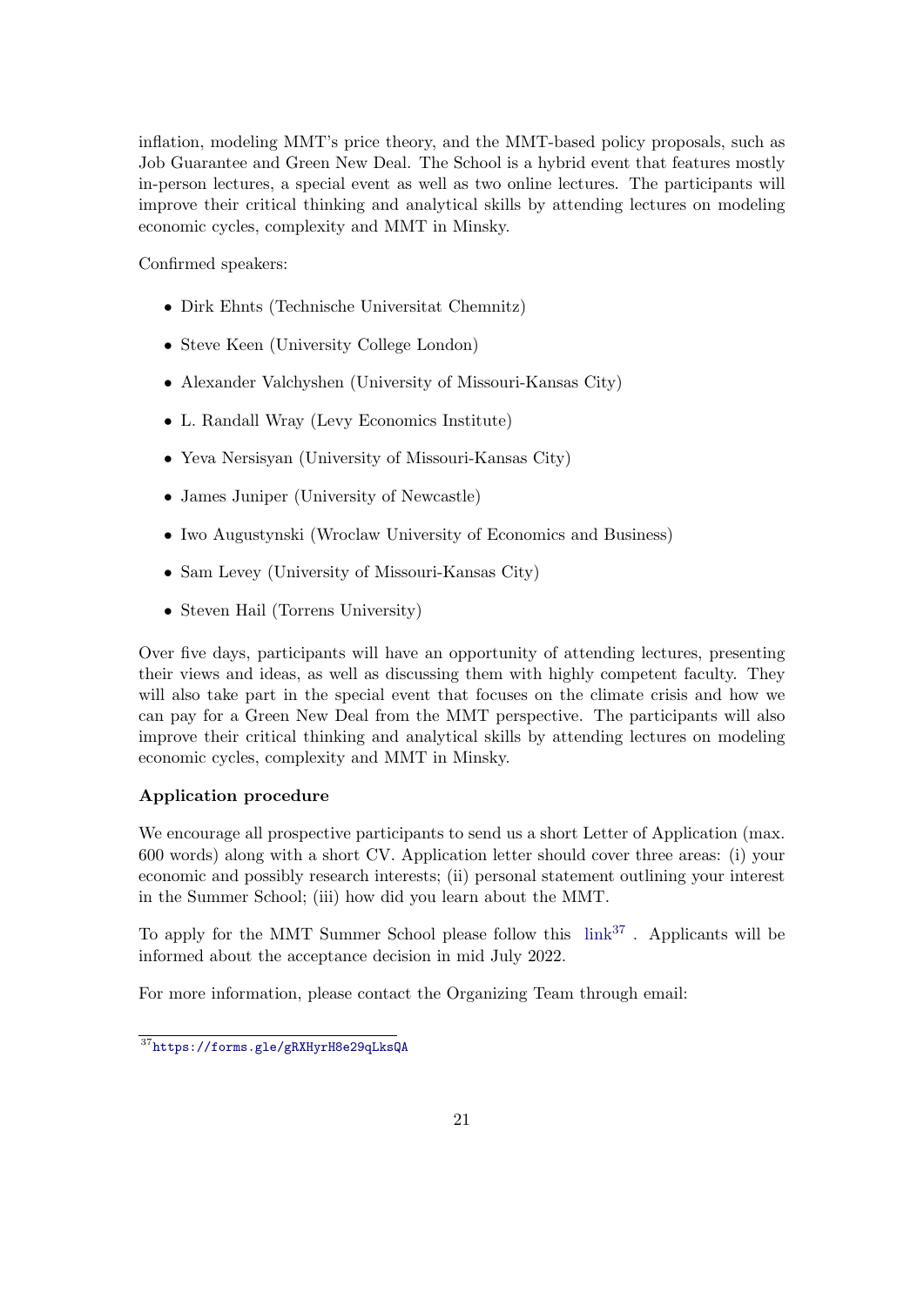inflation, modeling MMT's price theory, and the MMT-based policy proposals, such as Job Guarantee and Green New Deal. The School is a hybrid event that features mostly in-person lectures, a special event as well as two online lectures. The participants will improve their critical thinking and analytical skills by attending lectures on modeling economic cycles, complexity and MMT in Minsky.

Confirmed speakers:

- Dirk Ehnts (Technische Universitat Chemnitz)
- Steve Keen (University College London)
- Alexander Valchyshen (University of Missouri-Kansas City)
- L. Randall Wray (Levy Economics Institute)
- Yeva Nersisyan (University of Missouri-Kansas City)
- James Juniper (University of Newcastle)
- Iwo Augustynski (Wroclaw University of Economics and Business)
- Sam Levey (University of Missouri-Kansas City)
- Steven Hail (Torrens University)

Over five days, participants will have an opportunity of attending lectures, presenting their views and ideas, as well as discussing them with highly competent faculty. They will also take part in the special event that focuses on the climate crisis and how we can pay for a Green New Deal from the MMT perspective. The participants will also improve their critical thinking and analytical skills by attending lectures on modeling economic cycles, complexity and MMT in Minsky.

**Application procedure**

We encourage all prospective participants to send us a short Letter of Application (max. 600 words) along with a short CV. Application letter should cover three areas: (i) your economic and possibly research interests; (ii) personal statement outlining your interest in the Summer School; (iii) how did you learn about the MMT.

To apply for the MMT Summer School please follow this link[37] . Applicants will be informed about the acceptance decision in mid July 2022.

For more information, please contact the Organizing Team through email:

[37] https://forms.gle/gRXHyrH8e29qLksQA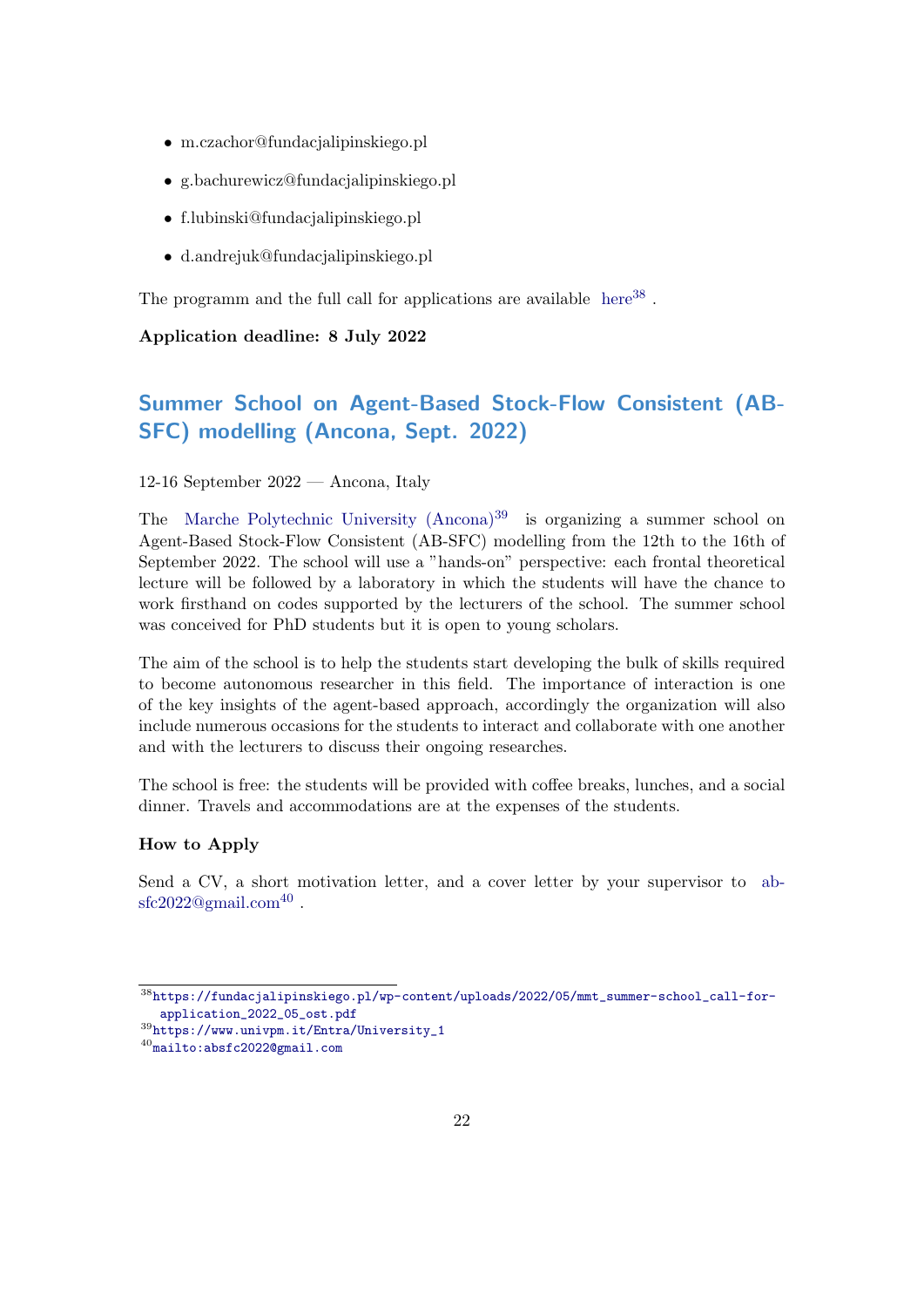- m.czachor@fundacjalipinskiego.pl
- g.bachurewicz@fundacjalipinskiego.pl
- f.lubinski@fundacjalipinskiego.pl
- d.andrejuk@fundacjalipinskiego.pl

The programm and the full call for applications are available here[38] .

**Application deadline: 8 July 2022**

## Summer School on Agent-Based Stock-Flow Consistent (AB-SFC) modelling (Ancona, Sept. 2022)

12-16 September 2022 — Ancona, Italy

The Marche Polytechnic University (Ancona)[39] is organizing a summer school on Agent-Based Stock-Flow Consistent (AB-SFC) modelling from the 12th to the 16th of September 2022. The school will use a "hands-on" perspective: each frontal theoretical lecture will be followed by a laboratory in which the students will have the chance to work firsthand on codes supported by the lecturers of the school. The summer school was conceived for PhD students but it is open to young scholars.

The aim of the school is to help the students start developing the bulk of skills required to become autonomous researcher in this field. The importance of interaction is one of the key insights of the agent-based approach, accordingly the organization will also include numerous occasions for the students to interact and collaborate with one another and with the lecturers to discuss their ongoing researches.

The school is free: the students will be provided with coffee breaks, lunches, and a social dinner. Travels and accommodations are at the expenses of the students.

### How to Apply

Send a CV, a short motivation letter, and a cover letter by your supervisor to absfc2022@gmail.com[40] .

---

[38] https://fundacjalipinskiego.pl/wp-content/uploads/2022/05/mmt_summer-school_call-for-application_2022_05_ost.pdf

[39] https://www.univpm.it/Entra/University_1

[40] mailto:absfc2022@gmail.com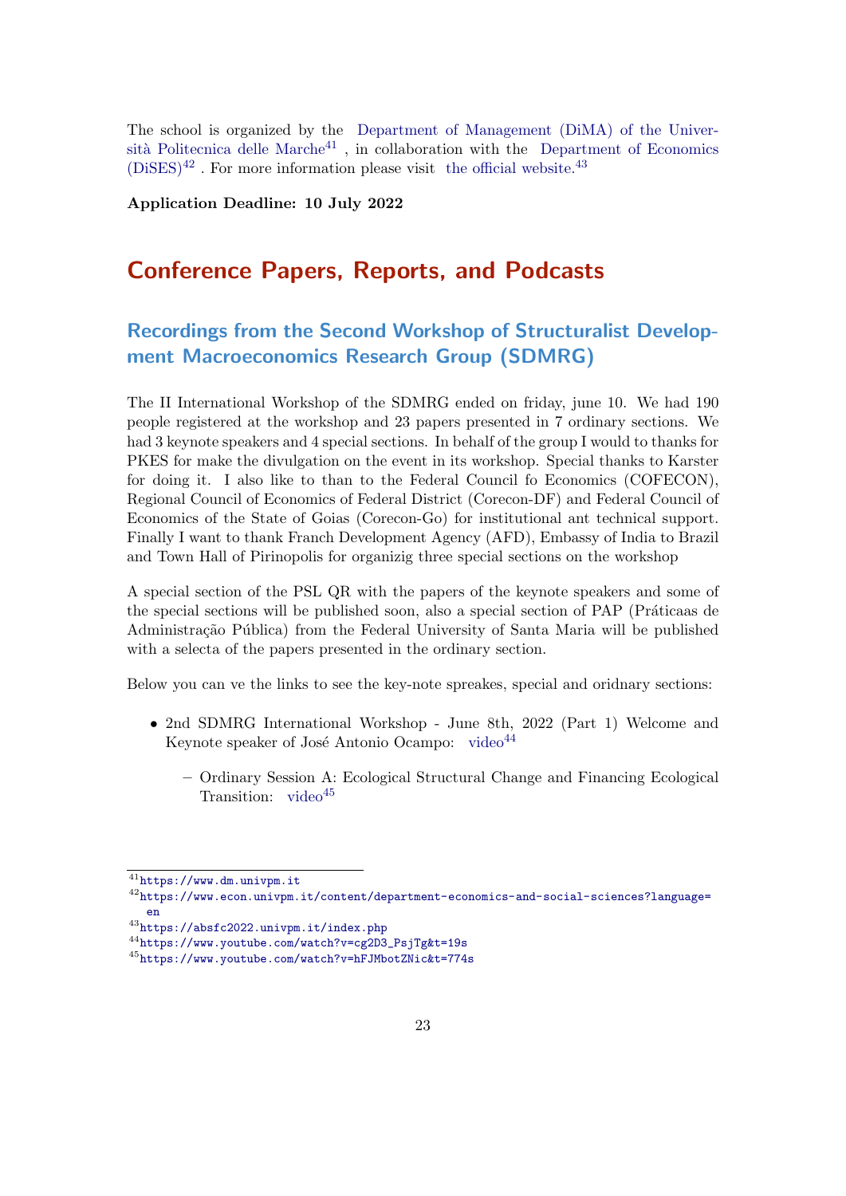The school is organized by the Department of Management (DiMA) of the Università Politecnica delle Marche[41] , in collaboration with the Department of Economics (DiSES)[42] . For more information please visit the official website.[43]

**Application Deadline: 10 July 2022**

# Conference Papers, Reports, and Podcasts

## Recordings from the Second Workshop of Structuralist Development Macroeconomics Research Group (SDMRG)

The II International Workshop of the SDMRG ended on friday, june 10. We had 190 people registered at the workshop and 23 papers presented in 7 ordinary sections. We had 3 keynote speakers and 4 special sections. In behalf of the group I would to thanks for PKES for make the divulgation on the event in its workshop. Special thanks to Karster for doing it. I also like to than to the Federal Council fo Economics (COFECON), Regional Council of Economics of Federal District (Corecon-DF) and Federal Council of Economics of the State of Goias (Corecon-Go) for institutional ant technical support. Finally I want to thank Franch Development Agency (AFD), Embassy of India to Brazil and Town Hall of Pirinopolis for organizig three special sections on the workshop

A special section of the PSL QR with the papers of the keynote speakers and some of the special sections will be published soon, also a special section of PAP (Práticaas de Administração Pública) from the Federal University of Santa Maria will be published with a selecta of the papers presented in the ordinary section.

Below you can ve the links to see the key-note spreakes, special and oridnary sections:

- 2nd SDMRG International Workshop - June 8th, 2022 (Part 1) Welcome and Keynote speaker of José Antonio Ocampo: video[44]
  - Ordinary Session A: Ecological Structural Change and Financing Ecological Transition: video[45]

[41] https://www.dm.univpm.it

[42] https://www.econ.univpm.it/content/department-economics-and-social-sciences?language=en

[43] https://absfc2022.univpm.it/index.php

[44] https://www.youtube.com/watch?v=cg2D3_PsjTg&t=19s

[45] https://www.youtube.com/watch?v=hFJMbotZNic&t=774s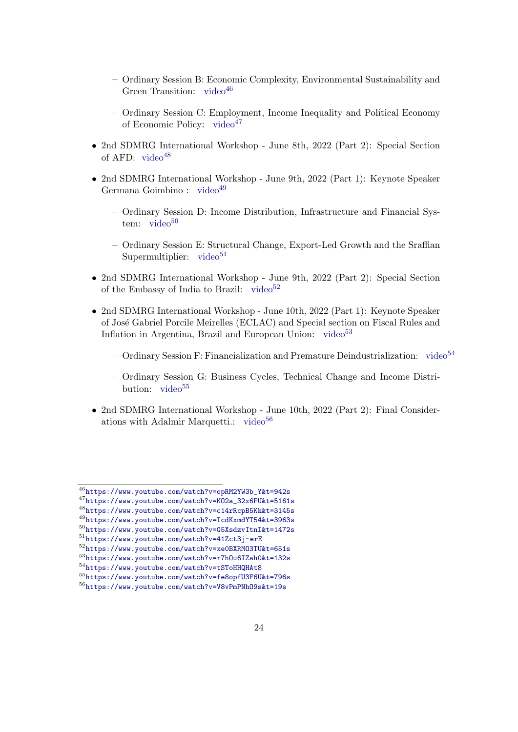- Ordinary Session B: Economic Complexity, Environmental Sustainability and Green Transition: video[46]

  - Ordinary Session C: Employment, Income Inequality and Political Economy of Economic Policy: video[47]

- 2nd SDMRG International Workshop - June 8th, 2022 (Part 2): Special Section of AFD: video[48]

- 2nd SDMRG International Workshop - June 9th, 2022 (Part 1): Keynote Speaker Germana Goimbino : video[49]

  - Ordinary Session D: Income Distribution, Infrastructure and Financial System: video[50]

  - Ordinary Session E: Structural Change, Export-Led Growth and the Sraffian Supermultiplier: video[51]

- 2nd SDMRG International Workshop - June 9th, 2022 (Part 2): Special Section of the Embassy of India to Brazil: video[52]

- 2nd SDMRG International Workshop - June 10th, 2022 (Part 1): Keynote Speaker of José Gabriel Porcile Meirelles (ECLAC) and Special section on Fiscal Rules and Inflation in Argentina, Brazil and European Union: video[53]

  - Ordinary Session F: Financialization and Premature Deindustrialization: video[54]

  - Ordinary Session G: Business Cycles, Technical Change and Income Distribution: video[55]

- 2nd SDMRG International Workshop - June 10th, 2022 (Part 2): Final Considerations with Adalmir Marquetti.: video[56]

---

[46] https://www.youtube.com/watch?v=opRM2YW3b_Y&t=942s
[47] https://www.youtube.com/watch?v=KO2a_32x6FU&t=5161s
[48] https://www.youtube.com/watch?v=c14rRcpB5Kk&t=3145s
[49] https://www.youtube.com/watch?v=IcdKxmdYT54&t=3963s
[50] https://www.youtube.com/watch?v=G5XsdzvItnI&t=1472s
[51] https://www.youtube.com/watch?v=41Zct3j-erE
[52] https://www.youtube.com/watch?v=xe0BXRMO3TU&t=651s
[53] https://www.youtube.com/watch?v=r7hOu6IZah0&t=132s
[54] https://www.youtube.com/watch?v=tSToHHQHAt8
[55] https://www.youtube.com/watch?v=fe8opfU3F6U&t=796s
[56] https://www.youtube.com/watch?v=V8vPmPNhO9s&t=19s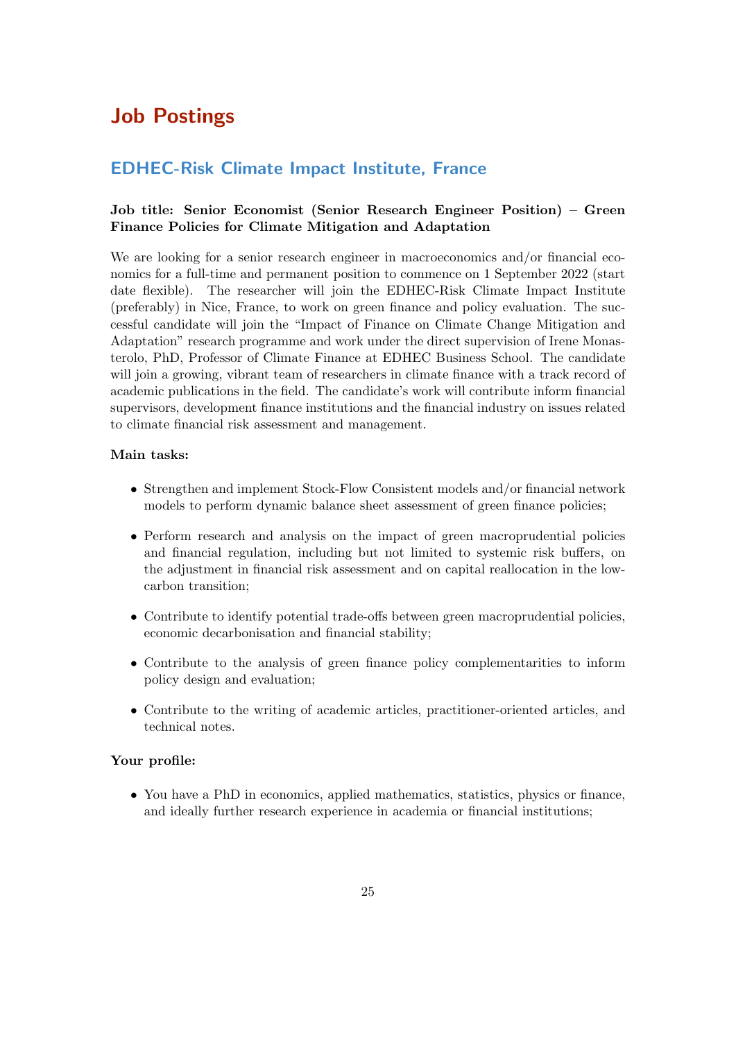# Job Postings

## EDHEC-Risk Climate Impact Institute, France

**Job title: Senior Economist (Senior Research Engineer Position) – Green Finance Policies for Climate Mitigation and Adaptation**

We are looking for a senior research engineer in macroeconomics and/or financial economics for a full-time and permanent position to commence on 1 September 2022 (start date flexible). The researcher will join the EDHEC-Risk Climate Impact Institute (preferably) in Nice, France, to work on green finance and policy evaluation. The successful candidate will join the "Impact of Finance on Climate Change Mitigation and Adaptation" research programme and work under the direct supervision of Irene Monasterolo, PhD, Professor of Climate Finance at EDHEC Business School. The candidate will join a growing, vibrant team of researchers in climate finance with a track record of academic publications in the field. The candidate's work will contribute inform financial supervisors, development finance institutions and the financial industry on issues related to climate financial risk assessment and management.

**Main tasks:**

- Strengthen and implement Stock-Flow Consistent models and/or financial network models to perform dynamic balance sheet assessment of green finance policies;
- Perform research and analysis on the impact of green macroprudential policies and financial regulation, including but not limited to systemic risk buffers, on the adjustment in financial risk assessment and on capital reallocation in the low-carbon transition;
- Contribute to identify potential trade-offs between green macroprudential policies, economic decarbonisation and financial stability;
- Contribute to the analysis of green finance policy complementarities to inform policy design and evaluation;
- Contribute to the writing of academic articles, practitioner-oriented articles, and technical notes.

**Your profile:**

- You have a PhD in economics, applied mathematics, statistics, physics or finance, and ideally further research experience in academia or financial institutions;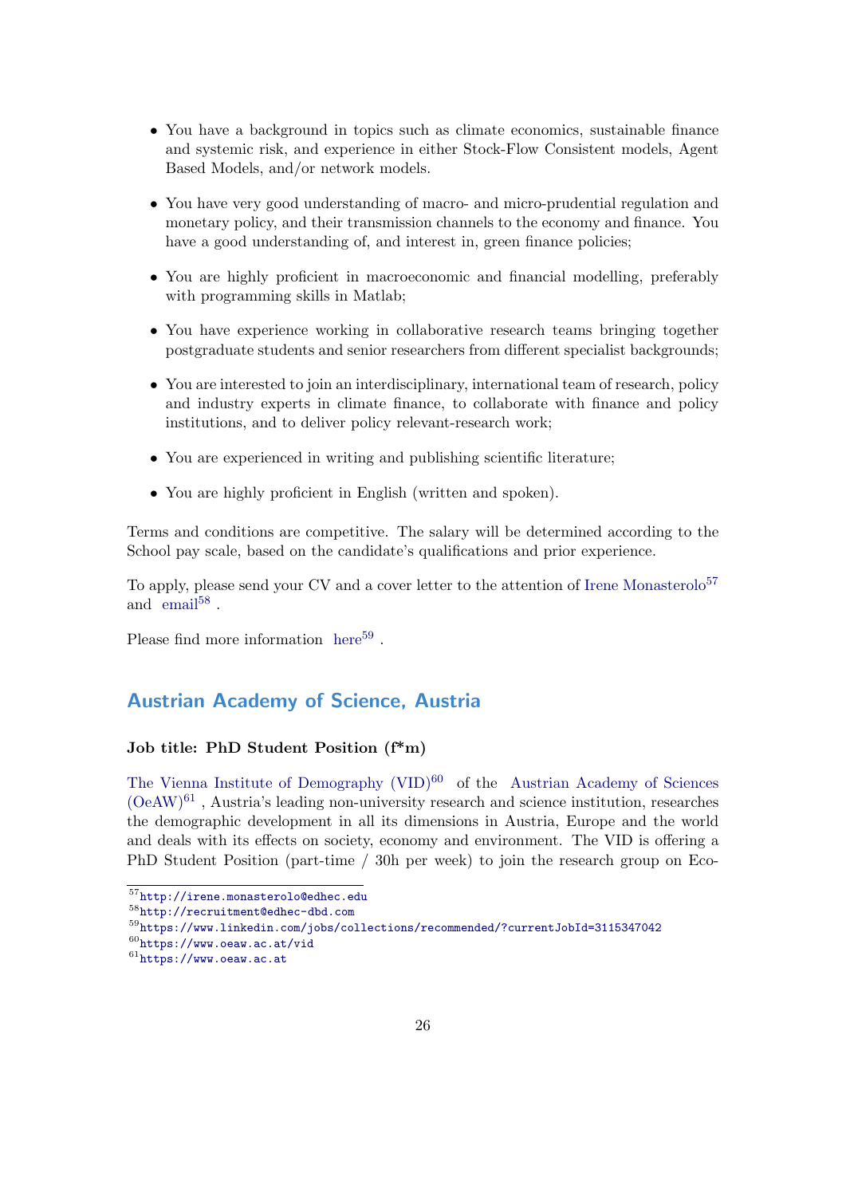- You have a background in topics such as climate economics, sustainable finance and systemic risk, and experience in either Stock-Flow Consistent models, Agent Based Models, and/or network models.
- You have very good understanding of macro- and micro-prudential regulation and monetary policy, and their transmission channels to the economy and finance. You have a good understanding of, and interest in, green finance policies;
- You are highly proficient in macroeconomic and financial modelling, preferably with programming skills in Matlab;
- You have experience working in collaborative research teams bringing together postgraduate students and senior researchers from different specialist backgrounds;
- You are interested to join an interdisciplinary, international team of research, policy and industry experts in climate finance, to collaborate with finance and policy institutions, and to deliver policy relevant-research work;
- You are experienced in writing and publishing scientific literature;
- You are highly proficient in English (written and spoken).

Terms and conditions are competitive. The salary will be determined according to the School pay scale, based on the candidate's qualifications and prior experience.

To apply, please send your CV and a cover letter to the attention of Irene Monasterolo[57] and email[58] .

Please find more information here[59] .

## Austrian Academy of Science, Austria

**Job title: PhD Student Position (f*m)**

The Vienna Institute of Demography (VID)[60] of the Austrian Academy of Sciences (OeAW)[61] , Austria's leading non-university research and science institution, researches the demographic development in all its dimensions in Austria, Europe and the world and deals with its effects on society, economy and environment. The VID is offering a PhD Student Position (part-time / 30h per week) to join the research group on Eco-

[57] http://irene.monasterolo@edhec.edu

[58] http://recruitment@edhec-dbd.com

[59] https://www.linkedin.com/jobs/collections/recommended/?currentJobId=3115347042

[60] https://www.oeaw.ac.at/vid

[61] https://www.oeaw.ac.at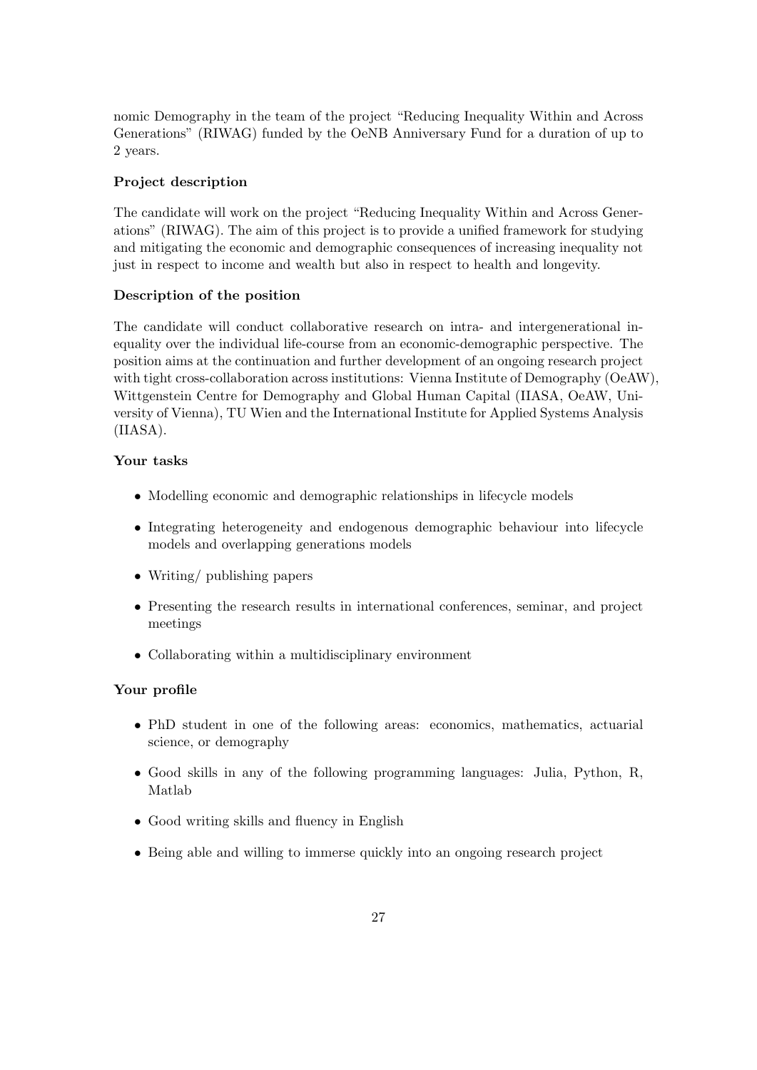nomic Demography in the team of the project "Reducing Inequality Within and Across Generations" (RIWAG) funded by the OeNB Anniversary Fund for a duration of up to 2 years.

**Project description**

The candidate will work on the project "Reducing Inequality Within and Across Generations" (RIWAG). The aim of this project is to provide a unified framework for studying and mitigating the economic and demographic consequences of increasing inequality not just in respect to income and wealth but also in respect to health and longevity.

**Description of the position**

The candidate will conduct collaborative research on intra- and intergenerational inequality over the individual life-course from an economic-demographic perspective. The position aims at the continuation and further development of an ongoing research project with tight cross-collaboration across institutions: Vienna Institute of Demography (OeAW), Wittgenstein Centre for Demography and Global Human Capital (IIASA, OeAW, University of Vienna), TU Wien and the International Institute for Applied Systems Analysis (IIASA).

**Your tasks**

- Modelling economic and demographic relationships in lifecycle models
- Integrating heterogeneity and endogenous demographic behaviour into lifecycle models and overlapping generations models
- Writing/ publishing papers
- Presenting the research results in international conferences, seminar, and project meetings
- Collaborating within a multidisciplinary environment

**Your profile**

- PhD student in one of the following areas: economics, mathematics, actuarial science, or demography
- Good skills in any of the following programming languages: Julia, Python, R, Matlab
- Good writing skills and fluency in English
- Being able and willing to immerse quickly into an ongoing research project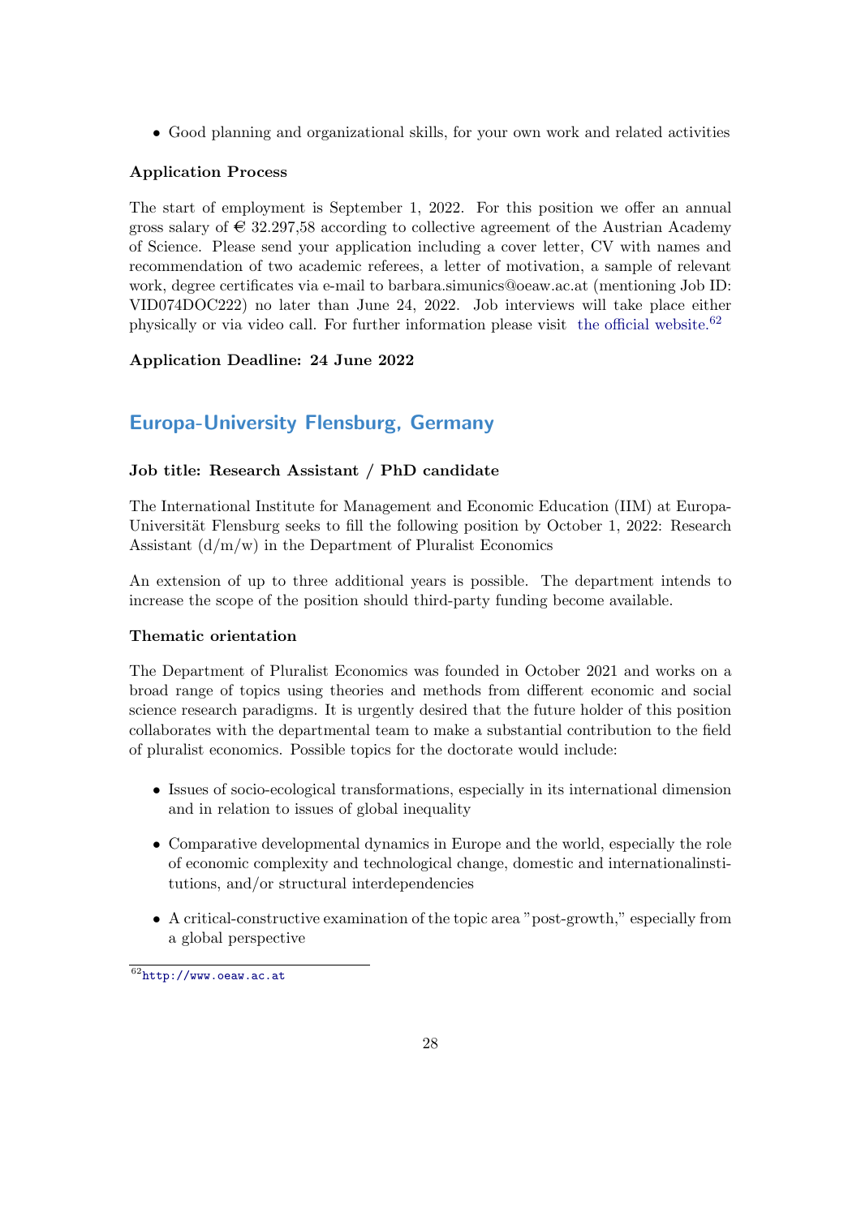- Good planning and organizational skills, for your own work and related activities

**Application Process**

The start of employment is September 1, 2022. For this position we offer an annual gross salary of € 32.297,58 according to collective agreement of the Austrian Academy of Science. Please send your application including a cover letter, CV with names and recommendation of two academic referees, a letter of motivation, a sample of relevant work, degree certificates via e-mail to barbara.simunics@oeaw.ac.at (mentioning Job ID: VID074DOC222) no later than June 24, 2022. Job interviews will take place either physically or via video call. For further information please visit the official website.[62]

**Application Deadline: 24 June 2022**

## Europa-University Flensburg, Germany

**Job title: Research Assistant / PhD candidate**

The International Institute for Management and Economic Education (IIM) at Europa-Universität Flensburg seeks to fill the following position by October 1, 2022: Research Assistant (d/m/w) in the Department of Pluralist Economics

An extension of up to three additional years is possible. The department intends to increase the scope of the position should third-party funding become available.

**Thematic orientation**

The Department of Pluralist Economics was founded in October 2021 and works on a broad range of topics using theories and methods from different economic and social science research paradigms. It is urgently desired that the future holder of this position collaborates with the departmental team to make a substantial contribution to the field of pluralist economics. Possible topics for the doctorate would include:

- Issues of socio-ecological transformations, especially in its international dimension and in relation to issues of global inequality
- Comparative developmental dynamics in Europe and the world, especially the role of economic complexity and technological change, domestic and internationalinstitutions, and/or structural interdependencies
- A critical-constructive examination of the topic area "post-growth," especially from a global perspective

[62] http://www.oeaw.ac.at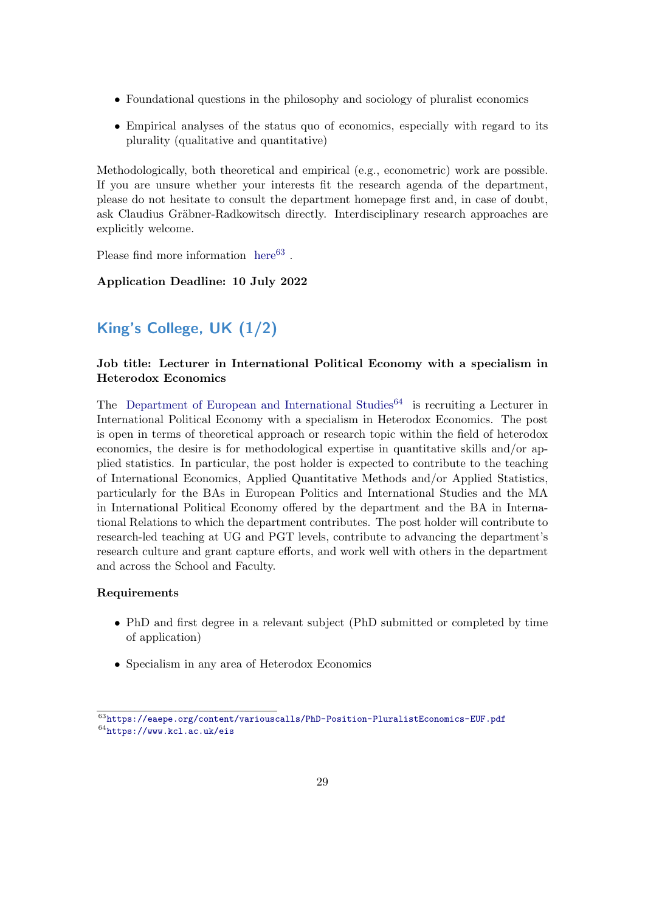- Foundational questions in the philosophy and sociology of pluralist economics
- Empirical analyses of the status quo of economics, especially with regard to its plurality (qualitative and quantitative)

Methodologically, both theoretical and empirical (e.g., econometric) work are possible. If you are unsure whether your interests fit the research agenda of the department, please do not hesitate to consult the department homepage first and, in case of doubt, ask Claudius Gräbner-Radkowitsch directly. Interdisciplinary research approaches are explicitly welcome.

Please find more information here[63] .

**Application Deadline: 10 July 2022**

## King's College, UK (1/2)

**Job title: Lecturer in International Political Economy with a specialism in Heterodox Economics**

The Department of European and International Studies[64] is recruiting a Lecturer in International Political Economy with a specialism in Heterodox Economics. The post is open in terms of theoretical approach or research topic within the field of heterodox economics, the desire is for methodological expertise in quantitative skills and/or applied statistics. In particular, the post holder is expected to contribute to the teaching of International Economics, Applied Quantitative Methods and/or Applied Statistics, particularly for the BAs in European Politics and International Studies and the MA in International Political Economy offered by the department and the BA in International Relations to which the department contributes. The post holder will contribute to research-led teaching at UG and PGT levels, contribute to advancing the department's research culture and grant capture efforts, and work well with others in the department and across the School and Faculty.

**Requirements**

- PhD and first degree in a relevant subject (PhD submitted or completed by time of application)
- Specialism in any area of Heterodox Economics

[63] https://eaepe.org/content/variouscalls/PhD-Position-PluralistEconomics-EUF.pdf
[64] https://www.kcl.ac.uk/eis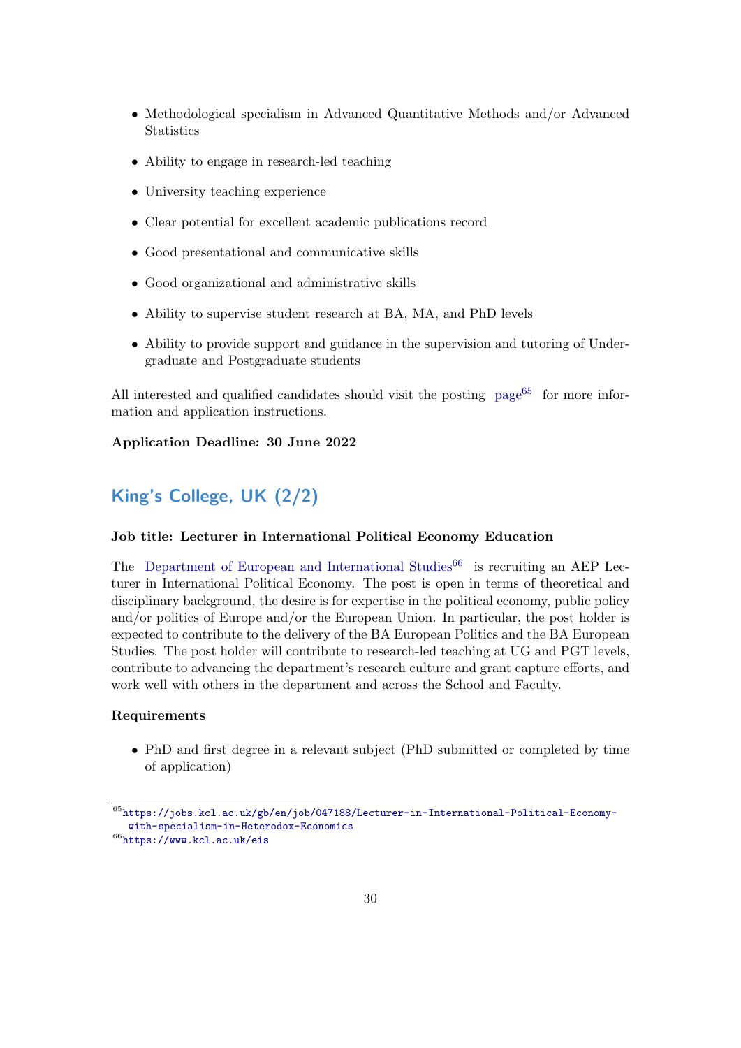- Methodological specialism in Advanced Quantitative Methods and/or Advanced Statistics
- Ability to engage in research-led teaching
- University teaching experience
- Clear potential for excellent academic publications record
- Good presentational and communicative skills
- Good organizational and administrative skills
- Ability to supervise student research at BA, MA, and PhD levels
- Ability to provide support and guidance in the supervision and tutoring of Undergraduate and Postgraduate students

All interested and qualified candidates should visit the posting page[65] for more information and application instructions.

**Application Deadline: 30 June 2022**

## King's College, UK (2/2)

**Job title: Lecturer in International Political Economy Education**

The Department of European and International Studies[66] is recruiting an AEP Lecturer in International Political Economy. The post is open in terms of theoretical and disciplinary background, the desire is for expertise in the political economy, public policy and/or politics of Europe and/or the European Union. In particular, the post holder is expected to contribute to the delivery of the BA European Politics and the BA European Studies. The post holder will contribute to research-led teaching at UG and PGT levels, contribute to advancing the department's research culture and grant capture efforts, and work well with others in the department and across the School and Faculty.

**Requirements**

- PhD and first degree in a relevant subject (PhD submitted or completed by time of application)

[65] https://jobs.kcl.ac.uk/gb/en/job/047188/Lecturer-in-International-Political-Economy-with-specialism-in-Heterodox-Economics

[66] https://www.kcl.ac.uk/eis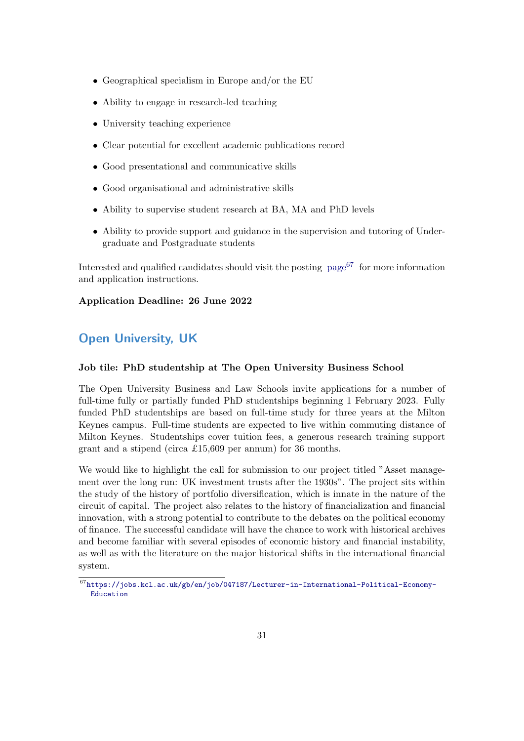- Geographical specialism in Europe and/or the EU
- Ability to engage in research-led teaching
- University teaching experience
- Clear potential for excellent academic publications record
- Good presentational and communicative skills
- Good organisational and administrative skills
- Ability to supervise student research at BA, MA and PhD levels
- Ability to provide support and guidance in the supervision and tutoring of Undergraduate and Postgraduate students

Interested and qualified candidates should visit the posting page[67] for more information and application instructions.

**Application Deadline: 26 June 2022**

## Open University, UK

**Job tile: PhD studentship at The Open University Business School**

The Open University Business and Law Schools invite applications for a number of full-time fully or partially funded PhD studentships beginning 1 February 2023. Fully funded PhD studentships are based on full-time study for three years at the Milton Keynes campus. Full-time students are expected to live within commuting distance of Milton Keynes. Studentships cover tuition fees, a generous research training support grant and a stipend (circa £15,609 per annum) for 36 months.

We would like to highlight the call for submission to our project titled "Asset management over the long run: UK investment trusts after the 1930s". The project sits within the study of the history of portfolio diversification, which is innate in the nature of the circuit of capital. The project also relates to the history of financialization and financial innovation, with a strong potential to contribute to the debates on the political economy of finance. The successful candidate will have the chance to work with historical archives and become familiar with several episodes of economic history and financial instability, as well as with the literature on the major historical shifts in the international financial system.

[67] https://jobs.kcl.ac.uk/gb/en/job/047187/Lecturer-in-International-Political-Economy-Education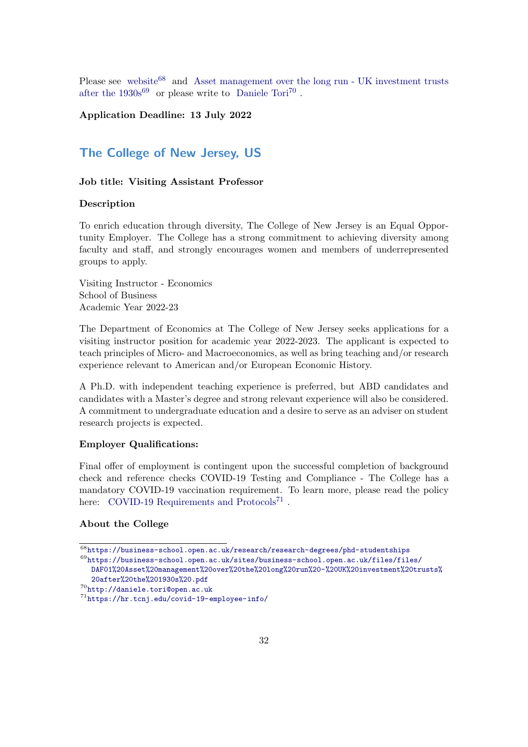Please see website[68] and Asset management over the long run - UK investment trusts after the 1930s[69] or please write to Daniele Tori[70] .

**Application Deadline: 13 July 2022**

## The College of New Jersey, US

**Job title: Visiting Assistant Professor**

**Description**

To enrich education through diversity, The College of New Jersey is an Equal Opportunity Employer. The College has a strong commitment to achieving diversity among faculty and staff, and strongly encourages women and members of underrepresented groups to apply.

Visiting Instructor - Economics
School of Business
Academic Year 2022-23

The Department of Economics at The College of New Jersey seeks applications for a visiting instructor position for academic year 2022-2023. The applicant is expected to teach principles of Micro- and Macroeconomics, as well as bring teaching and/or research experience relevant to American and/or European Economic History.

A Ph.D. with independent teaching experience is preferred, but ABD candidates and candidates with a Master's degree and strong relevant experience will also be considered. A commitment to undergraduate education and a desire to serve as an adviser on student research projects is expected.

**Employer Qualifications:**

Final offer of employment is contingent upon the successful completion of background check and reference checks COVID-19 Testing and Compliance - The College has a mandatory COVID-19 vaccination requirement. To learn more, please read the policy here: COVID-19 Requirements and Protocols[71] .

**About the College**

[68] https://business-school.open.ac.uk/research/research-degrees/phd-studentships

[69] https://business-school.open.ac.uk/sites/business-school.open.ac.uk/files/files/DAF01%20Asset%20management%20over%20the%20long%20run%20-%20UK%20investment%20trusts%20after%20the%201930s%20.pdf

[70] http://daniele.tori@open.ac.uk

[71] https://hr.tcnj.edu/covid-19-employee-info/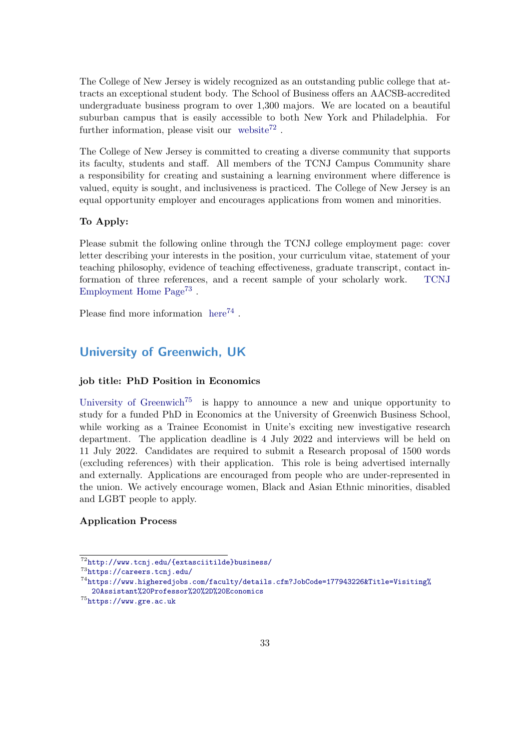The College of New Jersey is widely recognized as an outstanding public college that attracts an exceptional student body. The School of Business offers an AACSB-accredited undergraduate business program to over 1,300 majors. We are located on a beautiful suburban campus that is easily accessible to both New York and Philadelphia. For further information, please visit our website[72] .

The College of New Jersey is committed to creating a diverse community that supports its faculty, students and staff. All members of the TCNJ Campus Community share a responsibility for creating and sustaining a learning environment where difference is valued, equity is sought, and inclusiveness is practiced. The College of New Jersey is an equal opportunity employer and encourages applications from women and minorities.

**To Apply:**

Please submit the following online through the TCNJ college employment page: cover letter describing your interests in the position, your curriculum vitae, statement of your teaching philosophy, evidence of teaching effectiveness, graduate transcript, contact information of three references, and a recent sample of your scholarly work. TCNJ Employment Home Page[73] .

Please find more information here[74] .

## University of Greenwich, UK

**job title: PhD Position in Economics**

University of Greenwich[75] is happy to announce a new and unique opportunity to study for a funded PhD in Economics at the University of Greenwich Business School, while working as a Trainee Economist in Unite's exciting new investigative research department. The application deadline is 4 July 2022 and interviews will be held on 11 July 2022. Candidates are required to submit a Research proposal of 1500 words (excluding references) with their application. This role is being advertised internally and externally. Applications are encouraged from people who are under-represented in the union. We actively encourage women, Black and Asian Ethnic minorities, disabled and LGBT people to apply.

**Application Process**

---

[72] http://www.tcnj.edu/{extasciitilde}business/

[73] https://careers.tcnj.edu/

[74] https://www.higheredjobs.com/faculty/details.cfm?JobCode=177943226&Title=Visiting%20Assistant%20Professor%20%2D%20Economics

[75] https://www.gre.ac.uk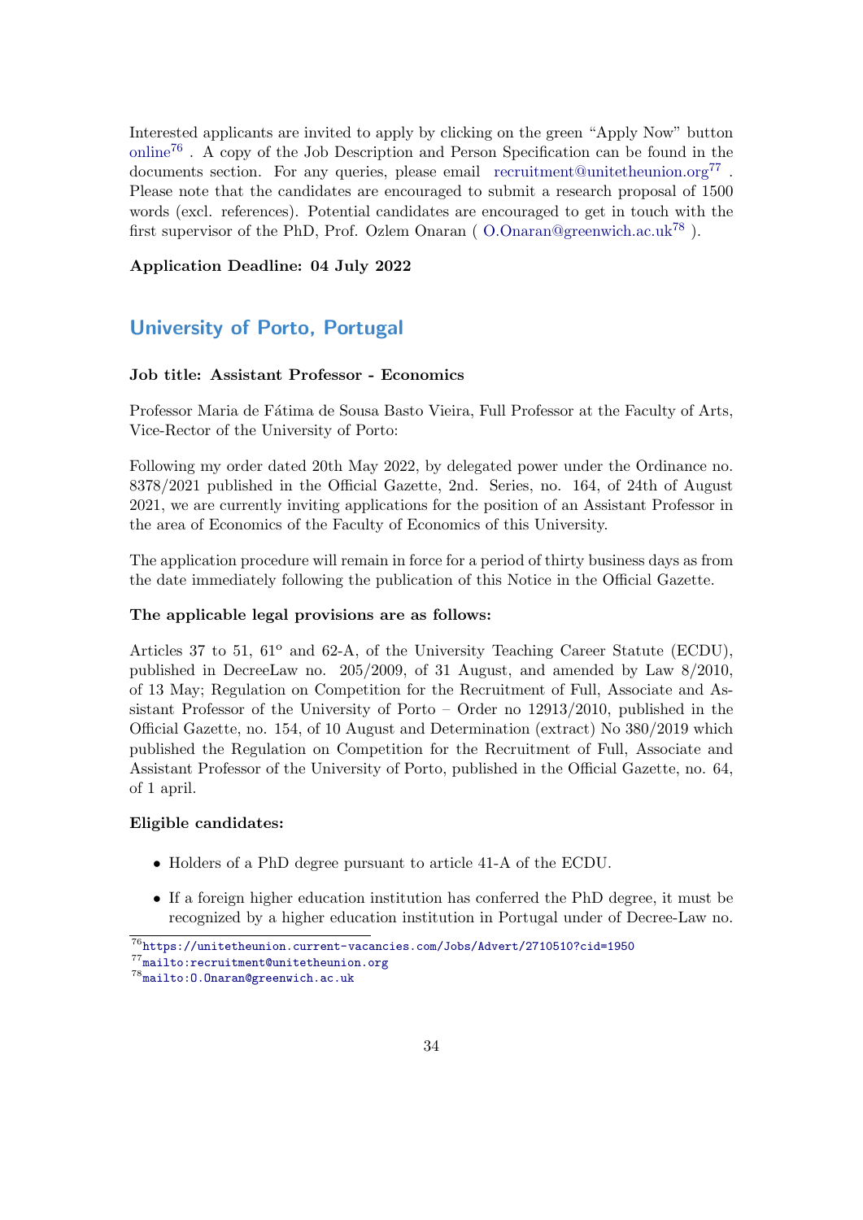Interested applicants are invited to apply by clicking on the green "Apply Now" button online[76] . A copy of the Job Description and Person Specification can be found in the documents section. For any queries, please email recruitment@unitetheunion.org[77] . Please note that the candidates are encouraged to submit a research proposal of 1500 words (excl. references). Potential candidates are encouraged to get in touch with the first supervisor of the PhD, Prof. Ozlem Onaran ( O.Onaran@greenwich.ac.uk[78] ).

**Application Deadline: 04 July 2022**

## University of Porto, Portugal

**Job title: Assistant Professor - Economics**

Professor Maria de Fátima de Sousa Basto Vieira, Full Professor at the Faculty of Arts, Vice-Rector of the University of Porto:

Following my order dated 20th May 2022, by delegated power under the Ordinance no. 8378/2021 published in the Official Gazette, 2nd. Series, no. 164, of 24th of August 2021, we are currently inviting applications for the position of an Assistant Professor in the area of Economics of the Faculty of Economics of this University.

The application procedure will remain in force for a period of thirty business days as from the date immediately following the publication of this Notice in the Official Gazette.

**The applicable legal provisions are as follows:**

Articles 37 to 51, 61º and 62-A, of the University Teaching Career Statute (ECDU), published in DecreeLaw no. 205/2009, of 31 August, and amended by Law 8/2010, of 13 May; Regulation on Competition for the Recruitment of Full, Associate and Assistant Professor of the University of Porto – Order no 12913/2010, published in the Official Gazette, no. 154, of 10 August and Determination (extract) No 380/2019 which published the Regulation on Competition for the Recruitment of Full, Associate and Assistant Professor of the University of Porto, published in the Official Gazette, no. 64, of 1 april.

**Eligible candidates:**

- Holders of a PhD degree pursuant to article 41-A of the ECDU.
- If a foreign higher education institution has conferred the PhD degree, it must be recognized by a higher education institution in Portugal under of Decree-Law no.

[76] https://unitetheunion.current-vacancies.com/Jobs/Advert/2710510?cid=1950
[77] mailto:recruitment@unitetheunion.org
[78] mailto:O.Onaran@greenwich.ac.uk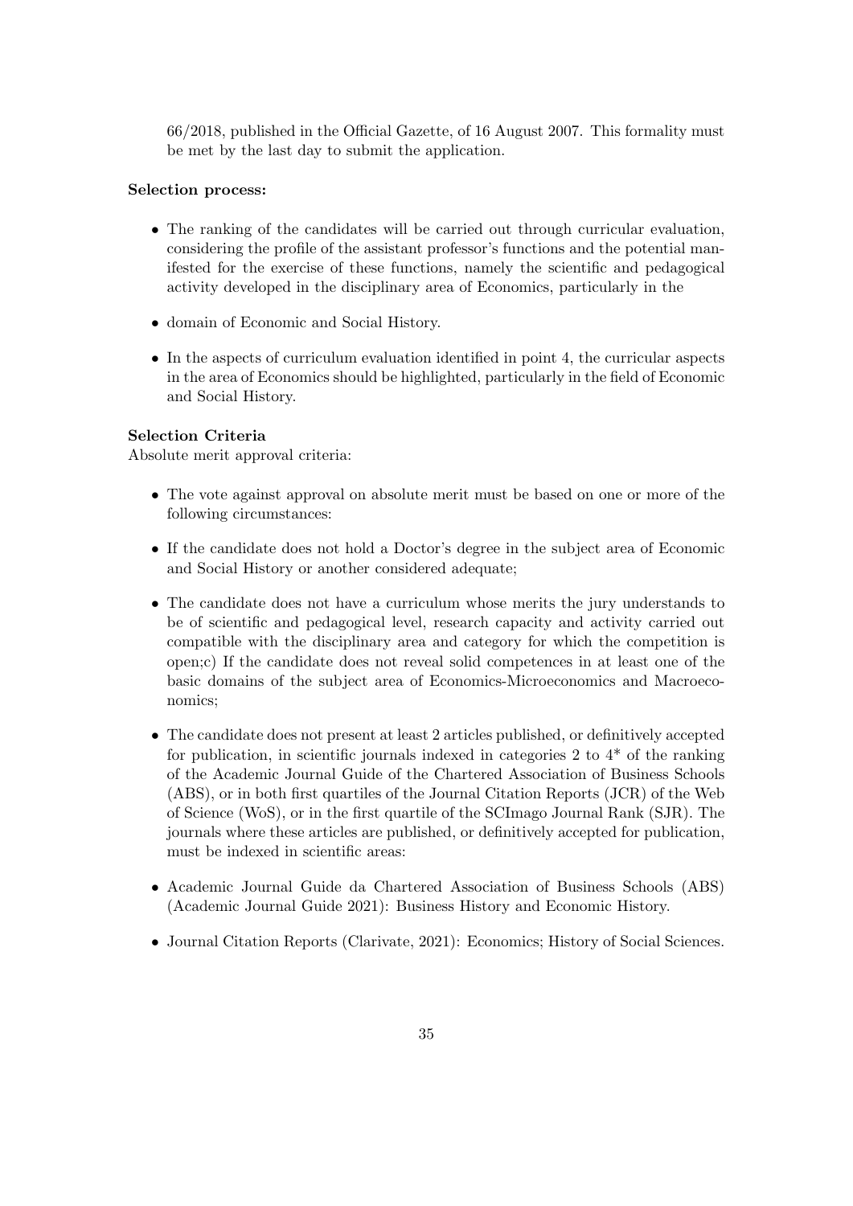66/2018, published in the Official Gazette, of 16 August 2007. This formality must be met by the last day to submit the application.

**Selection process:**

- The ranking of the candidates will be carried out through curricular evaluation, considering the profile of the assistant professor's functions and the potential manifested for the exercise of these functions, namely the scientific and pedagogical activity developed in the disciplinary area of Economics, particularly in the
- domain of Economic and Social History.
- In the aspects of curriculum evaluation identified in point 4, the curricular aspects in the area of Economics should be highlighted, particularly in the field of Economic and Social History.

**Selection Criteria**
Absolute merit approval criteria:

- The vote against approval on absolute merit must be based on one or more of the following circumstances:
- If the candidate does not hold a Doctor's degree in the subject area of Economic and Social History or another considered adequate;
- The candidate does not have a curriculum whose merits the jury understands to be of scientific and pedagogical level, research capacity and activity carried out compatible with the disciplinary area and category for which the competition is open;c) If the candidate does not reveal solid competences in at least one of the basic domains of the subject area of Economics-Microeconomics and Macroeconomics;
- The candidate does not present at least 2 articles published, or definitively accepted for publication, in scientific journals indexed in categories 2 to 4* of the ranking of the Academic Journal Guide of the Chartered Association of Business Schools (ABS), or in both first quartiles of the Journal Citation Reports (JCR) of the Web of Science (WoS), or in the first quartile of the SCImago Journal Rank (SJR). The journals where these articles are published, or definitively accepted for publication, must be indexed in scientific areas:
- Academic Journal Guide da Chartered Association of Business Schools (ABS) (Academic Journal Guide 2021): Business History and Economic History.
- Journal Citation Reports (Clarivate, 2021): Economics; History of Social Sciences.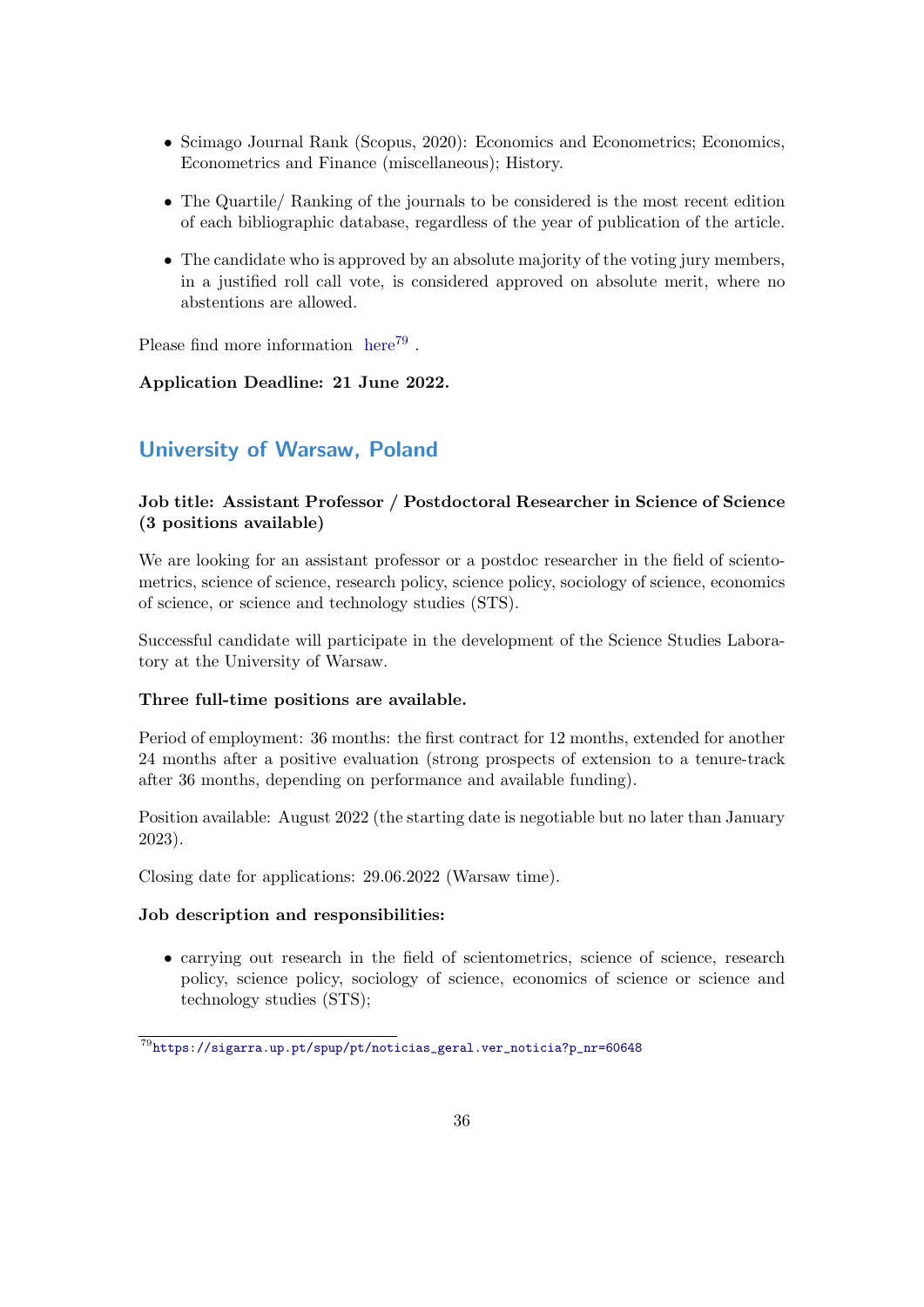- Scimago Journal Rank (Scopus, 2020): Economics and Econometrics; Economics, Econometrics and Finance (miscellaneous); History.
- The Quartile/ Ranking of the journals to be considered is the most recent edition of each bibliographic database, regardless of the year of publication of the article.
- The candidate who is approved by an absolute majority of the voting jury members, in a justified roll call vote, is considered approved on absolute merit, where no abstentions are allowed.

Please find more information here[79] .

**Application Deadline: 21 June 2022.**

## University of Warsaw, Poland

**Job title: Assistant Professor / Postdoctoral Researcher in Science of Science (3 positions available)**

We are looking for an assistant professor or a postdoc researcher in the field of scientometrics, science of science, research policy, science policy, sociology of science, economics of science, or science and technology studies (STS).

Successful candidate will participate in the development of the Science Studies Laboratory at the University of Warsaw.

**Three full-time positions are available.**

Period of employment: 36 months: the first contract for 12 months, extended for another 24 months after a positive evaluation (strong prospects of extension to a tenure-track after 36 months, depending on performance and available funding).

Position available: August 2022 (the starting date is negotiable but no later than January 2023).

Closing date for applications: 29.06.2022 (Warsaw time).

**Job description and responsibilities:**

- carrying out research in the field of scientometrics, science of science, research policy, science policy, sociology of science, economics of science or science and technology studies (STS);

[79] https://sigarra.up.pt/spup/pt/noticias_geral.ver_noticia?p_nr=60648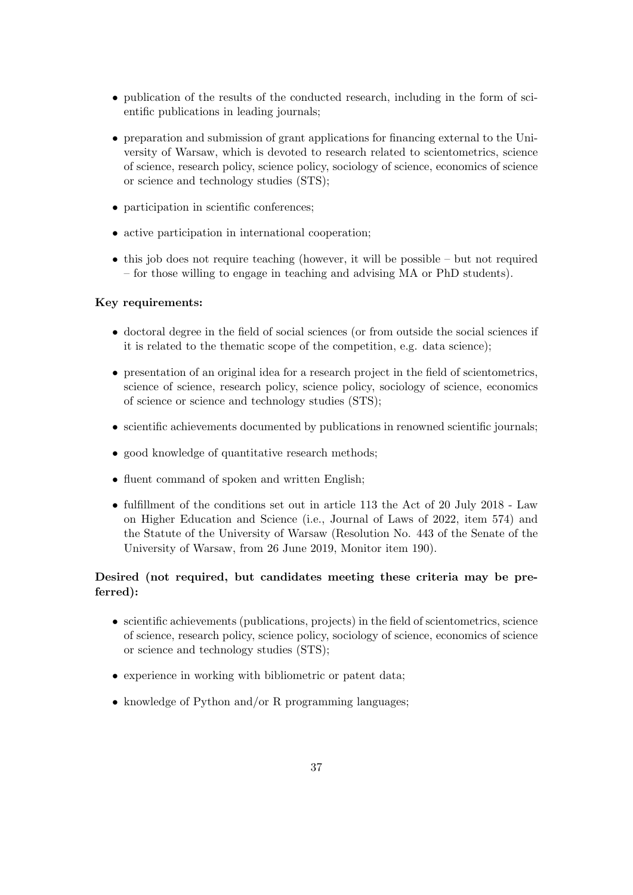- publication of the results of the conducted research, including in the form of scientific publications in leading journals;
- preparation and submission of grant applications for financing external to the University of Warsaw, which is devoted to research related to scientometrics, science of science, research policy, science policy, sociology of science, economics of science or science and technology studies (STS);
- participation in scientific conferences;
- active participation in international cooperation;
- this job does not require teaching (however, it will be possible – but not required – for those willing to engage in teaching and advising MA or PhD students).

**Key requirements:**

- doctoral degree in the field of social sciences (or from outside the social sciences if it is related to the thematic scope of the competition, e.g. data science);
- presentation of an original idea for a research project in the field of scientometrics, science of science, research policy, science policy, sociology of science, economics of science or science and technology studies (STS);
- scientific achievements documented by publications in renowned scientific journals;
- good knowledge of quantitative research methods;
- fluent command of spoken and written English;
- fulfillment of the conditions set out in article 113 the Act of 20 July 2018 - Law on Higher Education and Science (i.e., Journal of Laws of 2022, item 574) and the Statute of the University of Warsaw (Resolution No. 443 of the Senate of the University of Warsaw, from 26 June 2019, Monitor item 190).

**Desired (not required, but candidates meeting these criteria may be preferred):**

- scientific achievements (publications, projects) in the field of scientometrics, science of science, research policy, science policy, sociology of science, economics of science or science and technology studies (STS);
- experience in working with bibliometric or patent data;
- knowledge of Python and/or R programming languages;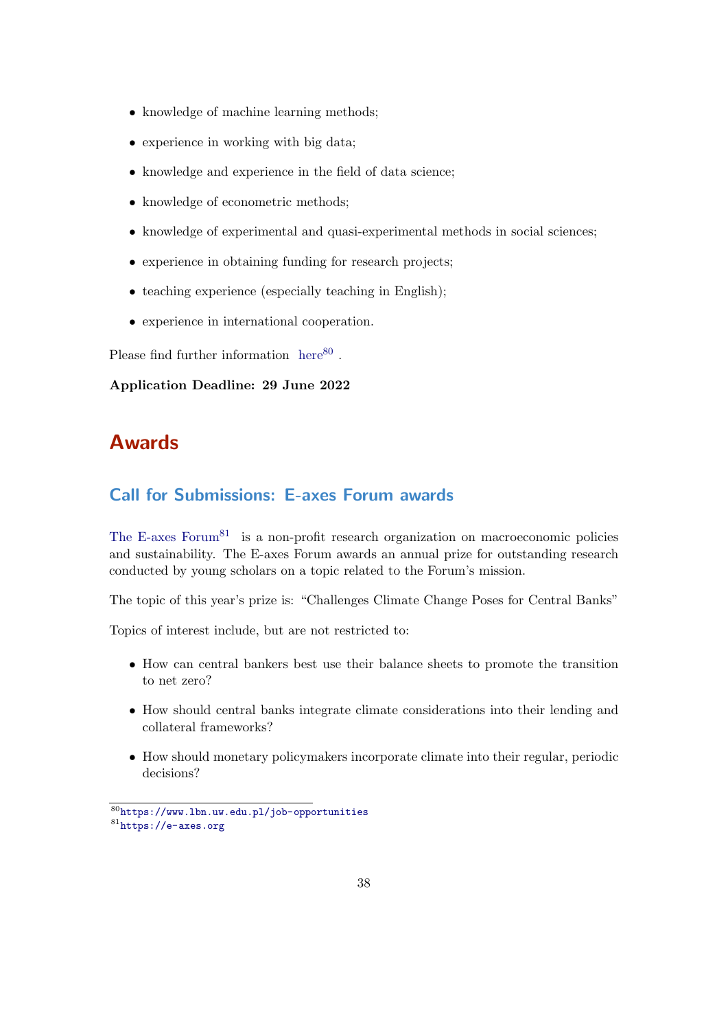- knowledge of machine learning methods;
- experience in working with big data;
- knowledge and experience in the field of data science;
- knowledge of econometric methods;
- knowledge of experimental and quasi-experimental methods in social sciences;
- experience in obtaining funding for research projects;
- teaching experience (especially teaching in English);
- experience in international cooperation.

Please find further information here[80] .

**Application Deadline: 29 June 2022**

# Awards

## Call for Submissions: E-axes Forum awards

The E-axes Forum[81] is a non-profit research organization on macroeconomic policies and sustainability. The E-axes Forum awards an annual prize for outstanding research conducted by young scholars on a topic related to the Forum's mission.

The topic of this year's prize is: "Challenges Climate Change Poses for Central Banks"

Topics of interest include, but are not restricted to:

- How can central bankers best use their balance sheets to promote the transition to net zero?
- How should central banks integrate climate considerations into their lending and collateral frameworks?
- How should monetary policymakers incorporate climate into their regular, periodic decisions?

[80] https://www.lbn.uw.edu.pl/job-opportunities

[81] https://e-axes.org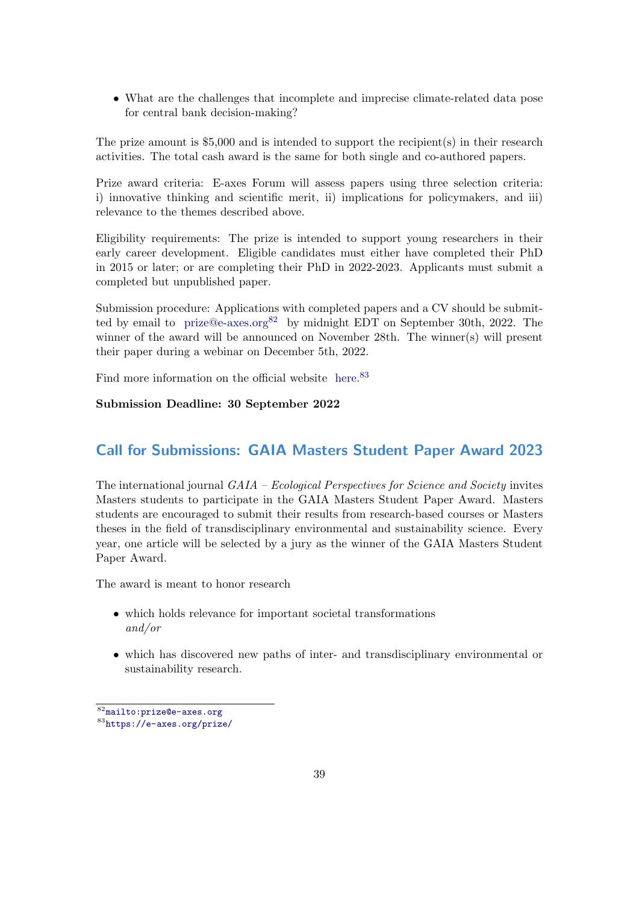- What are the challenges that incomplete and imprecise climate-related data pose for central bank decision-making?

The prize amount is $5,000 and is intended to support the recipient(s) in their research activities. The total cash award is the same for both single and co-authored papers.

Prize award criteria: E-axes Forum will assess papers using three selection criteria: i) innovative thinking and scientific merit, ii) implications for policymakers, and iii) relevance to the themes described above.

Eligibility requirements: The prize is intended to support young researchers in their early career development. Eligible candidates must either have completed their PhD in 2015 or later; or are completing their PhD in 2022-2023. Applicants must submit a completed but unpublished paper.

Submission procedure: Applications with completed papers and a CV should be submitted by email to prize@e-axes.org[82] by midnight EDT on September 30th, 2022. The winner of the award will be announced on November 28th. The winner(s) will present their paper during a webinar on December 5th, 2022.

Find more information on the official website here.[83]

**Submission Deadline: 30 September 2022**

## Call for Submissions: GAIA Masters Student Paper Award 2023

The international journal *GAIA – Ecological Perspectives for Science and Society* invites Masters students to participate in the GAIA Masters Student Paper Award. Masters students are encouraged to submit their results from research-based courses or Masters theses in the field of transdisciplinary environmental and sustainability science. Every year, one article will be selected by a jury as the winner of the GAIA Masters Student Paper Award.

The award is meant to honor research

- which holds relevance for important societal transformations
  *and/or*
- which has discovered new paths of inter- and transdisciplinary environmental or sustainability research.

[82] mailto:prize@e-axes.org
[83] https://e-axes.org/prize/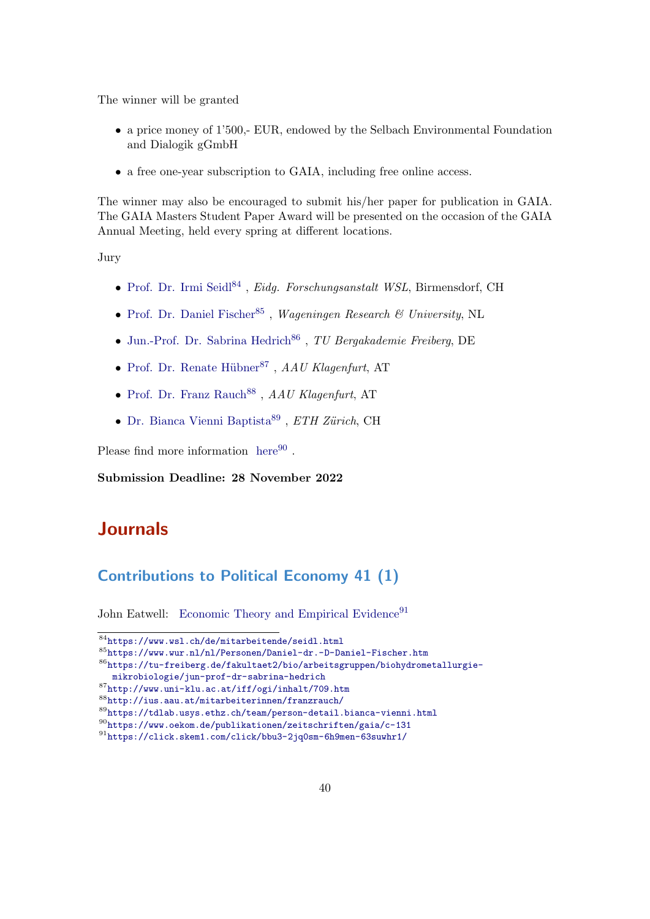The winner will be granted

- a price money of 1'500,- EUR, endowed by the Selbach Environmental Foundation and Dialogik gGmbH
- a free one-year subscription to GAIA, including free online access.

The winner may also be encouraged to submit his/her paper for publication in GAIA. The GAIA Masters Student Paper Award will be presented on the occasion of the GAIA Annual Meeting, held every spring at different locations.

Jury

- Prof. Dr. Irmi Seidl[84] , *Eidg. Forschungsanstalt WSL*, Birmensdorf, CH
- Prof. Dr. Daniel Fischer[85] , *Wageningen Research & University*, NL
- Jun.-Prof. Dr. Sabrina Hedrich[86] , *TU Bergakademie Freiberg*, DE
- Prof. Dr. Renate Hübner[87] , *AAU Klagenfurt*, AT
- Prof. Dr. Franz Rauch[88] , *AAU Klagenfurt*, AT
- Dr. Bianca Vienni Baptista[89] , *ETH Zürich*, CH

Please find more information here[90] .

**Submission Deadline: 28 November 2022**

# Journals

## Contributions to Political Economy 41 (1)

John Eatwell: Economic Theory and Empirical Evidence[91]

[84] https://www.wsl.ch/de/mitarbeitende/seidl.html
[85] https://www.wur.nl/nl/Personen/Daniel-dr.-D-Daniel-Fischer.htm
[86] https://tu-freiberg.de/fakultaet2/bio/arbeitsgruppen/biohydrometallurgie-mikrobiologie/jun-prof-dr-sabrina-hedrich
[87] http://www.uni-klu.ac.at/iff/ogi/inhalt/709.htm
[88] http://ius.aau.at/mitarbeiterinnen/franzrauch/
[89] https://tdlab.usys.ethz.ch/team/person-detail.bianca-vienni.html
[90] https://www.oekom.de/publikationen/zeitschriften/gaia/c-131
[91] https://click.skem1.com/click/bbu3-2jq0sm-6h9men-63suwhr1/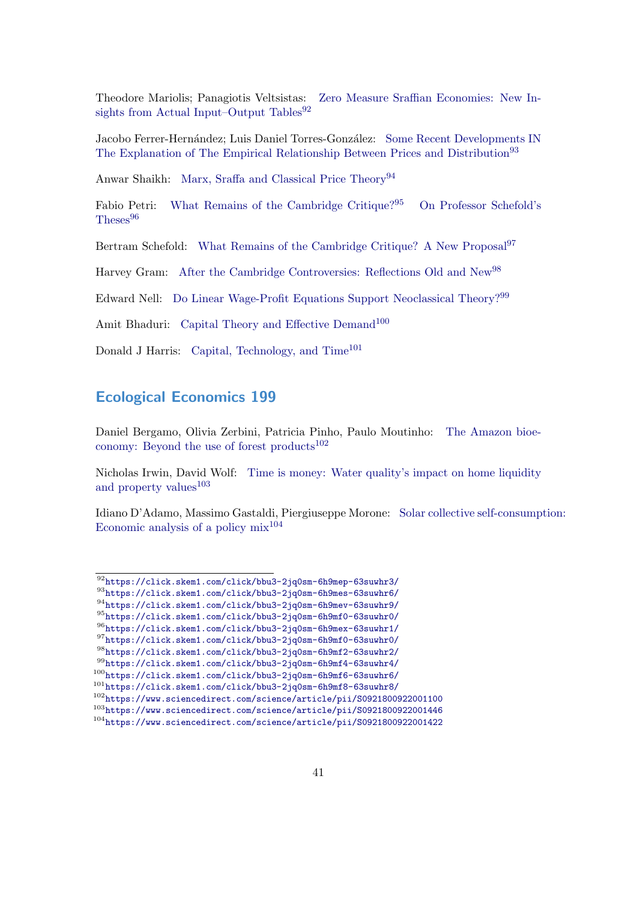Theodore Mariolis; Panagiotis Veltsistas: Zero Measure Sraffian Economies: New Insights from Actual Input–Output Tables[92]

Jacobo Ferrer-Hernández; Luis Daniel Torres-González: Some Recent Developments IN The Explanation of The Empirical Relationship Between Prices and Distribution[93]

Anwar Shaikh: Marx, Sraffa and Classical Price Theory[94]

Fabio Petri: What Remains of the Cambridge Critique?[95] On Professor Schefold's Theses[96]

Bertram Schefold: What Remains of the Cambridge Critique? A New Proposal[97]

Harvey Gram: After the Cambridge Controversies: Reflections Old and New[98]

Edward Nell: Do Linear Wage-Profit Equations Support Neoclassical Theory?[99]

Amit Bhaduri: Capital Theory and Effective Demand[100]

Donald J Harris: Capital, Technology, and Time[101]

## Ecological Economics 199

Daniel Bergamo, Olivia Zerbini, Patricia Pinho, Paulo Moutinho: The Amazon bioeconomy: Beyond the use of forest products[102]

Nicholas Irwin, David Wolf: Time is money: Water quality's impact on home liquidity and property values[103]

Idiano D'Adamo, Massimo Gastaldi, Piergiuseppe Morone: Solar collective self-consumption: Economic analysis of a policy mix[104]

---

[92] https://click.skem1.com/click/bbu3-2jq0sm-6h9mep-63suwhr3/
[93] https://click.skem1.com/click/bbu3-2jq0sm-6h9mes-63suwhr6/
[94] https://click.skem1.com/click/bbu3-2jq0sm-6h9mev-63suwhr9/
[95] https://click.skem1.com/click/bbu3-2jq0sm-6h9mf0-63suwhr0/
[96] https://click.skem1.com/click/bbu3-2jq0sm-6h9mex-63suwhr1/
[97] https://click.skem1.com/click/bbu3-2jq0sm-6h9mf0-63suwhr0/
[98] https://click.skem1.com/click/bbu3-2jq0sm-6h9mf2-63suwhr2/
[99] https://click.skem1.com/click/bbu3-2jq0sm-6h9mf4-63suwhr4/
[100] https://click.skem1.com/click/bbu3-2jq0sm-6h9mf6-63suwhr6/
[101] https://click.skem1.com/click/bbu3-2jq0sm-6h9mf8-63suwhr8/
[102] https://www.sciencedirect.com/science/article/pii/S0921800922001100
[103] https://www.sciencedirect.com/science/article/pii/S0921800922001446
[104] https://www.sciencedirect.com/science/article/pii/S0921800922001422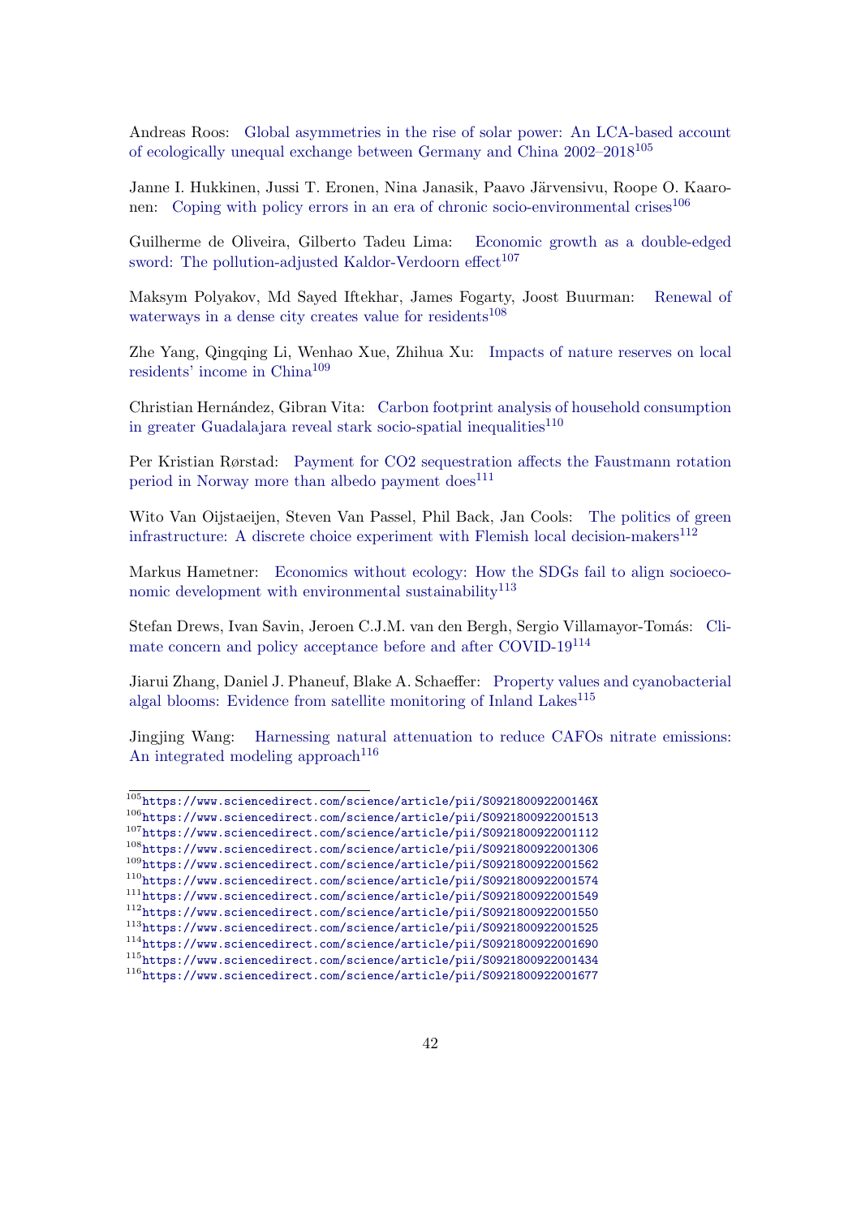Andreas Roos: Global asymmetries in the rise of solar power: An LCA-based account of ecologically unequal exchange between Germany and China 2002–2018[105]

Janne I. Hukkinen, Jussi T. Eronen, Nina Janasik, Paavo Järvensivu, Roope O. Kaaronen: Coping with policy errors in an era of chronic socio-environmental crises[106]

Guilherme de Oliveira, Gilberto Tadeu Lima: Economic growth as a double-edged sword: The pollution-adjusted Kaldor-Verdoorn effect[107]

Maksym Polyakov, Md Sayed Iftekhar, James Fogarty, Joost Buurman: Renewal of waterways in a dense city creates value for residents[108]

Zhe Yang, Qingqing Li, Wenhao Xue, Zhihua Xu: Impacts of nature reserves on local residents' income in China[109]

Christian Hernández, Gibran Vita: Carbon footprint analysis of household consumption in greater Guadalajara reveal stark socio-spatial inequalities[110]

Per Kristian Rørstad: Payment for CO2 sequestration affects the Faustmann rotation period in Norway more than albedo payment does[111]

Wito Van Oijstaeijen, Steven Van Passel, Phil Back, Jan Cools: The politics of green infrastructure: A discrete choice experiment with Flemish local decision-makers[112]

Markus Hametner: Economics without ecology: How the SDGs fail to align socioeconomic development with environmental sustainability[113]

Stefan Drews, Ivan Savin, Jeroen C.J.M. van den Bergh, Sergio Villamayor-Tomás: Climate concern and policy acceptance before and after COVID-19[114]

Jiarui Zhang, Daniel J. Phaneuf, Blake A. Schaeffer: Property values and cyanobacterial algal blooms: Evidence from satellite monitoring of Inland Lakes[115]

Jingjing Wang: Harnessing natural attenuation to reduce CAFOs nitrate emissions: An integrated modeling approach[116]

---

[105] https://www.sciencedirect.com/science/article/pii/S092180092200146X
[106] https://www.sciencedirect.com/science/article/pii/S0921800922001513
[107] https://www.sciencedirect.com/science/article/pii/S0921800922001112
[108] https://www.sciencedirect.com/science/article/pii/S0921800922001306
[109] https://www.sciencedirect.com/science/article/pii/S0921800922001562
[110] https://www.sciencedirect.com/science/article/pii/S0921800922001574
[111] https://www.sciencedirect.com/science/article/pii/S0921800922001549
[112] https://www.sciencedirect.com/science/article/pii/S0921800922001550
[113] https://www.sciencedirect.com/science/article/pii/S0921800922001525
[114] https://www.sciencedirect.com/science/article/pii/S0921800922001690
[115] https://www.sciencedirect.com/science/article/pii/S0921800922001434
[116] https://www.sciencedirect.com/science/article/pii/S0921800922001677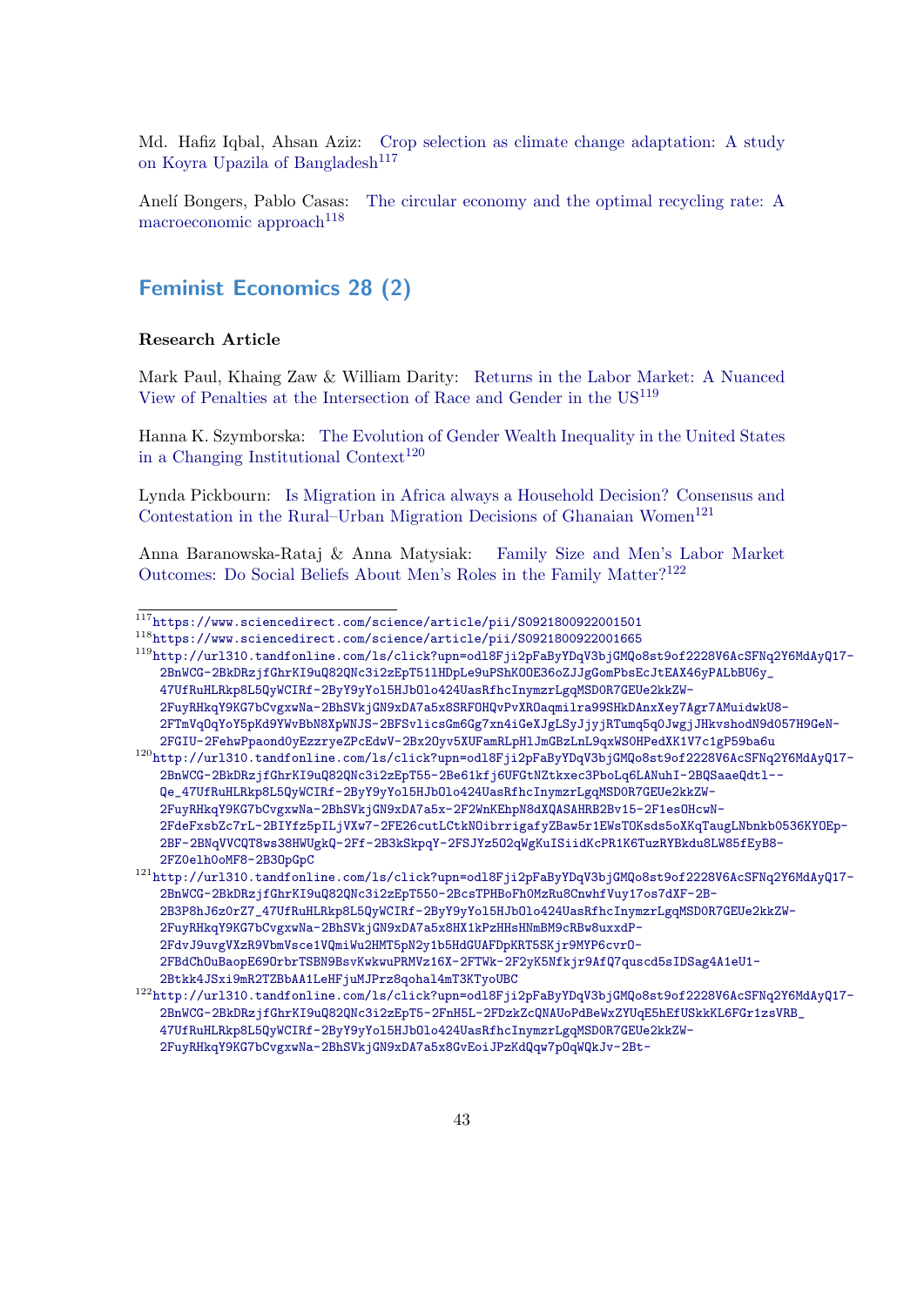Md. Hafiz Iqbal, Ahsan Aziz: Crop selection as climate change adaptation: A study on Koyra Upazila of Bangladesh[117]

Anelí Bongers, Pablo Casas: The circular economy and the optimal recycling rate: A macroeconomic approach[118]

## Feminist Economics 28 (2)

**Research Article**

Mark Paul, Khaing Zaw & William Darity: Returns in the Labor Market: A Nuanced View of Penalties at the Intersection of Race and Gender in the US[119]

Hanna K. Szymborska: The Evolution of Gender Wealth Inequality in the United States in a Changing Institutional Context[120]

Lynda Pickbourn: Is Migration in Africa always a Household Decision? Consensus and Contestation in the Rural–Urban Migration Decisions of Ghanaian Women[121]

Anna Baranowska-Rataj & Anna Matysiak: Family Size and Men's Labor Market Outcomes: Do Social Beliefs About Men's Roles in the Family Matter?[122]

---

[117] https://www.sciencedirect.com/science/article/pii/S0921800922001501

[118] https://www.sciencedirect.com/science/article/pii/S0921800922001665

[119] http://url310.tandfonline.com/ls/click?upn=odl8Fji2pFaByYDqV3bjGMQo8st9of2228V6AcSFNq2Y6MdAyQ17-2BnWCG-2BkDRzjfGhrKI9uQ82QNc3i2zEpT51lHDpLe9uPShK0OE36oZJJgGomPbsEcJtEAX46yPALbBU6y_47UfRuHLRkp8L5QyWCIRf-2ByY9yYol5HJbOlo424UasRfhcInymzrLgqMSD0R7GEUe2kkZW-2FuyRHkqY9KG7bCvgxwNa-2BhSVkjGN9xDA7a5x8SRFOHQvPvXROaqmilra99SHkDAnxXey7Agr7AMuidwkU8-2FTmVqOqYoY5pKd9YWvBbN8XpWNJS-2BFSvlicsGm6Gg7xn4iGeXJgLSyJjyjRTumq5q0JwgjJHkvshodN9d057H9GeN-2FGIU-2FehwPpaond0yEzzryeZPcEdwV-2Bx2Oyv5XUFamRLpHlJmGBzLnL9qxWS0HPedXK1V7c1gP59ba6u

[120] http://url310.tandfonline.com/ls/click?upn=odl8Fji2pFaByYDqV3bjGMQo8st9of2228V6AcSFNq2Y6MdAyQ17-2BnWCG-2BkDRzjfGhrKI9uQ82QNc3i2zEpT55-2Be61kfj6UFGtNZtkxec3PboLq6LANuhI-2BQSaaeQdtl--Qe_47UfRuHLRkp8L5QyWCIRf-2ByY9yYol5HJbOlo424UasRfhcInymzrLgqMSD0R7GEUe2kkZW-2FuyRHkqY9KG7bCvgxwNa-2BhSVkjGN9xDA7a5x-2F2WnKEhpN8dXQASAHRB2Bv15-2F1esOHcwN-2FdeFxsbZc7rL-2BIYfz5pILjVXw7-2FE26cutLCtkNOibrrigafyZBaw5r1EWsT0Ksds5oXKqTaugLNbnkb0536KYOEp-2BF-2BNqVVCQT8ws38HWUgkQ-2Ff-2B3kSkpqY-2FSJYz502qWgKuISiidKcPR1K6TuzRYBkdu8LW85fEyB8-2FZ0elh0oMF8-2B3OpGpC

[121] http://url310.tandfonline.com/ls/click?upn=odl8Fji2pFaByYDqV3bjGMQo8st9of2228V6AcSFNq2Y6MdAyQ17-2BnWCG-2BkDRzjfGhrKI9uQ82QNc3i2zEpT550-2BcsTPHBoFh0MzRu8CnwhfVuy17os7dXF-2B-2B3P8hJ6z0rZ7_47UfRuHLRkp8L5QyWCIRf-2ByY9yYol5HJbOlo424UasRfhcInymzrLgqMSD0R7GEUe2kkZW-2FuyRHkqY9KG7bCvgxwNa-2BhSVkjGN9xDA7a5x8HX1kPzHHsHNmBM9cRBw8uxxdP-2FdvJ9uvgVXzR9VbmVsce1VQmiWu2HMT5pN2y1b5HdGUAFDpKRT5SKjr9MYP6cvrO-2FBdChOuBaopE69OrbrTSBN9BsvKwkwuPRMVz16X-2FTWk-2F2yK5Nfkjr9AfQ7quscd5sIDSag4A1eU1-2Btkk4JSxi9mR2TZBbAA1LeHFjuMJPrz8qohal4mT3KTyoUBC

[122] http://url310.tandfonline.com/ls/click?upn=odl8Fji2pFaByYDqV3bjGMQo8st9of2228V6AcSFNq2Y6MdAyQ17-2BnWCG-2BkDRzjfGhrKI9uQ82QNc3i2zEpT5-2FnH5L-2FDzkZcQNAUoPdBeWxZYUqE5hEfUSkkKL6FGr1zsVRB_47UfRuHLRkp8L5QyWCIRf-2ByY9yYol5HJbOlo424UasRfhcInymzrLgqMSD0R7GEUe2kkZW-2FuyRHkqY9KG7bCvgxwNa-2BhSVkjGN9xDA7a5x8GvEoiJPzKdQqw7pOqWQkJv-2Bt-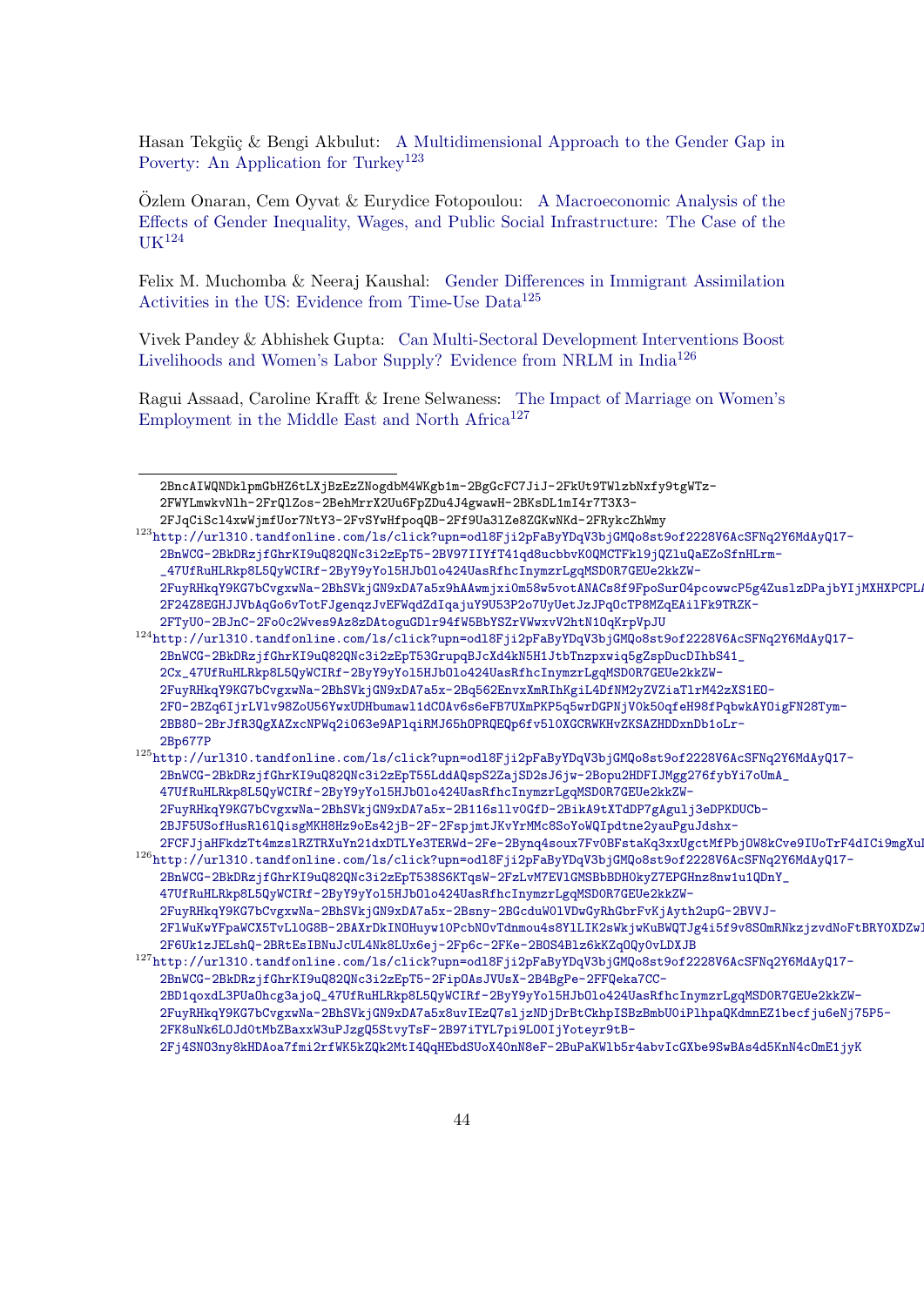Hasan Tekgüç & Bengi Akbulut: A Multidimensional Approach to the Gender Gap in Poverty: An Application for Turkey[123]

Özlem Onaran, Cem Oyvat & Eurydice Fotopoulou: A Macroeconomic Analysis of the Effects of Gender Inequality, Wages, and Public Social Infrastructure: The Case of the UK[124]

Felix M. Muchomba & Neeraj Kaushal: Gender Differences in Immigrant Assimilation Activities in the US: Evidence from Time-Use Data[125]

Vivek Pandey & Abhishek Gupta: Can Multi-Sectoral Development Interventions Boost Livelihoods and Women's Labor Supply? Evidence from NRLM in India[126]

Ragui Assaad, Caroline Krafft & Irene Selwaness: The Impact of Marriage on Women's Employment in the Middle East and North Africa[127]

---

2BncAIWQNDklpmGbHZ6tLXjBzEzZNogdbM4WKgb1m-2BgGcFC7JiJ-2FkUt9TWlzbNxfy9tgWTz-2FWYLmwkvNlh-2FrQlZos-2BehMrrX2Uu6FpZDu4J4gwawH-2BKsDL1mI4r7T3X3-2FJqCiScl4xwWjmfUor7NtY3-2FvSYwHfpoqQB-2Ff9Ua3lZe8ZGKwNKd-2FRykcZhWmy

[123] http://url310.tandfonline.com/ls/click?upn=odl8Fji2pFaByYDqV3bjGMQo8st9of2228V6AcSFNq2Y6MdAyQ17-2BnWCG-2BkDRzjfGhrKI9uQ82QNc3i2zEpT5-2BV97IIYfT41qd8ucbbvKOQMCTFkl9jQZluQaEZoSfnHLrm-_47UfRuHLRkp8L5QyWCIRf-2ByY9yYol5HJbOlo424UasRfhcInymzrLgqMSDOR7GEUe2kkZW-2FuyRHkqY9KG7bCvgxwNa-2BhSVkjGN9xDA7a5x9hAAwmjxi0m58w5votANACs8f9FpoSur04pcowwcP5g4ZuslzDPajbYIjMXHXPCPLA2F24Z8EGHJJVbAqGo6vTotFJgenqzJvEFWqdZdIqajuY9U53P2o7UyUetJzJPqOcTP8MZqEAilFk9TRZK-2FTyU0-2BJnC-2Fo0c2Wves9Az8zDAtoguGDlr94fW5BbYSZrVWwxvV2htN1OqKrpVpJU

[124] http://url310.tandfonline.com/ls/click?upn=odl8Fji2pFaByYDqV3bjGMQo8st9of2228V6AcSFNq2Y6MdAyQ17-2BnWCG-2BkDRzjfGhrKI9uQ82QNc3i2zEpT53GrupqBJcXd4kN5H1JtbTnzpxwiq5gZspDucDIhbS41_2Cx_47UfRuHLRkp8L5QyWCIRf-2ByY9yYol5HJbOlo424UasRfhcInymzrLgqMSDOR7GEUe2kkZW-2FuyRHkqY9KG7bCvgxwNa-2BhSVkjGN9xDA7a5x-2Bq562EnvxXmRIhKgiL4DfNM2yZVZiaTlrM42zXS1EO-2FO-2BZq6IjrLVlv98ZoU56YwxUDHbumawl1dCOAv6s6eFB7UXmPKP5q5wrDGPNjV0k50qfeH98fPqbwkAYOigFN28Tym-2BB8O-2BrJfR3QgXAZxcNPWq2i063e9APlqiRMJ65hOPRQEQp6fv5l0XGCRWKHvZKSAZHDDxnDb1oLr-2Bp677P

[125] http://url310.tandfonline.com/ls/click?upn=odl8Fji2pFaByYDqV3bjGMQo8st9of2228V6AcSFNq2Y6MdAyQ17-2BnWCG-2BkDRzjfGhrKI9uQ82QNc3i2zEpT55LddAQspS2ZajSD2sJ6jw-2Bopu2HDFIJMgg276fybYi7oUmA_47UfRuHLRkp8L5QyWCIRf-2ByY9yYol5HJbOlo424UasRfhcInymzrLgqMSDOR7GEUe2kkZW-2FuyRHkqY9KG7bCvgxwNa-2BhSVkjGN9xDA7a5x-2B116sllv0GfD-2BikA9tXTdDP7gAgulj3eDPKDUCb-2BJF5USofHusRl6lQisgMKH8Hz9oEs42jB-2F-2FspjmtJKvYrMMc8SoYoWQIpdtne2yauPguJdshx-2FCFJjaHFkdzTt4mzslRZTRXuYn21dxDTLYe3TERWd-2Fe-2Bynq4soux7Fv0BFstaKq3xxUgctMfPbjOW8kCve9IUoTrF4dICi9mgXuI

[126] http://url310.tandfonline.com/ls/click?upn=odl8Fji2pFaByYDqV3bjGMQo8st9of2228V6AcSFNq2Y6MdAyQ17-2BnWCG-2BkDRzjfGhrKI9uQ82QNc3i2zEpT538S6KTqsW-2FzLvM7EVlGMSBbBDHOkyZ7EPGHnz8nw1u1QDnY_47UfRuHLRkp8L5QyWCIRf-2ByY9yYol5HJbOlo424UasRfhcInymzrLgqMSDOR7GEUe2kkZW-2FuyRHkqY9KG7bCvgxwNa-2BhSVkjGN9xDA7a5x-2Bsny-2BGcduW0lVDwGyRhGbrFvKjAyth2upG-2BVVJ-2FlWuKwYFpaWCX5TvLl0G8B-2BAXrDkINOHuyw10PcbNOvTdnmou4s8YlLIK2sWkjwKuBWQTJg4i5f9v8SOmRNkzjzvdNoFtBRY0XDZwI2F6Uk1zJELshQ-2BRtEsIBNuJcUL4Nk8LUx6ej-2Fp6c-2FKe-2BOS4Blz6kKZqOQy0vLDXJB

[127] http://url310.tandfonline.com/ls/click?upn=odl8Fji2pFaByYDqV3bjGMQo8st9of2228V6AcSFNq2Y6MdAyQ17-2BnWCG-2BkDRzjfGhrKI9uQ82QNc3i2zEpT5-2FipOAsJVUsX-2B4BgPe-2FFQeka7CC-2BD1qoxdL3PUaOhcg3ajoQ_47UfRuHLRkp8L5QyWCIRf-2ByY9yYol5HJbOlo424UasRfhcInymzrLgqMSDOR7GEUe2kkZW-2FuyRHkqY9KG7bCvgxwNa-2BhSVkjGN9xDA7a5x8uvIEzQ7sljzNDjDrBtCkhpISBzBmbU0iPlhpaQKdmnEZ1becfju6eNj75P5-2FK8uNk6LOJd0tMbZBaxxW3uPJzgQ5StvyTsF-2B97iTYL7pi9LO0IjYoteyr9tB-2Fj4SNO3ny8kHDAoa7fmi2rfWK5kZQk2MtI4QqHEbdSUoX40nN8eF-2BuPaKWlb5r4abvIcGXbe9SwBAs4d5KnN4cOmE1jyK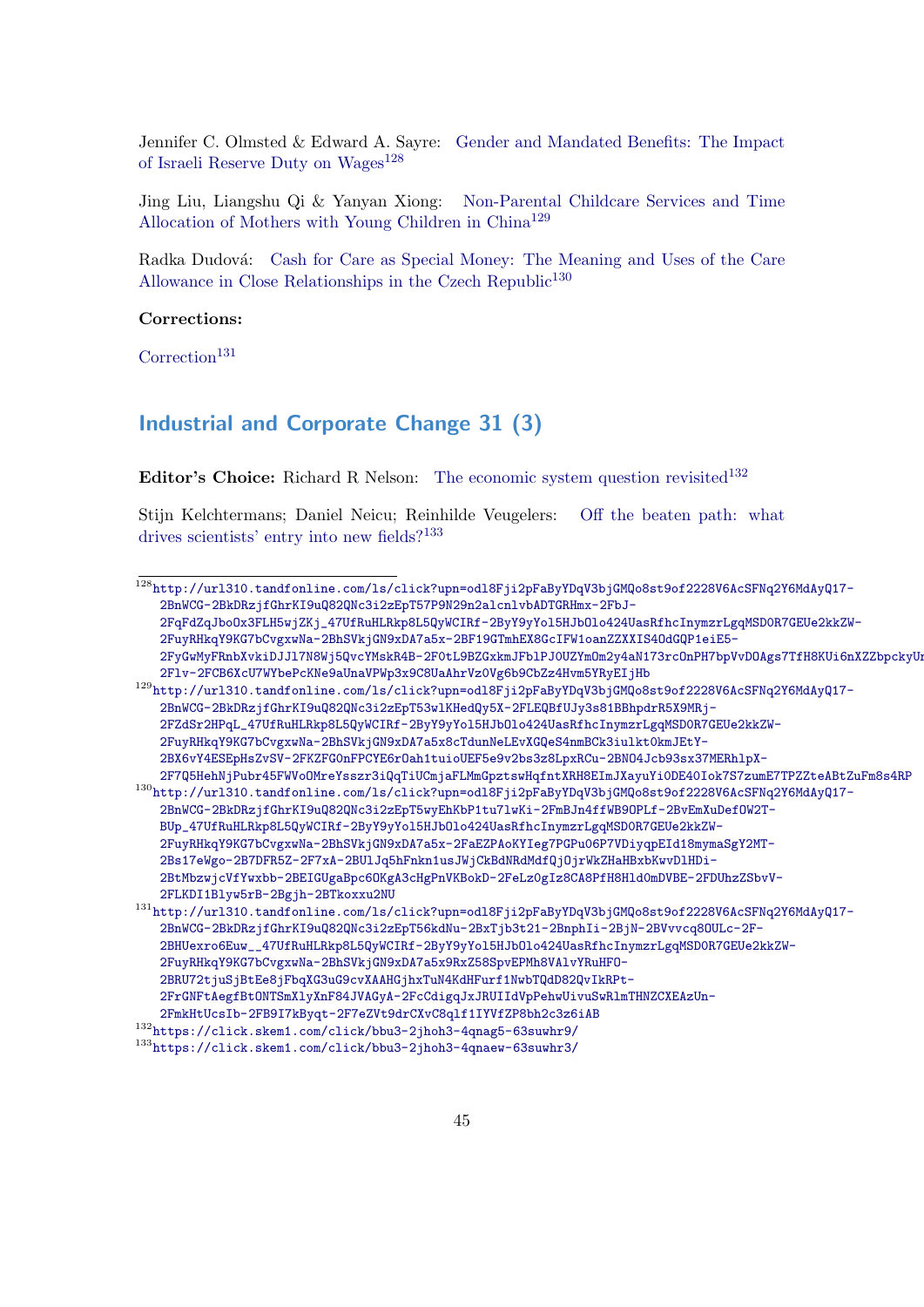Jennifer C. Olmsted & Edward A. Sayre: Gender and Mandated Benefits: The Impact of Israeli Reserve Duty on Wages[128]

Jing Liu, Liangshu Qi & Yanyan Xiong: Non-Parental Childcare Services and Time Allocation of Mothers with Young Children in China[129]

Radka Dudová: Cash for Care as Special Money: The Meaning and Uses of the Care Allowance in Close Relationships in the Czech Republic[130]

**Corrections:**

Correction[131]

## Industrial and Corporate Change 31 (3)

**Editor's Choice:** Richard R Nelson: The economic system question revisited[132]

Stijn Kelchtermans; Daniel Neicu; Reinhilde Veugelers: Off the beaten path: what drives scientists' entry into new fields?[133]

---

[128] http://url310.tandfonline.com/ls/click?upn=odl8Fji2pFaByYDqV3bjGMQo8st9of2228V6AcSFNq2Y6MdAyQ17-2BnWCG-2BkDRzjfGhrKI9uQ82QNc3i2zEpT57P9N29n2alcnlvbADTGRHmx-2FbJ-2FqFdZqJboOx3FLH5wjZKj_47UfRuHLRkp8L5QyWCIRf-2ByY9yYol5HJbOlo424UasRfhcInymzrLgqMSD0R7GEUe2kkZW-2FuyRHkqY9KG7bCvgxwNa-2BhSVkjGN9xDA7a5x-2BF19GTmhEX8GcIFW1oanZZXXIS40dGQP1eiE5-2FyGwMyFRnbXvkiDJJl7N8Wj5QvcYMskR4B-2F0tL9BZGxkmJFblPJ0UZYmOm2y4aN173rcOnPH7bpVvDOAgs7TfH8KUi6nXZZbpckyUr-2Flv-2FCB6XcU7WYbePcKNe9aUnaVPWp3x9C8UaAhrVz0Vg6b9CbZz4Hvm5YRyEIjHb

[129] http://url310.tandfonline.com/ls/click?upn=odl8Fji2pFaByYDqV3bjGMQo8st9of2228V6AcSFNq2Y6MdAyQ17-2BnWCG-2BkDRzjfGhrKI9uQ82QNc3i2zEpT53wlKHedQy5X-2FLEQBfUJy3s81BBhpdrR5X9MRj-2FZdSr2HPqL_47UfRuHLRkp8L5QyWCIRf-2ByY9yYol5HJbOlo424UasRfhcInymzrLgqMSD0R7GEUe2kkZW-2FuyRHkqY9KG7bCvgxwNa-2BhSVkjGN9xDA7a5x8cTdunNeLEvXGQeS4nmBCk3iulkt0kmJEtY-2BX6vY4ESEpHsZvSV-2FKZFG0nFPCYE6r0ah1tuioUEF5e9v2bs3z8LpxRCu-2BN04Jcb93sx37MERhlpX-2F7Q5HehNjPubr45FWVoOMreYsszr3iQqTiUCmjaFLMmGpztswHqfntXRH8EImJXayuYi0DE40Iok7S7zumE7TPZZteABtZuFm8s4RP

[130] http://url310.tandfonline.com/ls/click?upn=odl8Fji2pFaByYDqV3bjGMQo8st9of2228V6AcSFNq2Y6MdAyQ17-2BnWCG-2BkDRzjfGhrKI9uQ82QNc3i2zEpT5wyEhKbP1tu7lwKi-2FmBJn4ffWB9OPLf-2BvEmXuDef0W2T-BUp_47UfRuHLRkp8L5QyWCIRf-2ByY9yYol5HJbOlo424UasRfhcInymzrLgqMSD0R7GEUe2kkZW-2FuyRHkqY9KG7bCvgxwNa-2BhSVkjGN9xDA7a5x-2FaEZPAoKYIeg7PGPu06P7VDiyqpEId18mymaSgY2MT-2Bs17eWgo-2B7DFR5Z-2F7xA-2BUlJq5hFnkn1usJWjCkBdNRdMdfQjOjrWkZHaHBxbKwvDlHDi-2BtMbzwjcVfYwxbb-2BEIGUgaBpc6OKgA3cHgPnVKBokD-2FeLz0gIz8CA8PfH8Hld0mDVBE-2FDUhzZSbvV-2FLKDI1Blyw5rB-2Bgjh-2BTkoxxu2NU

[131] http://url310.tandfonline.com/ls/click?upn=odl8Fji2pFaByYDqV3bjGMQo8st9of2228V6AcSFNq2Y6MdAyQ17-2BnWCG-2BkDRzjfGhrKI9uQ82QNc3i2zEpT56kdNu-2BxTjb3t21-2BnphIi-2BjN-2BVvvcq8OULc-2F-2BHUexro6Euw__47UfRuHLRkp8L5QyWCIRf-2ByY9yYol5HJbOlo424UasRfhcInymzrLgqMSD0R7GEUe2kkZW-2FuyRHkqY9KG7bCvgxwNa-2BhSVkjGN9xDA7a5x9RxZ58SpvEPMh8VAlvYRuHF0-2BRU72tjuSjBtEe8jFbqXG3uG9cvXAAHGjhxTuN4KdHFurf1NwbTQdD82QvIkRPt-2FrGNFtAegfBtONTSmXlyXnF84JVAGyA-2FcCdigqJxJRUIIdVpPehwUivuSwRlmTHNZCXEAzUn-2FmkHtUcsIb-2FB9I7kByqt-2F7eZVt9drCXvC8qlf1IYVfZP8bh2c3z6iAB

[132] https://click.skem1.com/click/bbu3-2jhoh3-4qnag5-63suwhr9/

[133] https://click.skem1.com/click/bbu3-2jhoh3-4qnaew-63suwhr3/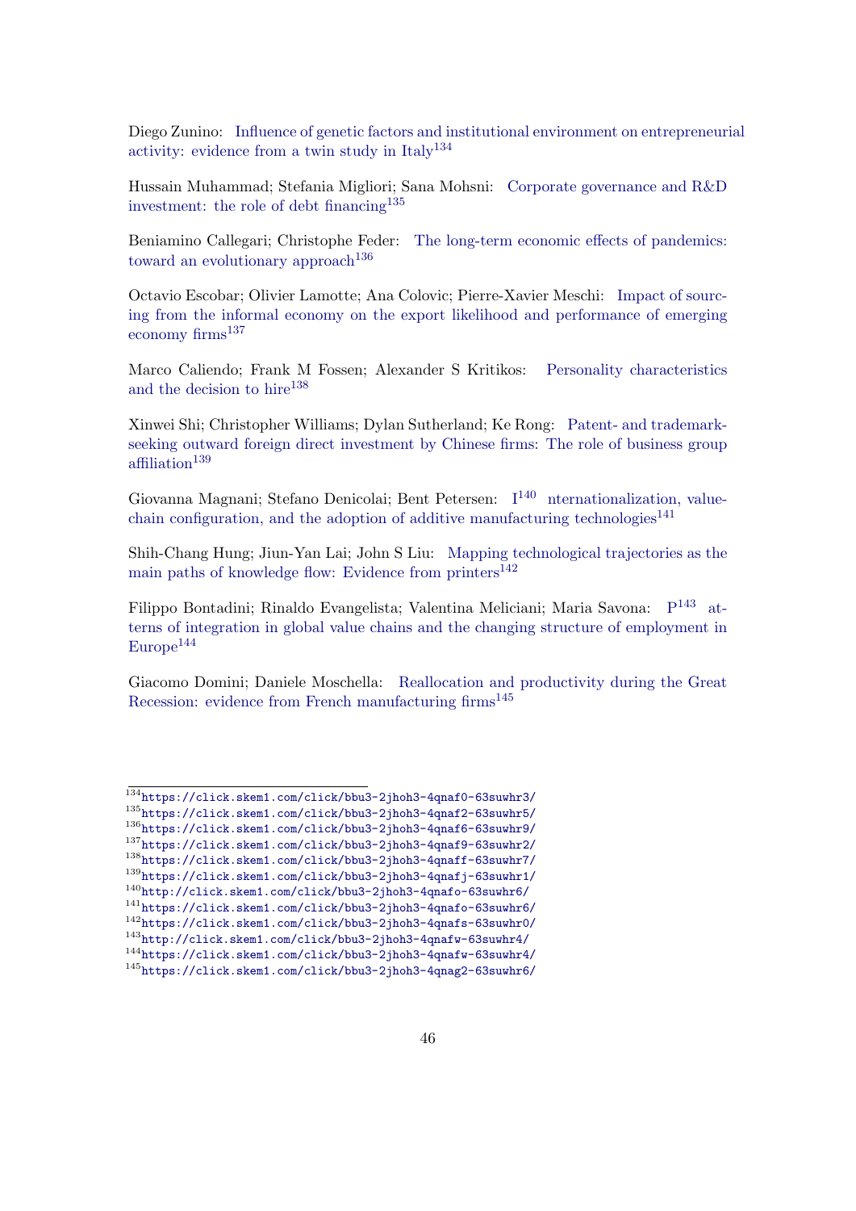Diego Zunino: Influence of genetic factors and institutional environment on entrepreneurial activity: evidence from a twin study in Italy[134]

Hussain Muhammad; Stefania Migliori; Sana Mohsni: Corporate governance and R&D investment: the role of debt financing[135]

Beniamino Callegari; Christophe Feder: The long-term economic effects of pandemics: toward an evolutionary approach[136]

Octavio Escobar; Olivier Lamotte; Ana Colovic; Pierre-Xavier Meschi: Impact of sourcing from the informal economy on the export likelihood and performance of emerging economy firms[137]

Marco Caliendo; Frank M Fossen; Alexander S Kritikos: Personality characteristics and the decision to hire[138]

Xinwei Shi; Christopher Williams; Dylan Sutherland; Ke Rong: Patent- and trademark-seeking outward foreign direct investment by Chinese firms: The role of business group affiliation[139]

Giovanna Magnani; Stefano Denicolai; Bent Petersen: I[140] nternationalization, value-chain configuration, and the adoption of additive manufacturing technologies[141]

Shih-Chang Hung; Jiun-Yan Lai; John S Liu: Mapping technological trajectories as the main paths of knowledge flow: Evidence from printers[142]

Filippo Bontadini; Rinaldo Evangelista; Valentina Meliciani; Maria Savona: P[143] atterns of integration in global value chains and the changing structure of employment in Europe[144]

Giacomo Domini; Daniele Moschella: Reallocation and productivity during the Great Recession: evidence from French manufacturing firms[145]

---

[134] https://click.skem1.com/click/bbu3-2jhoh3-4qnaf0-63suwhr3/
[135] https://click.skem1.com/click/bbu3-2jhoh3-4qnaf2-63suwhr5/
[136] https://click.skem1.com/click/bbu3-2jhoh3-4qnaf6-63suwhr9/
[137] https://click.skem1.com/click/bbu3-2jhoh3-4qnaf9-63suwhr2/
[138] https://click.skem1.com/click/bbu3-2jhoh3-4qnaff-63suwhr7/
[139] https://click.skem1.com/click/bbu3-2jhoh3-4qnafj-63suwhr1/
[140] http://click.skem1.com/click/bbu3-2jhoh3-4qnafo-63suwhr6/
[141] https://click.skem1.com/click/bbu3-2jhoh3-4qnafo-63suwhr6/
[142] https://click.skem1.com/click/bbu3-2jhoh3-4qnafs-63suwhr0/
[143] http://click.skem1.com/click/bbu3-2jhoh3-4qnafw-63suwhr4/
[144] https://click.skem1.com/click/bbu3-2jhoh3-4qnafw-63suwhr4/
[145] https://click.skem1.com/click/bbu3-2jhoh3-4qnag2-63suwhr6/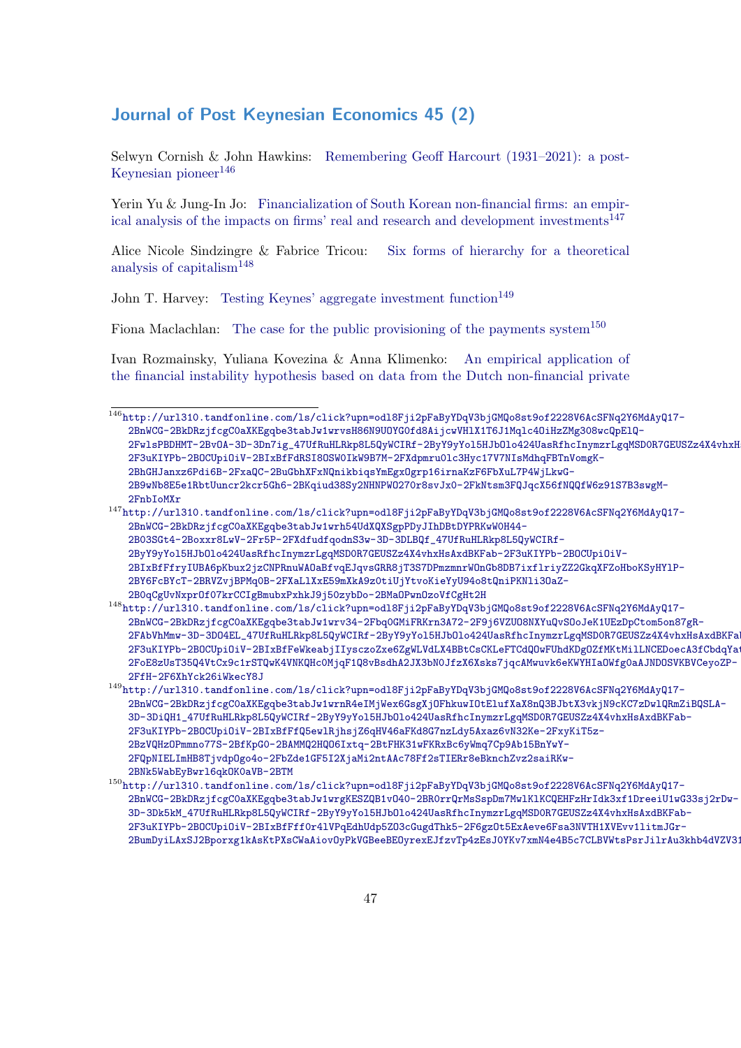## Journal of Post Keynesian Economics 45 (2)

Selwyn Cornish & John Hawkins: Remembering Geoff Harcourt (1931–2021): a post-Keynesian pioneer[146]

Yerin Yu & Jung-In Jo: Financialization of South Korean non-financial firms: an empirical analysis of the impacts on firms' real and research and development investments[147]

Alice Nicole Sindzingre & Fabrice Tricou: Six forms of hierarchy for a theoretical analysis of capitalism[148]

John T. Harvey: Testing Keynes' aggregate investment function[149]

Fiona Maclachlan: The case for the public provisioning of the payments system[150]

Ivan Rozmainsky, Yuliana Kovezina & Anna Klimenko: An empirical application of the financial instability hypothesis based on data from the Dutch non-financial private

---

[146] http://url310.tandfonline.com/ls/click?upn=odl8Fji2pFaByYDqV3bjGMQo8st9of2228V6AcSFNq2Y6MdAyQ17-2BnWCG-2BkDRzjfcgC0aXKEgqbe3tabJw1wrvsH86N9UOYG0fd8AijcwVHlX1T6J1Mqlc4OiHzZMg308wcQpElQ-2FwlsPBDHMT-2BvOA-3D-3Dn7ig_47UfRuHLRkp8L5QyWCIRf-2ByY9yYol5HJbOlo424UasRfhcInymzrLgqMSD0R7GEUSZz4X4vhxH-2F3uKIYPb-2BOCUpiOiV-2BIxBfFdRSI8OSWOIkW9B7M-2Fxdpmru0lc3Hyc17V7NIsMdhqFBTnVomgK-2BhGHJanxz6Pdi6B-2FxaQC-2BuGbhXFxNQnikbiqsYmEgxOgrp16irnaKzF6FbXuL7P4WjLkwG-2B9wNb8E5e1RbtUuncr2kcr5Gh6-2BKqiud38Sy2NHNPWO270r8svJx0-2FkNtsm3FQJqcX56fNQQfW6z91S7B3swgM-2FnbIoMXr

[147] http://url310.tandfonline.com/ls/click?upn=odl8Fji2pFaByYDqV3bjGMQo8st9of2228V6AcSFNq2Y6MdAyQ17-2BnWCG-2BkDRzjfcgC0aXKEgqbe3tabJw1wrh54UdXQXSgpPDyJIhDBtDYPRKwWOH44-2BO3SGt4-2Boxxr8LwV-2Fr5P-2FXdfudfqodnS3w-3D-3DLBQf_47UfRuHLRkp8L5QyWCIRf-2ByY9yYol5HJbOlo424UasRfhcInymzrLgqMSD0R7GEUSZz4X4vhxHsAxdBKFab-2F3uKIYPb-2BOCUpiOiV-2BIxBfFfryIUBA6pKbux2jzCNPRnuWAOaBfvqEJqvsGRR8jT3S7DPmzmnrWOnGb8DB7ixflriyZZ2GkqXFZoHboKSyHYlP-2BY6FcBYcT-2BRVZvjBPMq0B-2FXaLlXxE59mXkA9z0tiUjYtvoKieYyU94o8tQniPKNli3OaZ-2B0qCgUvNxprOf07krCCIgBmubxPxhkJ9j50zybDo-2BMaOPwnOzoVfCgHt2H

[148] http://url310.tandfonline.com/ls/click?upn=odl8Fji2pFaByYDqV3bjGMQo8st9of2228V6AcSFNq2Y6MdAyQ17-2BnWCG-2BkDRzjfcgC0aXKEgqbe3tabJw1wrv34-2Fbq0GMiFRKrn3A72-2F9j6VZUO8NXYuQvSOoJeK1UEzDpCtom5on87gR-2FAbVhMmw-3D-3DO4EL_47UfRuHLRkp8L5QyWCIRf-2ByY9yYol5HJbOlo424UasRfhcInymzrLgqMSD0R7GEUSZz4X4vhxHsAxdBKFab-2F3uKIYPb-2BOCUpiOiV-2BIxBfFeWkeabjIIysczoZxe6ZgWLVdLX4BBtCsCKLeFTCdQOwFUhdKDgOZfMKtMilLNCEDoecA3fCbdqYa-2FoE8zUsT35Q4VtCx9c1rSTQwK4VNKQHcOMjqF1Q8vBsdhA2JX3bN0JfzX6Xsks7jqcAMwuvk6eKWYHIaOWfg0aAJNDOSVKBVCeyoZP-2FfH-2F6XhYck26iWkecY8J

[149] http://url310.tandfonline.com/ls/click?upn=odl8Fji2pFaByYDqV3bjGMQo8st9of2228V6AcSFNq2Y6MdAyQ17-2BnWCG-2BkDRzjfcgC0aXKEgqbe3tabJw1wrnR4eIMjWex6GsgXjOFhkuwIOtElufXaX8nQ3BJbtX3vkjN9cKC7zDwlQRmZiBQSLA-3D-3DiQH1_47UfRuHLRkp8L5QyWCIRf-2ByY9yYol5HJbOlo424UasRfhcInymzrLgqMSD0R7GEUSZz4X4vhxHsAxdBKFab-2F3uKIYPb-2BOCUpiOiV-2BIxBfFfQ5ewlRjhsjZ6qHV46aFKd8G7nzLdy5Axaz6vN32Ke-2FxyKiT5z-2BzVQHzOPmmno77S-2BfKpG0-2BAMMQ2HQO6Ixtq-2BtFHK31wFKRxBc6yWmq7Cp9Ab15BnYwY-2FQpNIELImHB8Tjvdp0go4o-2FbZde1GF5I2XjaMi2ntAAc78Ff2sTIERr8eBknchZvz2saiRKw-2BNk5WabEyBwrl6qkOK0aVB-2BTM

[150] http://url310.tandfonline.com/ls/click?upn=odl8Fji2pFaByYDqV3bjGMQo8st9of2228V6AcSFNq2Y6MdAyQ17-2BnWCG-2BkDRzjfcgC0aXKEgqbe3tabJw1wrgKESZQB1vO40-2BR0rrQrMsSspDm7MwlKlKCQEHFzHrIdk3xf1DreeiU1wG33sj2rDw-3D-3Dk5kM_47UfRuHLRkp8L5QyWCIRf-2ByY9yYol5HJbOlo424UasRfhcInymzrLgqMSD0R7GEUSZz4X4vhxHsAxdBKFab-2F3uKIYPb-2BOCUpiOiV-2BIxBfFff0r4lVPqEdhUdp5ZO3cGugdThk5-2F6gzOt5ExAeve6Fsa3NVTH1XVEvv1litmJGr-2BumDyiLAxSJ2Bporxg1kAsKtPXsCWaAiovOyPkVGBeeBEOyrexEJfzvTp4zEsJ0YKv7xmN4e4B5c7CLBVWtsPsrJilrAu3khb4dVZV31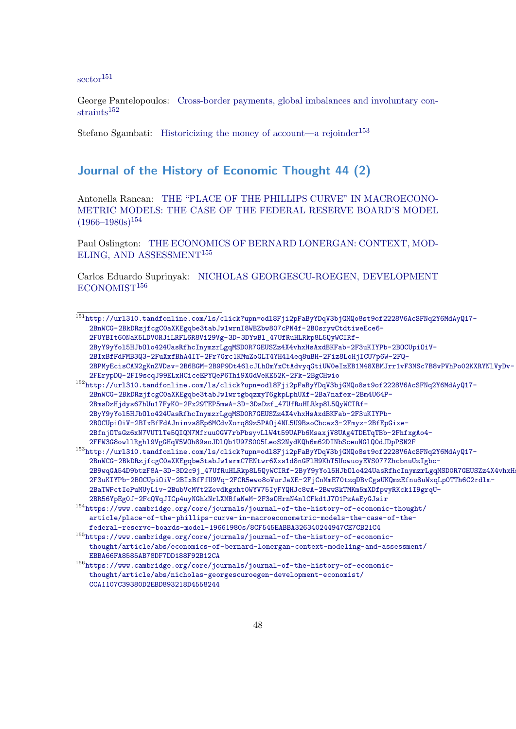sector[151]

George Pantelopoulos: Cross-border payments, global imbalances and involuntary constraints[152]

Stefano Sgambati: Historicizing the money of account—a rejoinder[153]

## Journal of the History of Economic Thought 44 (2)

Antonella Rancan: THE “PLACE OF THE PHILLIPS CURVE” IN MACROECONOMETRIC MODELS: THE CASE OF THE FEDERAL RESERVE BOARD'S MODEL (1966–1980s)[154]

Paul Oslington: THE ECONOMICS OF BERNARD LONERGAN: CONTEXT, MODELING, AND ASSESSMENT[155]

Carlos Eduardo Suprinyak: NICHOLAS GEORGESCU-ROEGEN, DEVELOPMENT ECONOMIST[156]

---

[151] http://url310.tandfonline.com/ls/click?upn=odl8Fji2pFaByYDqV3bjGMQo8st9of2228V6AcSFNq2Y6MdAyQ17-2BnWCG-2BkDRzjfcgC0aXKEgqbe3tabJw1wrnI8WBZbw807cPN4f-2B0srywCtdtiweEce6-2FUYBIt60NaK5LDV0RJiLRFL6R8Vi29Vg-3D-3DYwBl_47UfRuHLRkp8L5QyWCIRf-2ByY9yYol5HJbOlo424UasRfhcInymzrLgqMSD0R7GEUSZz4X4vhxHsAxdBKFab-2F3uKIYPb-2BOCUpiOiV-2BIxBfFdFMB3Q3-2FuXxfBhA4IT-2Fr7Grc1KMuZoGLT4YH4l4eq8uBH-2Fiz8LoHjICU7p6W-2FQ-2BPMyEcisCAN2gKnZVDsv-2B6BGM-2B9P9Dt46lcJLhOmYxCtAdvyqGtiUW0eIzEB1M48XBMJrr1vF3MSc7B8vPVhPo02KXRYNlVyDv-2FErypDQ-2FI9scqJ99ELxHCiceEPYQeP6Thi9XGdWeKE52K-2Fk-2BgCHwio

[152] http://url310.tandfonline.com/ls/click?upn=odl8Fji2pFaByYDqV3bjGMQo8st9of2228V6AcSFNq2Y6MdAyQ17-2BnWCG-2BkDRzjfcgC0aXKEgqbe3tabJw1wrtgbqzxyT6gkpLphUXf-2Ba7nafex-2Bm4U64P-2BmsDzHjdys67hUu17FyK0-2Fx29TEP5mwA-3D-3DsDzf_47UfRuHLRkp8L5QyWCIRf-2ByY9yYol5HJbOlo424UasRfhcInymzrLgqMSD0R7GEUSZz4X4vhxHsAxdBKFab-2F3uKIYPb-2BOCUpiOiV-2BIxBfFdAJninvs8Ep6MCdvXorq89z5PAOj4NL5U9BsoCbcaz3-2Fmyz-2BfEpGixe-2BfnjOTsGz6xN7VUTlTe5QIQM7Mfruu0GV7rbPbsyvLlW4t59UAPb6MsaxjV8UAg4TDETqTBb-2FhfxgAo4-2FFW3G8owllRghl9VgGHqV5WOh89soJDlQb1U97S005LeoS2NydKQh6m62DINbSceuNGlQ0dJDpPSN2F

[153] http://url310.tandfonline.com/ls/click?upn=odl8Fji2pFaByYDqV3bjGMQo8st9of2228V6AcSFNq2Y6MdAyQ17-2BnWCG-2BkDRzjfcgC0aXKEgqbe3tabJw1wrmC7ENtwr6Xxs1d8nGFlH9KhT5UowuoyEVS077ZhcbnuUzIgbc-2B9wqGA54D9btzF8A-3D-3D2c9j_47UfRuHLRkp8L5QyWCIRf-2ByY9yYol5HJbOlo424UasRfhcInymzrLgqMSD0R7GEUSZz4X4vhxH-2F3uKIYPb-2BOCUpiOiV-2BIxBfFfU9Vq-2FCR5ewo8oVurJaXE-2FjCnMmE70tzqDBvCgsUKQmzEfnu8uWxqLpOTTh6C2rdlm-2BaTWPctIePuMUyL1v-2BubVcMYt2Zevdkgxht0WYV75IyFYQHJc8wA-2BwwSkTMKm5mXDfpwyRKck1I9grqU-2BR56YpEg0J-2FcQVqJICp4uyNGhkNrLXMBfaNeM-2F3sOHrnN4nlCFkd1J7O1PzAaEyGJsir

[154] https://www.cambridge.org/core/journals/journal-of-the-history-of-economic-thought/article/place-of-the-phillips-curve-in-macroeconometric-models-the-case-of-the-federal-reserve-boards-model-19661980s/8CF545EABBA326340244947CE7CB21C4

[155] https://www.cambridge.org/core/journals/journal-of-the-history-of-economic-thought/article/abs/economics-of-bernard-lonergan-context-modeling-and-assessment/EBBA66FA8585AB78DF7DD188F92B12CA

[156] https://www.cambridge.org/core/journals/journal-of-the-history-of-economic-thought/article/abs/nicholas-georgescuroegen-development-economist/CCA1107C39380D2EBD893218D4558244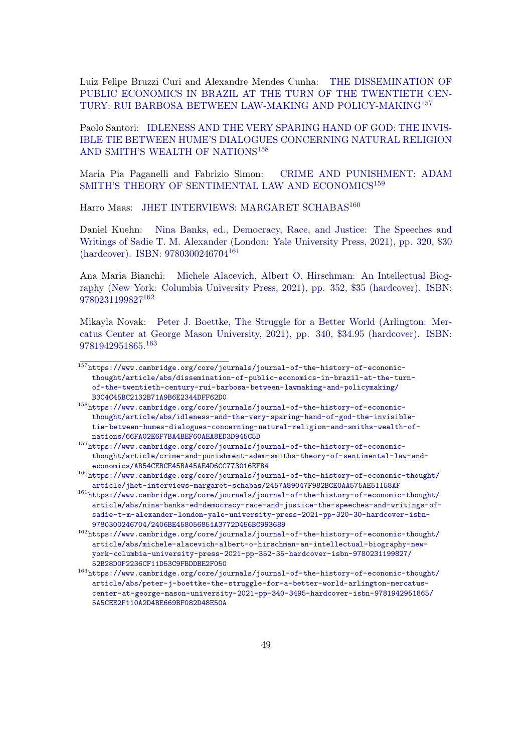Luiz Felipe Bruzzi Curi and Alexandre Mendes Cunha: THE DISSEMINATION OF PUBLIC ECONOMICS IN BRAZIL AT THE TURN OF THE TWENTIETH CENTURY: RUI BARBOSA BETWEEN LAW-MAKING AND POLICY-MAKING[157]

Paolo Santori: IDLENESS AND THE VERY SPARING HAND OF GOD: THE INVISIBLE TIE BETWEEN HUME'S DIALOGUES CONCERNING NATURAL RELIGION AND SMITH'S WEALTH OF NATIONS[158]

Maria Pia Paganelli and Fabrizio Simon: CRIME AND PUNISHMENT: ADAM SMITH'S THEORY OF SENTIMENTAL LAW AND ECONOMICS[159]

Harro Maas: JHET INTERVIEWS: MARGARET SCHABAS[160]

Daniel Kuehn: Nina Banks, ed., Democracy, Race, and Justice: The Speeches and Writings of Sadie T. M. Alexander (London: Yale University Press, 2021), pp. 320, $30 (hardcover). ISBN: 9780300246704[161]

Ana Maria Bianchi: Michele Alacevich, Albert O. Hirschman: An Intellectual Biography (New York: Columbia University Press, 2021), pp. 352, $35 (hardcover). ISBN: 9780231199827[162]

Mikayla Novak: Peter J. Boettke, The Struggle for a Better World (Arlington: Mercatus Center at George Mason University, 2021), pp. 340, $34.95 (hardcover). ISBN: 9781942951865.[163]

---

[157] https://www.cambridge.org/core/journals/journal-of-the-history-of-economic-thought/article/abs/dissemination-of-public-economics-in-brazil-at-the-turn-of-the-twentieth-century-rui-barbosa-between-lawmaking-and-policymaking/B3C4C45BC2132B71A9B6E2344DFF62D0

[158] https://www.cambridge.org/core/journals/journal-of-the-history-of-economic-thought/article/abs/idleness-and-the-very-sparing-hand-of-god-the-invisible-tie-between-humes-dialogues-concerning-natural-religion-and-smiths-wealth-of-nations/66FA02E6F7BA4BEF60AEA8ED3D945C5D

[159] https://www.cambridge.org/core/journals/journal-of-the-history-of-economic-thought/article/crime-and-punishment-adam-smiths-theory-of-sentimental-law-and-economics/AB54CEBCE45BA45AE4D6CC773016EFB4

[160] https://www.cambridge.org/core/journals/journal-of-the-history-of-economic-thought/article/jhet-interviews-margaret-schabas/2457A89047F982BCE0AA575AE51158AF

[161] https://www.cambridge.org/core/journals/journal-of-the-history-of-economic-thought/article/abs/nina-banks-ed-democracy-race-and-justice-the-speeches-and-writings-of-sadie-t-m-alexander-london-yale-university-press-2021-pp-320-30-hardcover-isbn-9780300246704/2406BE458056851A3772D456BC993689

[162] https://www.cambridge.org/core/journals/journal-of-the-history-of-economic-thought/article/abs/michele-alacevich-albert-o-hirschman-an-intellectual-biography-new-york-columbia-university-press-2021-pp-352-35-hardcover-isbn-9780231199827/52B28D0F2236CF11D53C9FBDDBE2F050

[163] https://www.cambridge.org/core/journals/journal-of-the-history-of-economic-thought/article/abs/peter-j-boettke-the-struggle-for-a-better-world-arlington-mercatus-center-at-george-mason-university-2021-pp-340-3495-hardcover-isbn-9781942951865/5A5CEE2F110A2D4BE669BF082D48E50A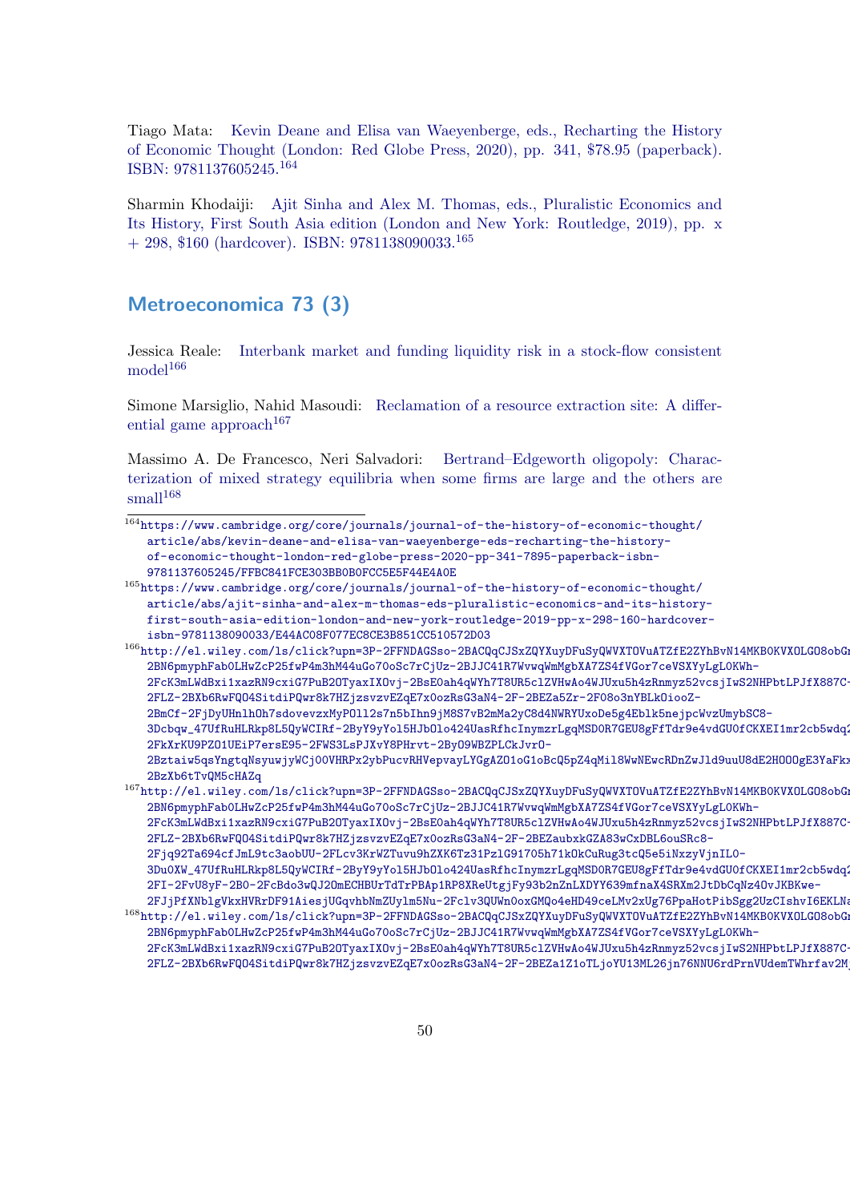Tiago Mata: Kevin Deane and Elisa van Waeyenberge, eds., Recharting the History of Economic Thought (London: Red Globe Press, 2020), pp. 341, $78.95 (paperback). ISBN: 9781137605245.[164]

Sharmin Khodaiji: Ajit Sinha and Alex M. Thomas, eds., Pluralistic Economics and Its History, First South Asia edition (London and New York: Routledge, 2019), pp. x + 298, $160 (hardcover). ISBN: 9781138090033.[165]

## Metroeconomica 73 (3)

Jessica Reale: Interbank market and funding liquidity risk in a stock-flow consistent model[166]

Simone Marsiglio, Nahid Masoudi: Reclamation of a resource extraction site: A differential game approach[167]

Massimo A. De Francesco, Neri Salvadori: Bertrand–Edgeworth oligopoly: Characterization of mixed strategy equilibria when some firms are large and the others are small[168]

---

[164] https://www.cambridge.org/core/journals/journal-of-the-history-of-economic-thought/article/abs/kevin-deane-and-elisa-van-waeyenberge-eds-recharting-the-history-of-economic-thought-london-red-globe-press-2020-pp-341-7895-paperback-isbn-9781137605245/FFBC841FCE303BB0B0FCC5E5F44E4A0E

[165] https://www.cambridge.org/core/journals/journal-of-the-history-of-economic-thought/article/abs/ajit-sinha-and-alex-m-thomas-eds-pluralistic-economics-and-its-history-first-south-asia-edition-london-and-new-york-routledge-2019-pp-x-298-160-hardcover-isbn-9781138090033/E44AC08F077EC8CE3B851CC510572D03

[166] http://el.wiley.com/ls/click?upn=3P-2FFNDAGSso-2BACQqCJSxZQYXuyDFuSyQWVXTOVuATZfE2ZYhBvN14MKBOKVXOLGO8obG 2BN6pmyphFab0LHwZcP25fwP4m3hM44uGo70oSc7rCjUz-2BJJC41R7WvwqWmMgbXA7ZS4fVGor7ceVSXYyLgL0KWh-2FcK3mLWdBxi1xazRN9cxiG7PuB2OTyaxIXOvj-2BsE0ah4qWYh7T8UR5clZVHwAo4WJUxu5h4zRnmyz52vcsjIwS2NHPbtLPJfX887C-2FLZ-2BXb6RwFQO4SitdiPQwr8k7HZjzsvzvEZqE7x0ozRsG3aN4-2F-2BEZa5Zr-2F08o3nYBLk0iooZ-2BmCf-2FjDyUHnlhOh7sdovevzxMyPOll2s7n5bIhn9jM8S7vB2mMa2yC8d4NWRYUxoDe5g4Eblk5nejpcWvzUmybSC8-3Dcbqw_47UfRuHLRkp8L5QyWCIRf-2ByY9yYol5HJbOlo424UasRfhcInymzrLgqMSDOR7GEU8gFfTdr9e4vdGU0fCKXEI1mr2cb5wdq2FkXrKU9PZO1UEiP7ersE95-2FWS3LsPJXvY8PHrvt-2ByO9WBZPLCkJvrO-2Bztaiw5qsYngtqNsyuwjyWCjOOVHRPx2ybPucvRHVepvayLYGgAZO1oG1oBcQ5pZ4qMil8WwNEwcRDnZwJld9uuU8dE2HOOOgE3YaFkx2BzXb6tTvQM5cHAZq

[167] http://el.wiley.com/ls/click?upn=3P-2FFNDAGSso-2BACQqCJSxZQYXuyDFuSyQWVXTOVuATZfE2ZYhBvN14MKBOKVXOLGO8obG 2BN6pmyphFab0LHwZcP25fwP4m3hM44uGo70oSc7rCjUz-2BJJC41R7WvwqWmMgbXA7ZS4fVGor7ceVSXYyLgL0KWh-2FcK3mLWdBxi1xazRN9cxiG7PuB2OTyaxIXOvj-2BsE0ah4qWYh7T8UR5clZVHwAo4WJUxu5h4zRnmyz52vcsjIwS2NHPbtLPJfX887C-2FLZ-2BXb6RwFQO4SitdiPQwr8k7HZjzsvzvEZqE7x0ozRsG3aN4-2F-2BEZaubxkGZA83wCxDBL6ouSRc8-2Fjq92Ta694cfJmL9tc3aobUU-2FLcv3KrWZTuvu9hZXK6Tz31PzlG91705h71kOkCuRug3tcQ5e5iNxzyVjnIL0-3Du0XW_47UfRuHLRkp8L5QyWCIRf-2ByY9yYol5HJbOlo424UasRfhcInymzrLgqMSDOR7GEU8gFfTdr9e4vdGU0fCKXEI1mr2cb5wdq2FI-2FvU8yF-2B0-2FcBdo3wQJ2OmECHBUrTdTrPBAp1RP8XReUtgjFy93b2nZnLXDYY639mfnaX4SRXm2JtDbCqNz4OvJKBKwe-2FJjPfXNblgVkxHVRrDF91AiesjUGqvhbNmZUylm5Nu-2Fclv3QUWn0oxGMQo4eHD49ceLMv2xUg76PpaHotPibSgg2UzCIshvI6EKLNa

[168] http://el.wiley.com/ls/click?upn=3P-2FFNDAGSso-2BACQqCJSxZQYXuyDFuSyQWVXTOVuATZfE2ZYhBvN14MKBOKVXOLGO8obG 2BN6pmyphFab0LHwZcP25fwP4m3hM44uGo70oSc7rCjUz-2BJJC41R7WvwqWmMgbXA7ZS4fVGor7ceVSXYyLgL0KWh-2FcK3mLWdBxi1xazRN9cxiG7PuB2OTyaxIXOvj-2BsE0ah4qWYh7T8UR5clZVHwAo4WJUxu5h4zRnmyz52vcsjIwS2NHPbtLPJfX887C-2FLZ-2BXb6RwFQO4SitdiPQwr8k7HZjzsvzvEZqE7x0ozRsG3aN4-2F-2BEZa1Z1oTLjoYU13ML26jn76NNU6rdPrnVUdemTWhrfav2M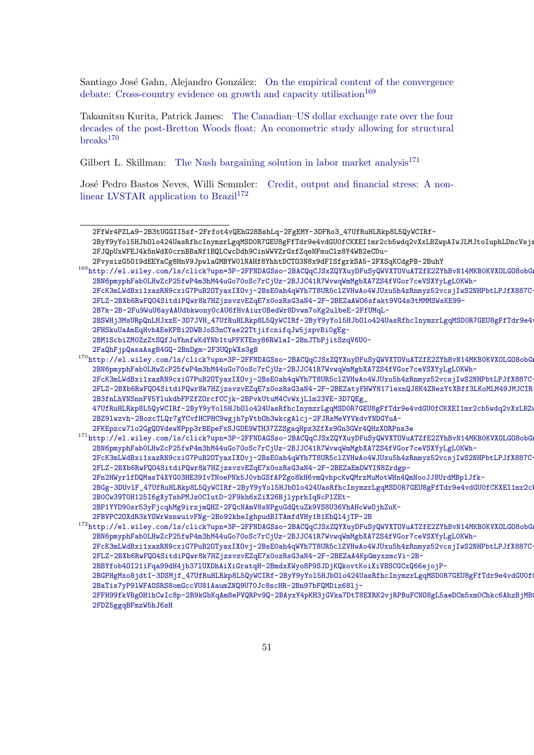Santiago José Gahn, Alejandro González: On the empirical content of the convergence debate: Cross-country evidence on growth and capacity utilisation[169]

Takamitsu Kurita, Patrick James: The Canadian–US dollar exchange rate over the four decades of the post-Bretton Woods float: An econometric study allowing for structural breaks[170]

Gilbert L. Skillman: The Nash bargaining solution in labor market analysis[171]

José Pedro Bastos Neves, Willi Semmler: Credit, output and financial stress: A non-linear LVSTAR application to Brazil[172]

---

2FfWr4PZLa9-2B3tUGGII5sf-2Frfot4vQEhG28BshLq-2FgEMY-3DFRo3_47UfRuHLRkp8L5QyWCIRf-2ByY9yYol5HJbOlo424UasRfhcInymzrLgqMSDOR7GEU8gFfTdr9e4vdGU0fCKXEI1mr2cb5wdq2vXxLBZwpAIwJLMJtoIuphLDncVsj 2FJQpUxWFEJ4k5nWdX0crnBBaNf1BQLCwcDdh9CinWWVZrGxfZqeNFmuClz8Y4WB2eCDu-2FvysizG5O19dEEYaCg8HnV9JpwlaGMBYW0lNAHf8YhhtDCTO3N8x9dFISfgrkSA5-2FXSqKCdgPB-2BuhY

[169] http://el.wiley.com/ls/click?upn=3P-2FFNDAGSso-2BACQqCJSxZQYXuyDFuSyQWVXTOVuATZfE2ZYhBvN14MKBOKVXOLGO8obGr 2BN6pmyphFab0LHwZcP25fwP4m3hM44uGo7oSc7rCjUz-2BJJC41R7WvwqWmMgbXA7ZS4fVGor7ceVSXYyLgLOKWh-2FcK3mLWdBxi1xazRN9cxiG7PuB2OTyaxIXOvj-2BsE0ah4qWYh7T8UR5clZVHwAo4WJUxu5h4zRnmyz52vcsjIwS2NHPbtLPJfX887C-2FLZ-2BXb6RwFQO4SitdiPQwr8k7HZjzsvzvEZqE7x0ozRsG3aN4-2F-2BEZaWO6sfakt9VG4s3tMMMSWsKE99-2B7k-2B-2Fu9WuU6ayAAUdbkwony0cAU6fHvAiur0BedWr8Dvwm7oKg2ulbeE-2FfUMqL-2BSWHj3MsURpQnLHJxzE-3D7JVH_47UfRuHLRkp8L5QyWCIRf-2ByY9yYol5HJbOlo424UasRfhcInymzrLgqMSDOR7GEU8gFfTdr9e4v 2FHSkuUaAmEqHvbAEeKPBi2DWBJoS3nCYae22TtjifcnifqJw5jxpvBi0gEg-2BM1ScbiZM0ZzZtSQfJuYhnfwKdYNb1tuPFKTEny86RWlaI-2BnJTbPjitSzqV6U0-2FaQhFjpQasaAsgB4GQ-2BnDgm-2F3UQpWXs3gB

[170] http://el.wiley.com/ls/click?upn=3P-2FFNDAGSso-2BACQqCJSxZQYXuyDFuSyQWVXTOVuATZfE2ZYhBvN14MKBOKVXOLGO8obGr 2BN6pmyphFab0LHwZcP25fwP4m3hM44uGo7oSc7rCjUz-2BJJC41R7WvwqWmMgbXA7ZS4fVGor7ceVSXYyLgLOKWh-2FcK3mLWdBxi1xazRN9cxiG7PuB2OTyaxIXOvj-2BsE0ah4qWYh7T8UR5clZVHwAo4WJUxu5h4zRnmyz52vcsjIwS2NHPbtLPJfX887C-2FLZ-2BXb6RwFQO4SitdiPQwr8k7HZjzsvzvEZqE7x0ozRsG3aN4-2F-2BEZatyFHWYN171exnQJ8K4ZNezYtXBff3LKoMLM49JMJCIR 2B3fnLhVNSnnFV5YlukdbFPZfZOrcfCCjk-2BPvkUtuM4CvWxjLlm23VE-3D7QEg_47UfRuHLRkp8L5QyWCIRf-2ByY9yYol5HJbOlo424UasRfhcInymzrLgqMSDOR7GEU8gFfTdr9e4vdGU0fCKXEI1mr2cb5wdq2vXxLBZw 2BZ9lwzvh-2BozcTLQr7gYCvfHCPHC9wgjh7pVtbOh3wkcgAlcj-2FJRsMeVYVkdvYNDGYuA-2FKEpzcw7lo2GgQOVdewNPpp3rBEpeFxSJGDE9WTH37ZZSgaqHpz3ZfXs9Gn3GWr4QHzXORPns3e

[171] http://el.wiley.com/ls/click?upn=3P-2FFNDAGSso-2BACQqCJSxZQYXuyDFuSyQWVXTOVuATZfE2ZYhBvN14MKBOKVXOLGO8obGr 2BN6pmyphFab0LHwZcP25fwP4m3hM44uGo7oSc7rCjUz-2BJJC41R7WvwqWmMgbXA7ZS4fVGor7ceVSXYyLgLOKWh-2FcK3mLWdBxi1xazRN9cxiG7PuB2OTyaxIXOvj-2BsE0ah4qWYh7T8UR5clZVHwAo4WJUxu5h4zRnmyz52vcsjIwS2NHPbtLPJfX887C-2FLZ-2BXb6RwFQO4SitdiPQwr8k7HZjzsvzvEZqE7x0ozRsG3aN4-2F-2BEZaEmDWYIN8Zrdgp-2Fn2HWyrlfDQMasT4XYG03HE39IvTNoePNk5J0vhGSfAPZgo8kH6vmQvhpcKwQMrzMuMotWHn4QmNooJJ8UrdMBplJfk-2BGg-3DUvlF_47UfRuHLRkp8L5QyWCIRf-2ByY9yYol5HJbOlo424UasRfhcInymzrLgqMSDOR7GEU8gFfTdr9e4vdGU0fCKXEI1mr2cb 2BOCw39TOH125I6gXyTsbPMJzOCIutD-2F9kh6xZiX26BjlyprhIqNcPlZEt-2BP1YYD90sr53yFjcqhMg9irzjmQHZ-2FQcNAmV8sNPguGdQtuZk9VS8U36VhAHcWwOjhZuK-2FBVPC2OXdR3kYOWrWsnwuivFNg-2Bo92kheIghpudBITAmfdVHy1B1EbQl4jTP-2B

[172] http://el.wiley.com/ls/click?upn=3P-2FFNDAGSso-2BACQqCJSxZQYXuyDFuSyQWVXTOVuATZfE2ZYhBvN14MKBOKVXOLGO8obGr 2BN6pmyphFab0LHwZcP25fwP4m3hM44uGo7oSc7rCjUz-2BJJC41R7WvwqWmMgbXA7ZS4fVGor7ceVSXYyLgLOKWh-2FcK3mLWdBxi1xazRN9cxiG7PuB2OTyaxIXOvj-2BsE0ah4qWYh7T8UR5clZVHwAo4WJUxu5h4zRnmyz52vcsjIwS2NHPbtLPJfX887C-2FLZ-2BXb6RwFQO4SitdiPQwr8k7HZjzsvzvEZqE7x0ozRsG3aN4-2F-2BEZaA4KpGmyxzmcVi-2B-2BBYfob4OI21iFqa99dH4jb37lUXDhAiXiGratqH-2BmdxXWyo8P9SJDjKQkovtKoiXiVBSCGCxQ66ejojP-2BGPHgMxo8jdtI-3DSMjf_47UfRuHLRkp8L5QyWCIRf-2ByY9yYol5HJbOlo424UasRfhcInymzrLgqMSDOR7GEU8gFfTdr9e4vdGU0f 2BaTis7yP9lWFAOSRS8omGccVU81AaumZNQ9U70Jc8scHR-2Bn97bFQMDiz68lj-2FFH99fkVBgOH1hCwIc8p-2B9kGbKqAm8ePVQRPv9Q-2BAyxY4pKH3jGVka7DtT8EXRK2vjRPBuFCNO8gL5aeDCm5xm0Chkc6AhzBjMB 2FDZ5ggqBFmzW5hJ6sH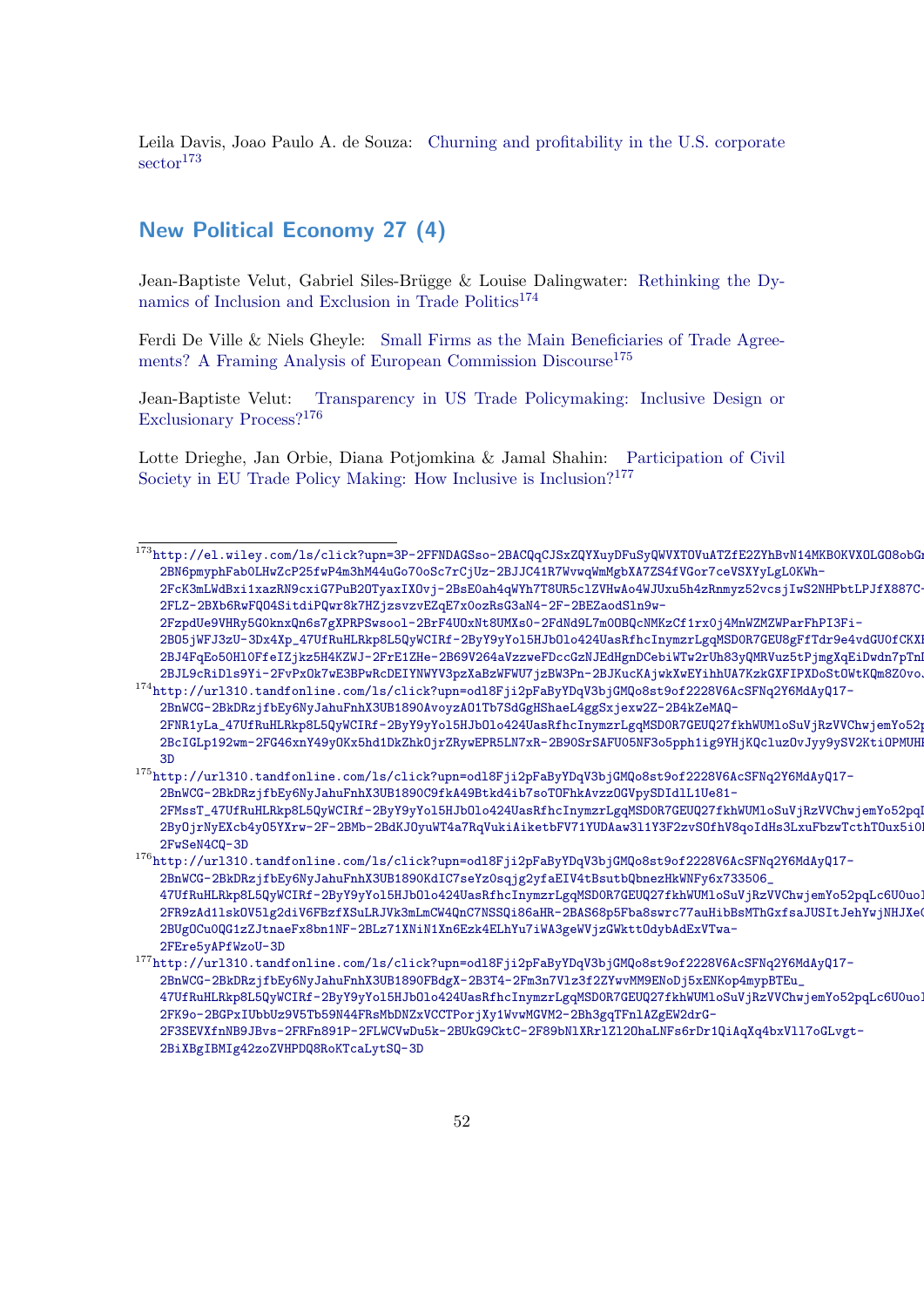Leila Davis, Joao Paulo A. de Souza: Churning and profitability in the U.S. corporate sector[173]

## New Political Economy 27 (4)

Jean-Baptiste Velut, Gabriel Siles-Brügge & Louise Dalingwater: Rethinking the Dynamics of Inclusion and Exclusion in Trade Politics[174]

Ferdi De Ville & Niels Gheyle: Small Firms as the Main Beneficiaries of Trade Agreements? A Framing Analysis of European Commission Discourse[175]

Jean-Baptiste Velut: Transparency in US Trade Policymaking: Inclusive Design or Exclusionary Process?[176]

Lotte Drieghe, Jan Orbie, Diana Potjomkina & Jamal Shahin: Participation of Civil Society in EU Trade Policy Making: How Inclusive is Inclusion?[177]

---

[173] http://el.wiley.com/ls/click?upn=3P-2FFNDAGSso-2BACQqCJSxZQYXuyDFuSyQWVXTOVuATZfE2ZYhBvN14MKBOKVXOLGO8obG 2BN6pmyphFabOLHwZcP25fwP4m3hM44uGo7ooSc7rCjUz-2BJJC41R7WvwqWmMgbXA7ZS4fVGor7ceVSXYyLgLOKWh-2FcK3mLWdBxi1xazRN9cxiG7PuB2OTyaxIXOvj-2BsE0ah4qWYh7T8UR5clZVHwAo4WJUxu5h4zRnmyz52vcsjIwS2NHPbtLPJfX887C-2FLZ-2BXb6RwFQO4SitdiPQwr8k7HZjzsvzvEZqE7x0ozRsG3aN4-2F-2BEZaodSln9w-2FzpdUe9VHRy5G0knxQn6s7gXPRPSwsool-2BrF4UOxNt8UMXs0-2FdNd9L7m0OBQcNMKzCf1rx0j4MnWZMZWParFhPI3Fi-2BO5jWFJ3zU-3Dx4Xp_47UfRuHLRkp8L5QyWCIRf-2ByY9yYol5HJbOlo424UasRfhcInymzrLgqMSD0R7GEU8gFfTdr9e4vdGUOfCKX 2BJ4FqEo50HlOFfeIZjkz5H4KZWJ-2FrE1ZHe-2B69V264aVzzweFDccGzNJEdHgnDCebiWTw2rUh83yQMRVuz5tPjmgXqEiDwdn7pTn 2BJL9cRiDls9Yi-2FvPxOk7wE3BPwRcDEIYNWYV3pzXaBzWFWU7jzBW3Pn-2BJKucKAjwkXwEYihhUA7KzkGXFIPXDoStOWtKQm8ZOvo

[174] http://url310.tandfonline.com/ls/click?upn=odl8Fji2pFaByYDqV3bjGMQo8st9of2228V6AcSFNq2Y6MdAyQ17-2BnWCG-2BkDRzjfbEy6NyJahuFnhX3UB1890AvoyzAO1Tb7SdGgHShaeL4ggSxjexw2Z-2B4kZeMAQ-2FNR1yLa_47UfRuHLRkp8L5QyWCIRf-2ByY9yYol5HJbOlo424UasRfhcInymzrLgqMSD0R7GEUQ27fkhWUMloSuVjRzVVChwjemYo52p 2BcIGLp192wm-2FG46xnY49yOKx5hd1DkZhkOjrZRywEPR5LN7xR-2B90SrSAFU05NF3o5pph1ig9YHjKQcluzOvJyy9ySV2KtiOPMUHI 3D

[175] http://url310.tandfonline.com/ls/click?upn=odl8Fji2pFaByYDqV3bjGMQo8st9of2228V6AcSFNq2Y6MdAyQ17-2BnWCG-2BkDRzjfbEy6NyJahuFnhX3UB1890C9fkA49Btkd4ib7soTOFhkAvzzOGVpySDIdlL1Ue81-2FMssT_47UfRuHLRkp8L5QyWCIRf-2ByY9yYol5HJbOlo424UasRfhcInymzrLgqMSD0R7GEUQ27fkhWUMloSuVjRzVVChwjemYo52pq 2ByOjrNyEXcb4yO5YXrw-2F-2BMb-2BdKJOyuWT4a7RqVukiAiketbFV71YUDAaw3l1Y3F2zvSOfhV8qoIdHs3LxuFbzwTcthTOux5i0 2FwSeN4CQ-3D

[176] http://url310.tandfonline.com/ls/click?upn=odl8Fji2pFaByYDqV3bjGMQo8st9of2228V6AcSFNq2Y6MdAyQ17-2BnWCG-2BkDRzjfbEy6NyJahuFnhX3UB1890KdIC7seYz0sqjg2yfaEIV4tBsutbQbnezHkWNFy6x733506_47UfRuHLRkp8L5QyWCIRf-2ByY9yYol5HJbOlo424UasRfhcInymzrLgqMSD0R7GEUQ27fkhWUMloSuVjRzVVChwjemYo52pqLc6U0uo 2FR9zAd1lskOV5lg2diV6FBzfXSuLRJVk3mLmCW4QnC7NSSQi86aHR-2BAS68p5Fba8swrc77auHibBsMThGxfsaJUSItJehYwjNHJXe 2BUgOCu0QG1zZJtnaeFx8bn1NF-2BLz71XNiN1Xn6Ezk4ELhYu7iWA3geWVjzGWkttOdybAdExVTwa-2FEre5yAPfWzoU-3D

[177] http://url310.tandfonline.com/ls/click?upn=odl8Fji2pFaByYDqV3bjGMQo8st9of2228V6AcSFNq2Y6MdAyQ17-2BnWCG-2BkDRzjfbEy6NyJahuFnhX3UB1890FBdgX-2B3T4-2Fm3n7Vlz3f2ZYwvMM9ENoDj5xENKop4mypBTEu_47UfRuHLRkp8L5QyWCIRf-2ByY9yYol5HJbOlo424UasRfhcInymzrLgqMSD0R7GEUQ27fkhWUMloSuVjRzVVChwjemYo52pqLc6U0uo 2FK9o-2BGPxIUbbUz9V5Tb59N44FRsMbDNZxVCCTPorjXy1WvwMGVM2-2Bh3gqTFnlAZgEW2drG-2F3SEVXfnNB9JBvs-2FRFn891P-2FLWCVwDu5k-2BUkG9CktC-2F89bNlXRrlZl2OhaLNFs6rDr1QiAqXq4bxVll7oGLvgt-2BiXBgIBMIg42zoZVHPDQ8RoKTcaLytSQ-3D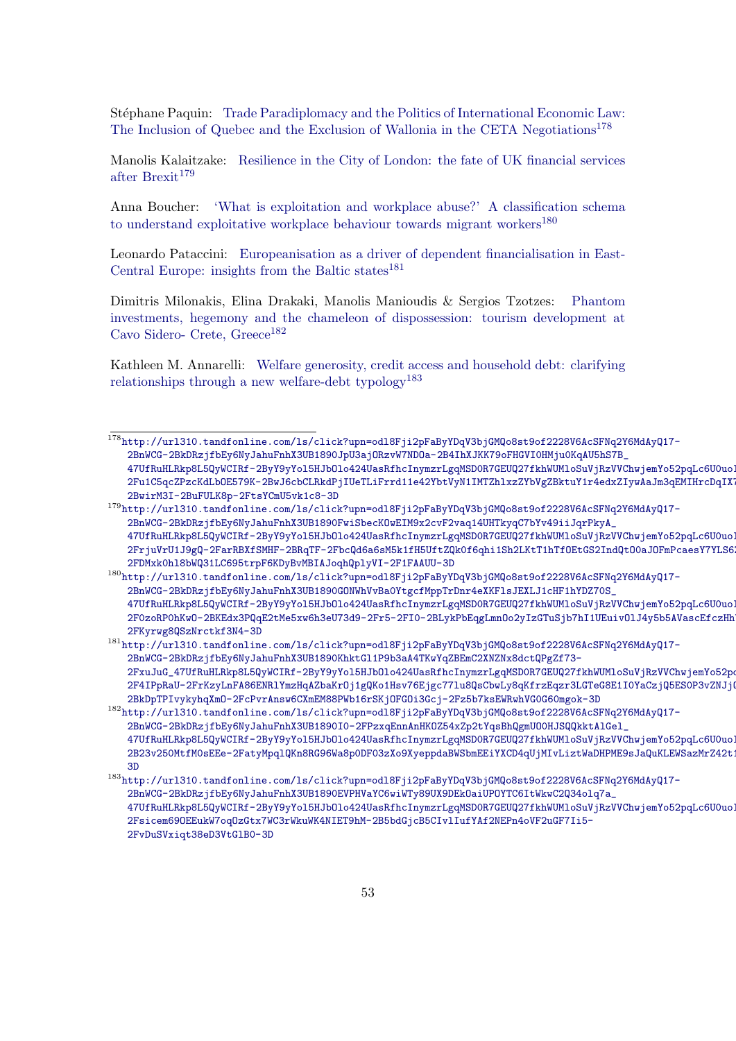Stéphane Paquin: Trade Paradiplomacy and the Politics of International Economic Law: The Inclusion of Quebec and the Exclusion of Wallonia in the CETA Negotiations[178]

Manolis Kalaitzake: Resilience in the City of London: the fate of UK financial services after Brexit[179]

Anna Boucher: 'What is exploitation and workplace abuse?' A classification schema to understand exploitative workplace behaviour towards migrant workers[180]

Leonardo Pataccini: Europeanisation as a driver of dependent financialisation in East-Central Europe: insights from the Baltic states[181]

Dimitris Milonakis, Elina Drakaki, Manolis Manioudis & Sergios Tzotzes: Phantom investments, hegemony and the chameleon of dispossession: tourism development at Cavo Sidero- Crete, Greece[182]

Kathleen M. Annarelli: Welfare generosity, credit access and household debt: clarifying relationships through a new welfare-debt typology[183]

---

[178] http://url310.tandfonline.com/ls/click?upn=odl8Fji2pFaByYDqV3bjGMQo8st9of2228V6AcSFNq2Y6MdAyQ17-2BnWCG-2BkDRzjfbEy6NyJahuFnhX3UB1890JpU3ajORzvW7NDOa-2B4IhXJKK79oFHGVIOHMju0KqAU5hS7B_47UfRuHLRkp8L5QyWCIRf-2ByY9yYol5HJbOlo424UasRfhcInymzrLgqMSD0R7GEUQ27fkhWUMloSuVjRzVVChwjemYo52pqLc6U0uol 2Fu1C5qcZPzcKdLbOE579K-2BwJ6cbCLRkdPjIUeTLiFrrd11e42YbtVyN1IMTZhlxzZYbVgZBktuY1r4edxZIywAaJm3qEMIHrcDqIX 2BwirM3I-2BuFULK8p-2FtsYCmU5vk1c8-3D

[179] http://url310.tandfonline.com/ls/click?upn=odl8Fji2pFaByYDqV3bjGMQo8st9of2228V6AcSFNq2Y6MdAyQ17-2BnWCG-2BkDRzjfbEy6NyJahuFnhX3UB1890FwiSbecKOwEIM9x2cvF2vaq14UHTkyqC7bYv49iiJqrPkyA_47UfRuHLRkp8L5QyWCIRf-2ByY9yYol5HJbOlo424UasRfhcInymzrLgqMSD0R7GEUQ27fkhWUMloSuVjRzVVChwjemYo52pqLc6U0uol 2FrjuVrU1J9gQ-2FarRBXfSMHF-2BRqTF-2FbcQd6a6sM5k1fH5UftZQk0f6qhi1Sh2LKtT1hTfOEtGS2IndQtO0aJOFmPcaesY7YLS6 2FDMxk0hl8bWQ31LC695trpF6KDyBvMBIAJoqhQplyVI-2F1FAAUU-3D

[180] http://url310.tandfonline.com/ls/click?upn=odl8Fji2pFaByYDqV3bjGMQo8st9of2228V6AcSFNq2Y6MdAyQ17-2BnWCG-2BkDRzjfbEy6NyJahuFnhX3UB1890GONWhVvBaOYtgcfMppTrDnr4eXKFlsJEXLJ1cHF1hYDZ70S_47UfRuHLRkp8L5QyWCIRf-2ByY9yYol5HJbOlo424UasRfhcInymzrLgqMSD0R7GEUQ27fkhWUMloSuVjRzVVChwjemYo52pqLc6U0uol 2FOzoRP0hKwO-2BKEdx3PQqE2tMe5xw6h3eU73d9-2Fr5-2FI0-2BLykPbEqgLmnOo2yIzGTuSjb7hI1UEuivOlJ4y5b5AVascEfczHh 2FKyrwg8QSzNrctkf3N4-3D

[181] http://url310.tandfonline.com/ls/click?upn=odl8Fji2pFaByYDqV3bjGMQo8st9of2228V6AcSFNq2Y6MdAyQ17-2BnWCG-2BkDRzjfbEy6NyJahuFnhX3UB1890KhktGl1P9b3aA4TKwYqZBEmC2XNZNx8dctQPgZf73-2FxuJuG_47UfRuHLRkp8L5QyWCIRf-2ByY9yYol5HJbOlo424UasRfhcInymzrLgqMSD0R7GEUQ27fkhWUMloSuVjRzVVChwjemYo52p 2F4IPpRaU-2FrKzyLnFA86ENRlYmzHqAZbaKrOj1gQKo1Hsv76Ejgc771u8QsCbwLy8qKfrzEqzr3LGTeG8E1I0YaCzjQ5ES0P3vZNJj 2BkDpTPIvykyhqXmO-2FcPvrAnsw6CXmEM88PWb16rSKjOFGOi3Gcj-2Fz5b7ksEWRwhVG0G60mgok-3D

[182] http://url310.tandfonline.com/ls/click?upn=odl8Fji2pFaByYDqV3bjGMQo8st9of2228V6AcSFNq2Y6MdAyQ17-2BnWCG-2BkDRzjfbEy6NyJahuFnhX3UB1890I0-2FPzxqEnnAnHKOZ54xZp2tYqsBhQgmUO0HJSQQkktAlGel_47UfRuHLRkp8L5QyWCIRf-2ByY9yYol5HJbOlo424UasRfhcInymzrLgqMSD0R7GEUQ27fkhWUMloSuVjRzVVChwjemYo52pqLc6U0uol 2B23v250MtfM0sEEe-2FatyMpqlQKn8RG96Wa8p0DF03zXo9XyeppdaBWSbmEEiYXCD4qUjMIvLiztWaDHPME9sJaQuKLEWSazMrZ42t 3D

[183] http://url310.tandfonline.com/ls/click?upn=odl8Fji2pFaByYDqV3bjGMQo8st9of2228V6AcSFNq2Y6MdAyQ17-2BnWCG-2BkDRzjfbEy6NyJahuFnhX3UB1890EVPHVaYC6wiWTy89UX9DEkOaiUPOYTC6ItWkwC2Q34olq7a_47UfRuHLRkp8L5QyWCIRf-2ByY9yYol5HJbOlo424UasRfhcInymzrLgqMSD0R7GEUQ27fkhWUMloSuVjRzVVChwjemYo52pqLc6U0uol 2Fsicem69OEEukW7oqOzGtx7WC3rWkuWK4NIET9hM-2B5bdGjcB5CIvlIufYAf2NEPn4oVF2uGF7Ii5-2FvDuSVxiqt38eD3VtGlB0-3D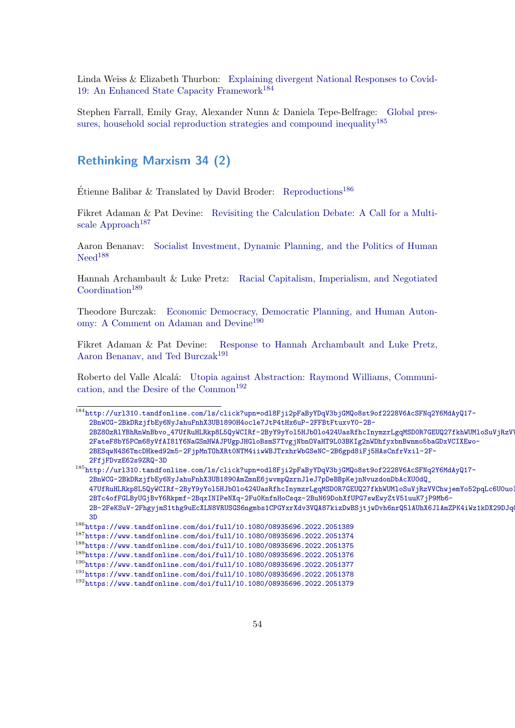Linda Weiss & Elizabeth Thurbon: Explaining divergent National Responses to Covid-19: An Enhanced State Capacity Framework[184]

Stephen Farrall, Emily Gray, Alexander Nunn & Daniela Tepe-Belfrage: Global pressures, household social reproduction strategies and compound inequality[185]

## Rethinking Marxism 34 (2)

Étienne Balibar & Translated by David Broder: Reproductions[186]

Fikret Adaman & Pat Devine: Revisiting the Calculation Debate: A Call for a Multiscale Approach[187]

Aaron Benanav: Socialist Investment, Dynamic Planning, and the Politics of Human Need[188]

Hannah Archambault & Luke Pretz: Racial Capitalism, Imperialism, and Negotiated Coordination[189]

Theodore Burczak: Economic Democracy, Democratic Planning, and Human Autonomy: A Comment on Adaman and Devine[190]

Fikret Adaman & Pat Devine: Response to Hannah Archambault and Luke Pretz, Aaron Benanav, and Ted Burczak[191]

Roberto del Valle Alcalá: Utopia against Abstraction: Raymond Williams, Communication, and the Desire of the Common[192]

---

[184] http://url310.tandfonline.com/ls/click?upn=odl8Fji2pFaByYDqV3bjGMQo8st9of2228V6AcSFNq2Y6MdAyQ17-2BnWCG-2BkDRzjfbEy6NyJahuFnhX3UB1890H4ocle7JtP4tHx6uP-2FFBtFtuxvY0-2B-2BZ8OzRlYBhRnWnBbvo_47UfRuHLRkp8L5QyWCIRf-2ByY9yYol5HJbOlo424UasRfhcInymzrLgqMSDOR7GEUQ27fkhWUMloSuVjRzV\ 2FateF8bY5PCm68yVfAI81Y6NaGSmHWAJPUgpJHGloBsmS7TvgjNbnOVaHT9LO3BKIg2nWDhfyxbnBwnmo5baGDxVCIXEwo-2BESqwN4S6TmcDHked92m5-2FjpMnTOhXRtONTM4iiwWBJTrxhrWbGSeNC-2B6gpd8iFj5HAsCnfrVxil-2F-2FfjFDvzE62s9ZRQ-3D

[185] http://url310.tandfonline.com/ls/click?upn=odl8Fji2pFaByYDqV3bjGMQo8st9of2228V6AcSFNq2Y6MdAyQ17-2BnWCG-2BkDRzjfbEy6NyJahuFnhX3UB1890AmZmnE6jwvmpQzrnJleJ7pDeBBpKejnNvuzdonDbAcXU0dQ_47UfRuHLRkp8L5QyWCIRf-2ByY9yYol5HJbOlo424UasRfhcInymzrLgqMSDOR7GEUQ27fkhWUMloSuVjRzVVChwjemYo52pqLc6U0uo 2BTc4ofFGLByUGjBvY6Rkpmf-2BqxINIPeNXq-2Fu0KnfnHoCsqz-2BuN69DohXfUPG7swEwyZtV51uuK7jP9Mb6-2B-2FeKSuV-2FhgyjmS1thg9uEcXLN8VRUSGS6ngmbs1CPGYxrXdv3VQA87kizDwBSjtjwDvh6nrQ5lAUhX6JlAmZPK4iWz1kDX29DJq 3D

[186] https://www.tandfonline.com/doi/full/10.1080/08935696.2022.2051389

[187] https://www.tandfonline.com/doi/full/10.1080/08935696.2022.2051374

[188] https://www.tandfonline.com/doi/full/10.1080/08935696.2022.2051375

[189] https://www.tandfonline.com/doi/full/10.1080/08935696.2022.2051376

[190] https://www.tandfonline.com/doi/full/10.1080/08935696.2022.2051377

[191] https://www.tandfonline.com/doi/full/10.1080/08935696.2022.2051378

[192] https://www.tandfonline.com/doi/full/10.1080/08935696.2022.2051379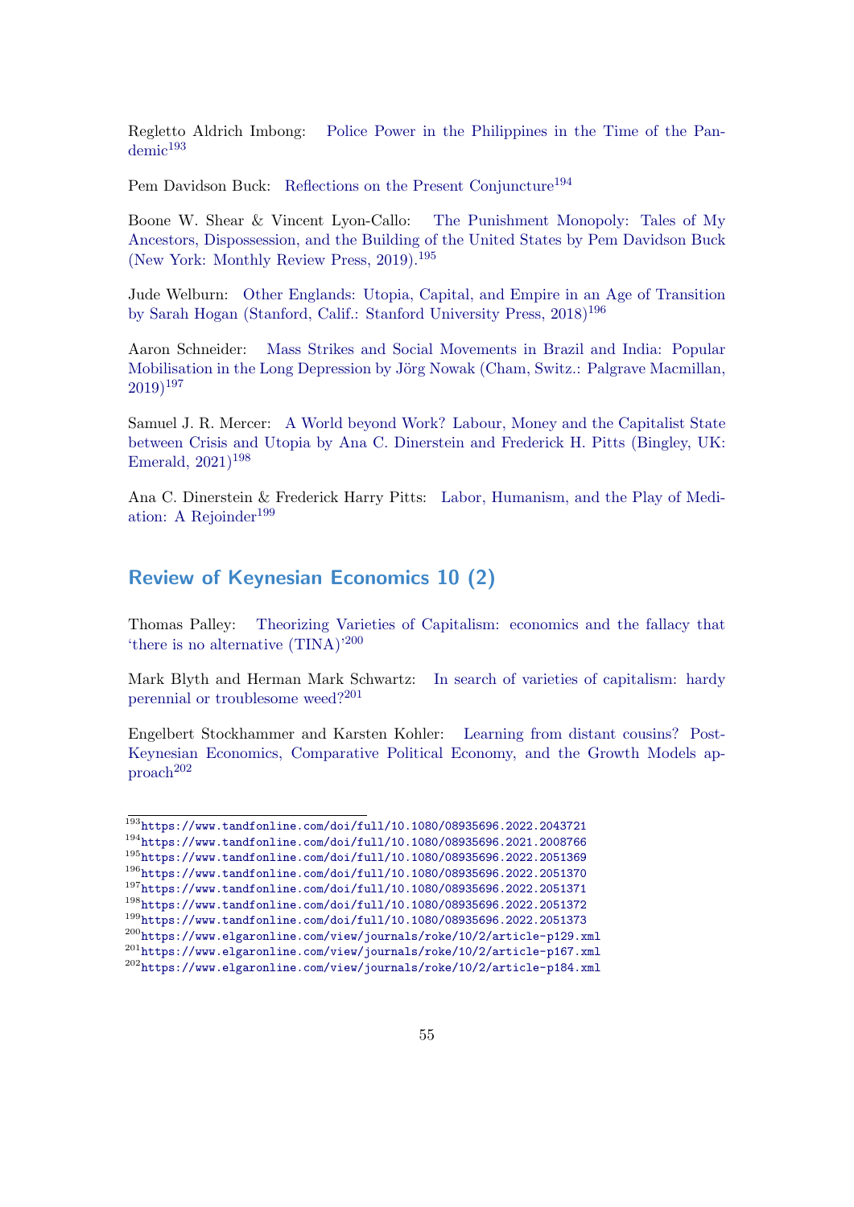Regletto Aldrich Imbong: Police Power in the Philippines in the Time of the Pandemic[193]

Pem Davidson Buck: Reflections on the Present Conjuncture[194]

Boone W. Shear & Vincent Lyon-Callo: The Punishment Monopoly: Tales of My Ancestors, Dispossession, and the Building of the United States by Pem Davidson Buck (New York: Monthly Review Press, 2019).[195]

Jude Welburn: Other Englands: Utopia, Capital, and Empire in an Age of Transition by Sarah Hogan (Stanford, Calif.: Stanford University Press, 2018)[196]

Aaron Schneider: Mass Strikes and Social Movements in Brazil and India: Popular Mobilisation in the Long Depression by Jörg Nowak (Cham, Switz.: Palgrave Macmillan, 2019)[197]

Samuel J. R. Mercer: A World beyond Work? Labour, Money and the Capitalist State between Crisis and Utopia by Ana C. Dinerstein and Frederick H. Pitts (Bingley, UK: Emerald, 2021)[198]

Ana C. Dinerstein & Frederick Harry Pitts: Labor, Humanism, and the Play of Mediation: A Rejoinder[199]

## Review of Keynesian Economics 10 (2)

Thomas Palley: Theorizing Varieties of Capitalism: economics and the fallacy that 'there is no alternative (TINA)'[200]

Mark Blyth and Herman Mark Schwartz: In search of varieties of capitalism: hardy perennial or troublesome weed?[201]

Engelbert Stockhammer and Karsten Kohler: Learning from distant cousins? Post-Keynesian Economics, Comparative Political Economy, and the Growth Models approach[202]

---

[193] https://www.tandfonline.com/doi/full/10.1080/08935696.2022.2043721
[194] https://www.tandfonline.com/doi/full/10.1080/08935696.2021.2008766
[195] https://www.tandfonline.com/doi/full/10.1080/08935696.2022.2051369
[196] https://www.tandfonline.com/doi/full/10.1080/08935696.2022.2051370
[197] https://www.tandfonline.com/doi/full/10.1080/08935696.2022.2051371
[198] https://www.tandfonline.com/doi/full/10.1080/08935696.2022.2051372
[199] https://www.tandfonline.com/doi/full/10.1080/08935696.2022.2051373
[200] https://www.elgaronline.com/view/journals/roke/10/2/article-p129.xml
[201] https://www.elgaronline.com/view/journals/roke/10/2/article-p167.xml
[202] https://www.elgaronline.com/view/journals/roke/10/2/article-p184.xml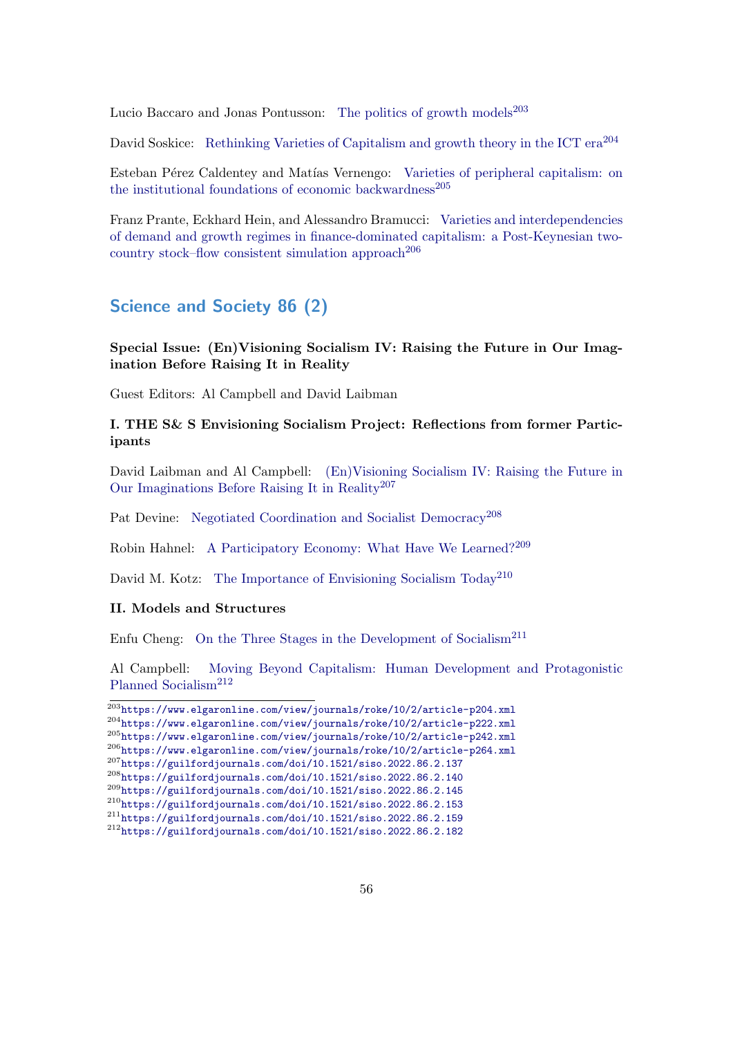Lucio Baccaro and Jonas Pontusson: The politics of growth models[203]

David Soskice: Rethinking Varieties of Capitalism and growth theory in the ICT era[204]

Esteban Pérez Caldentey and Matías Vernengo: Varieties of peripheral capitalism: on the institutional foundations of economic backwardness[205]

Franz Prante, Eckhard Hein, and Alessandro Bramucci: Varieties and interdependencies of demand and growth regimes in finance-dominated capitalism: a Post-Keynesian two-country stock–flow consistent simulation approach[206]

## Science and Society 86 (2)

**Special Issue: (En)Visioning Socialism IV: Raising the Future in Our Imagination Before Raising It in Reality**

Guest Editors: Al Campbell and David Laibman

**I. THE S& S Envisioning Socialism Project: Reflections from former Participants**

David Laibman and Al Campbell: (En)Visioning Socialism IV: Raising the Future in Our Imaginations Before Raising It in Reality[207]

Pat Devine: Negotiated Coordination and Socialist Democracy[208]

Robin Hahnel: A Participatory Economy: What Have We Learned?[209]

David M. Kotz: The Importance of Envisioning Socialism Today[210]

**II. Models and Structures**

Enfu Cheng: On the Three Stages in the Development of Socialism[211]

Al Campbell: Moving Beyond Capitalism: Human Development and Protagonistic Planned Socialism[212]

[203] https://www.elgaronline.com/view/journals/roke/10/2/article-p204.xml
[204] https://www.elgaronline.com/view/journals/roke/10/2/article-p222.xml
[205] https://www.elgaronline.com/view/journals/roke/10/2/article-p242.xml
[206] https://www.elgaronline.com/view/journals/roke/10/2/article-p264.xml
[207] https://guilfordjournals.com/doi/10.1521/siso.2022.86.2.137
[208] https://guilfordjournals.com/doi/10.1521/siso.2022.86.2.140
[209] https://guilfordjournals.com/doi/10.1521/siso.2022.86.2.145
[210] https://guilfordjournals.com/doi/10.1521/siso.2022.86.2.153
[211] https://guilfordjournals.com/doi/10.1521/siso.2022.86.2.159
[212] https://guilfordjournals.com/doi/10.1521/siso.2022.86.2.182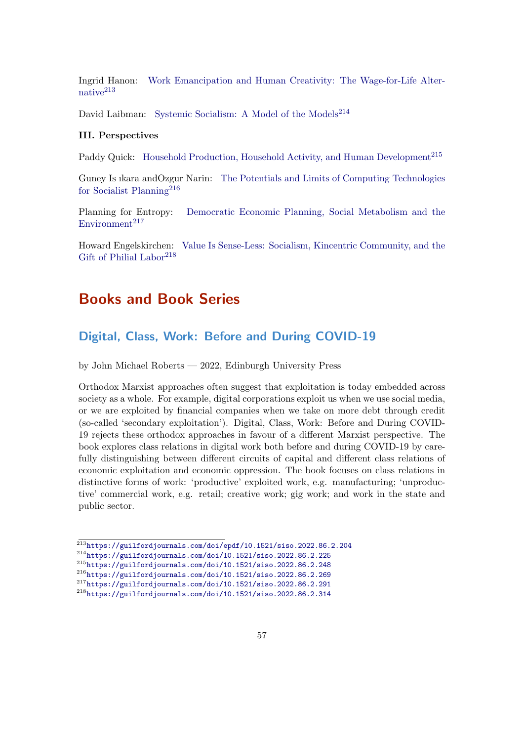Ingrid Hanon: Work Emancipation and Human Creativity: The Wage-for-Life Alternative[213]

David Laibman: Systemic Socialism: A Model of the Models[214]

**III. Perspectives**

Paddy Quick: Household Production, Household Activity, and Human Development[215]

Guney Is ıkara andOzgur Narin: The Potentials and Limits of Computing Technologies for Socialist Planning[216]

Planning for Entropy: Democratic Economic Planning, Social Metabolism and the Environment[217]

Howard Engelskirchen: Value Is Sense-Less: Socialism, Kincentric Community, and the Gift of Philial Labor[218]

# Books and Book Series

## Digital, Class, Work: Before and During COVID-19

by John Michael Roberts — 2022, Edinburgh University Press

Orthodox Marxist approaches often suggest that exploitation is today embedded across society as a whole. For example, digital corporations exploit us when we use social media, or we are exploited by financial companies when we take on more debt through credit (so-called 'secondary exploitation'). Digital, Class, Work: Before and During COVID-19 rejects these orthodox approaches in favour of a different Marxist perspective. The book explores class relations in digital work both before and during COVID-19 by carefully distinguishing between different circuits of capital and different class relations of economic exploitation and economic oppression. The book focuses on class relations in distinctive forms of work: 'productive' exploited work, e.g. manufacturing; 'unproductive' commercial work, e.g. retail; creative work; gig work; and work in the state and public sector.

[213] https://guilfordjournals.com/doi/epdf/10.1521/siso.2022.86.2.204
[214] https://guilfordjournals.com/doi/10.1521/siso.2022.86.2.225
[215] https://guilfordjournals.com/doi/10.1521/siso.2022.86.2.248
[216] https://guilfordjournals.com/doi/10.1521/siso.2022.86.2.269
[217] https://guilfordjournals.com/doi/10.1521/siso.2022.86.2.291
[218] https://guilfordjournals.com/doi/10.1521/siso.2022.86.2.314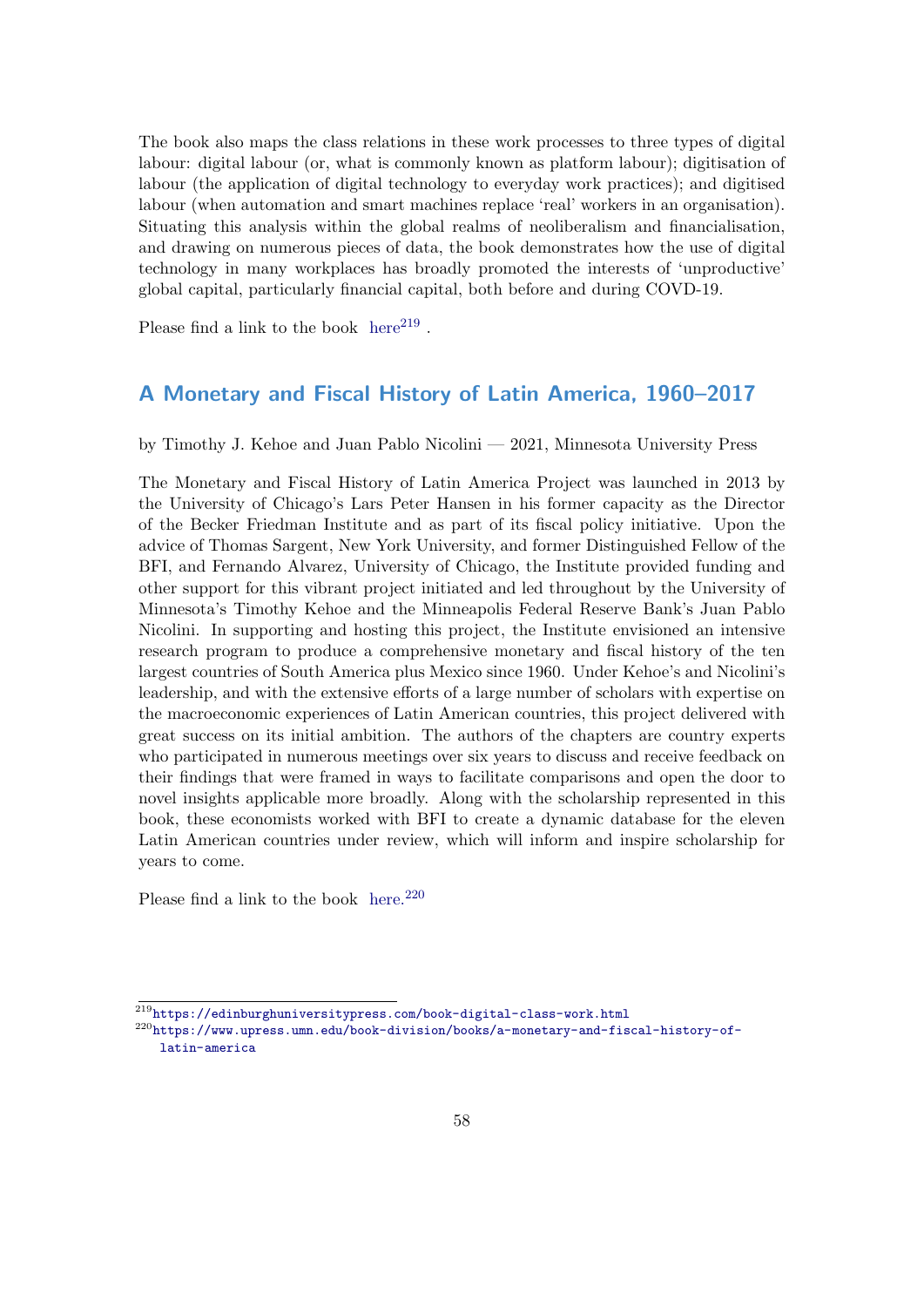The book also maps the class relations in these work processes to three types of digital labour: digital labour (or, what is commonly known as platform labour); digitisation of labour (the application of digital technology to everyday work practices); and digitised labour (when automation and smart machines replace 'real' workers in an organisation). Situating this analysis within the global realms of neoliberalism and financialisation, and drawing on numerous pieces of data, the book demonstrates how the use of digital technology in many workplaces has broadly promoted the interests of 'unproductive' global capital, particularly financial capital, both before and during COVD-19.

Please find a link to the book here[219] .

## A Monetary and Fiscal History of Latin America, 1960–2017

by Timothy J. Kehoe and Juan Pablo Nicolini — 2021, Minnesota University Press

The Monetary and Fiscal History of Latin America Project was launched in 2013 by the University of Chicago's Lars Peter Hansen in his former capacity as the Director of the Becker Friedman Institute and as part of its fiscal policy initiative. Upon the advice of Thomas Sargent, New York University, and former Distinguished Fellow of the BFI, and Fernando Alvarez, University of Chicago, the Institute provided funding and other support for this vibrant project initiated and led throughout by the University of Minnesota's Timothy Kehoe and the Minneapolis Federal Reserve Bank's Juan Pablo Nicolini. In supporting and hosting this project, the Institute envisioned an intensive research program to produce a comprehensive monetary and fiscal history of the ten largest countries of South America plus Mexico since 1960. Under Kehoe's and Nicolini's leadership, and with the extensive efforts of a large number of scholars with expertise on the macroeconomic experiences of Latin American countries, this project delivered with great success on its initial ambition. The authors of the chapters are country experts who participated in numerous meetings over six years to discuss and receive feedback on their findings that were framed in ways to facilitate comparisons and open the door to novel insights applicable more broadly. Along with the scholarship represented in this book, these economists worked with BFI to create a dynamic database for the eleven Latin American countries under review, which will inform and inspire scholarship for years to come.

Please find a link to the book here.[220]

[219] https://edinburghuniversitypress.com/book-digital-class-work.html

[220] https://www.upress.umn.edu/book-division/books/a-monetary-and-fiscal-history-of-latin-america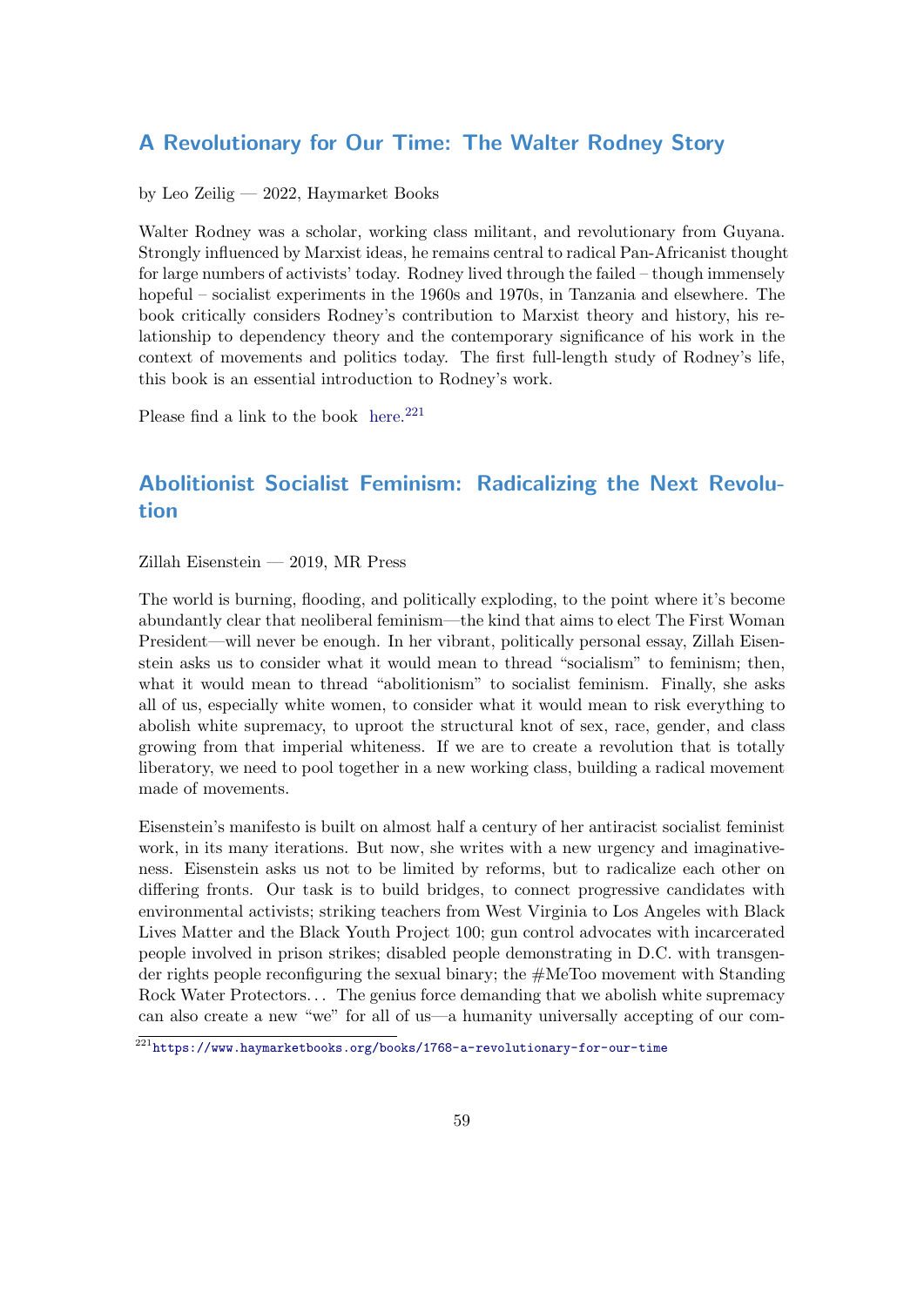## A Revolutionary for Our Time: The Walter Rodney Story

by Leo Zeilig — 2022, Haymarket Books

Walter Rodney was a scholar, working class militant, and revolutionary from Guyana. Strongly influenced by Marxist ideas, he remains central to radical Pan-Africanist thought for large numbers of activists' today. Rodney lived through the failed – though immensely hopeful – socialist experiments in the 1960s and 1970s, in Tanzania and elsewhere. The book critically considers Rodney's contribution to Marxist theory and history, his relationship to dependency theory and the contemporary significance of his work in the context of movements and politics today. The first full-length study of Rodney's life, this book is an essential introduction to Rodney's work.

Please find a link to the book here.[221]

## Abolitionist Socialist Feminism: Radicalizing the Next Revolution

Zillah Eisenstein — 2019, MR Press

The world is burning, flooding, and politically exploding, to the point where it's become abundantly clear that neoliberal feminism—the kind that aims to elect The First Woman President—will never be enough. In her vibrant, politically personal essay, Zillah Eisenstein asks us to consider what it would mean to thread "socialism" to feminism; then, what it would mean to thread "abolitionism" to socialist feminism. Finally, she asks all of us, especially white women, to consider what it would mean to risk everything to abolish white supremacy, to uproot the structural knot of sex, race, gender, and class growing from that imperial whiteness. If we are to create a revolution that is totally liberatory, we need to pool together in a new working class, building a radical movement made of movements.

Eisenstein's manifesto is built on almost half a century of her antiracist socialist feminist work, in its many iterations. But now, she writes with a new urgency and imaginativeness. Eisenstein asks us not to be limited by reforms, but to radicalize each other on differing fronts. Our task is to build bridges, to connect progressive candidates with environmental activists; striking teachers from West Virginia to Los Angeles with Black Lives Matter and the Black Youth Project 100; gun control advocates with incarcerated people involved in prison strikes; disabled people demonstrating in D.C. with transgender rights people reconfiguring the sexual binary; the #MeToo movement with Standing Rock Water Protectors… The genius force demanding that we abolish white supremacy can also create a new "we" for all of us—a humanity universally accepting of our com-

[221] https://www.haymarketbooks.org/books/1768-a-revolutionary-for-our-time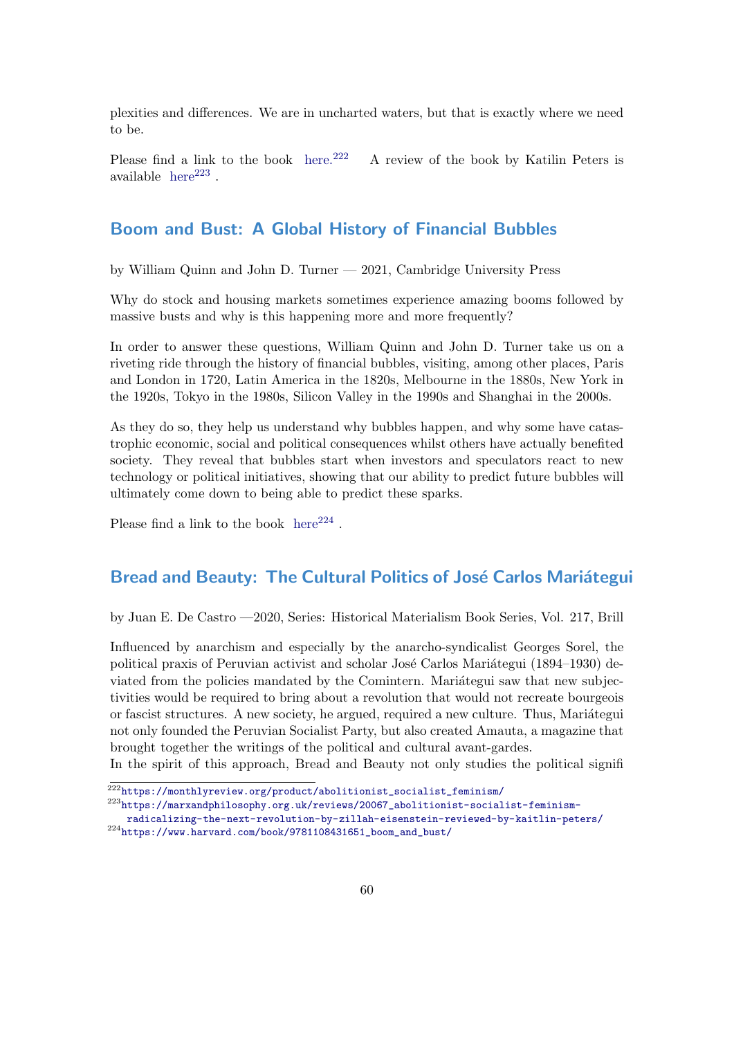plexities and differences. We are in uncharted waters, but that is exactly where we need to be.

Please find a link to the book here.[222] A review of the book by Katilin Peters is available here[223] .

## Boom and Bust: A Global History of Financial Bubbles

by William Quinn and John D. Turner — 2021, Cambridge University Press

Why do stock and housing markets sometimes experience amazing booms followed by massive busts and why is this happening more and more frequently?

In order to answer these questions, William Quinn and John D. Turner take us on a riveting ride through the history of financial bubbles, visiting, among other places, Paris and London in 1720, Latin America in the 1820s, Melbourne in the 1880s, New York in the 1920s, Tokyo in the 1980s, Silicon Valley in the 1990s and Shanghai in the 2000s.

As they do so, they help us understand why bubbles happen, and why some have catastrophic economic, social and political consequences whilst others have actually benefited society. They reveal that bubbles start when investors and speculators react to new technology or political initiatives, showing that our ability to predict future bubbles will ultimately come down to being able to predict these sparks.

Please find a link to the book here[224] .

## Bread and Beauty: The Cultural Politics of José Carlos Mariátegui

by Juan E. De Castro —2020, Series: Historical Materialism Book Series, Vol. 217, Brill

Influenced by anarchism and especially by the anarcho-syndicalist Georges Sorel, the political praxis of Peruvian activist and scholar José Carlos Mariátegui (1894–1930) deviated from the policies mandated by the Comintern. Mariátegui saw that new subjectivities would be required to bring about a revolution that would not recreate bourgeois or fascist structures. A new society, he argued, required a new culture. Thus, Mariátegui not only founded the Peruvian Socialist Party, but also created Amauta, a magazine that brought together the writings of the political and cultural avant-gardes.

In the spirit of this approach, Bread and Beauty not only studies the political signifi

---

[222] https://monthlyreview.org/product/abolitionist_socialist_feminism/

[223] https://marxandphilosophy.org.uk/reviews/20067_abolitionist-socialist-feminism-radicalizing-the-next-revolution-by-zillah-eisenstein-reviewed-by-kaitlin-peters/

[224] https://www.harvard.com/book/9781108431651_boom_and_bust/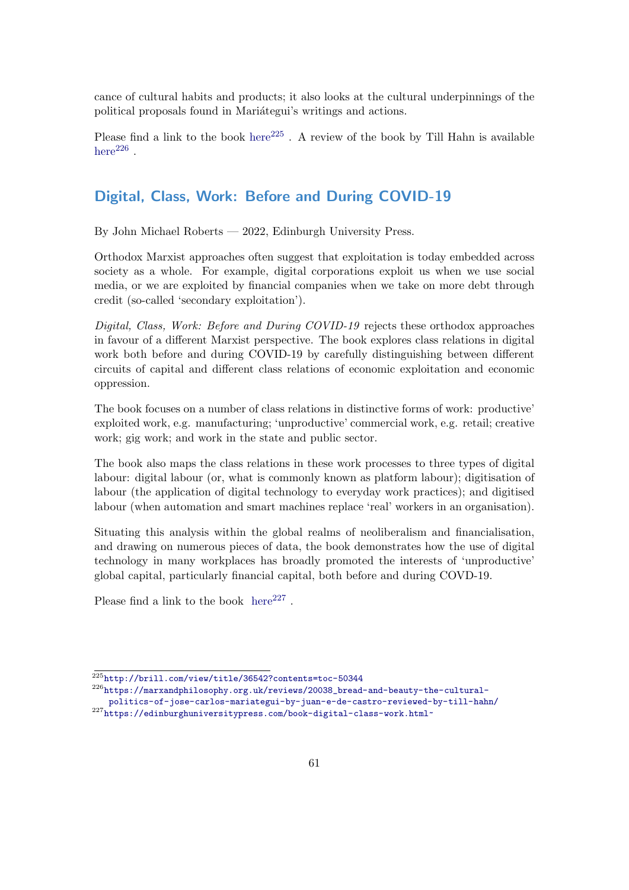cance of cultural habits and products; it also looks at the cultural underpinnings of the political proposals found in Mariátegui's writings and actions.

Please find a link to the book here[225] . A review of the book by Till Hahn is available here[226] .

## Digital, Class, Work: Before and During COVID-19

By John Michael Roberts — 2022, Edinburgh University Press.

Orthodox Marxist approaches often suggest that exploitation is today embedded across society as a whole. For example, digital corporations exploit us when we use social media, or we are exploited by financial companies when we take on more debt through credit (so-called 'secondary exploitation').

*Digital, Class, Work: Before and During COVID-19* rejects these orthodox approaches in favour of a different Marxist perspective. The book explores class relations in digital work both before and during COVID-19 by carefully distinguishing between different circuits of capital and different class relations of economic exploitation and economic oppression.

The book focuses on a number of class relations in distinctive forms of work: productive' exploited work, e.g. manufacturing; 'unproductive' commercial work, e.g. retail; creative work; gig work; and work in the state and public sector.

The book also maps the class relations in these work processes to three types of digital labour: digital labour (or, what is commonly known as platform labour); digitisation of labour (the application of digital technology to everyday work practices); and digitised labour (when automation and smart machines replace 'real' workers in an organisation).

Situating this analysis within the global realms of neoliberalism and financialisation, and drawing on numerous pieces of data, the book demonstrates how the use of digital technology in many workplaces has broadly promoted the interests of 'unproductive' global capital, particularly financial capital, both before and during COVD-19.

Please find a link to the book here[227] .

---

[225] http://brill.com/view/title/36542?contents=toc-50344

[226] https://marxandphilosophy.org.uk/reviews/20038_bread-and-beauty-the-cultural-politics-of-jose-carlos-mariategui-by-juan-e-de-castro-reviewed-by-till-hahn/

[227] https://edinburghuniversitypress.com/book-digital-class-work.html~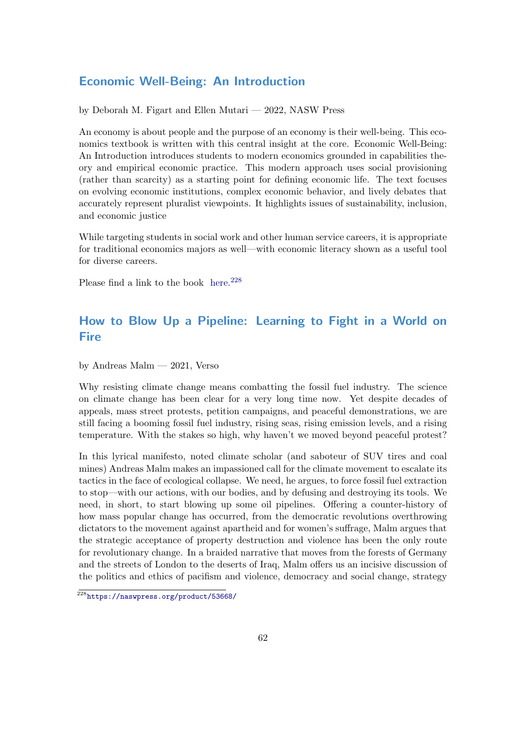## Economic Well-Being: An Introduction

by Deborah M. Figart and Ellen Mutari — 2022, NASW Press

An economy is about people and the purpose of an economy is their well-being. This economics textbook is written with this central insight at the core. Economic Well-Being: An Introduction introduces students to modern economics grounded in capabilities theory and empirical economic practice. This modern approach uses social provisioning (rather than scarcity) as a starting point for defining economic life. The text focuses on evolving economic institutions, complex economic behavior, and lively debates that accurately represent pluralist viewpoints. It highlights issues of sustainability, inclusion, and economic justice

While targeting students in social work and other human service careers, it is appropriate for traditional economics majors as well—with economic literacy shown as a useful tool for diverse careers.

Please find a link to the book here.[228]

## How to Blow Up a Pipeline: Learning to Fight in a World on Fire

by Andreas Malm — 2021, Verso

Why resisting climate change means combatting the fossil fuel industry. The science on climate change has been clear for a very long time now. Yet despite decades of appeals, mass street protests, petition campaigns, and peaceful demonstrations, we are still facing a booming fossil fuel industry, rising seas, rising emission levels, and a rising temperature. With the stakes so high, why haven't we moved beyond peaceful protest?

In this lyrical manifesto, noted climate scholar (and saboteur of SUV tires and coal mines) Andreas Malm makes an impassioned call for the climate movement to escalate its tactics in the face of ecological collapse. We need, he argues, to force fossil fuel extraction to stop—with our actions, with our bodies, and by defusing and destroying its tools. We need, in short, to start blowing up some oil pipelines. Offering a counter-history of how mass popular change has occurred, from the democratic revolutions overthrowing dictators to the movement against apartheid and for women's suffrage, Malm argues that the strategic acceptance of property destruction and violence has been the only route for revolutionary change. In a braided narrative that moves from the forests of Germany and the streets of London to the deserts of Iraq, Malm offers us an incisive discussion of the politics and ethics of pacifism and violence, democracy and social change, strategy

[228] https://naswpress.org/product/53668/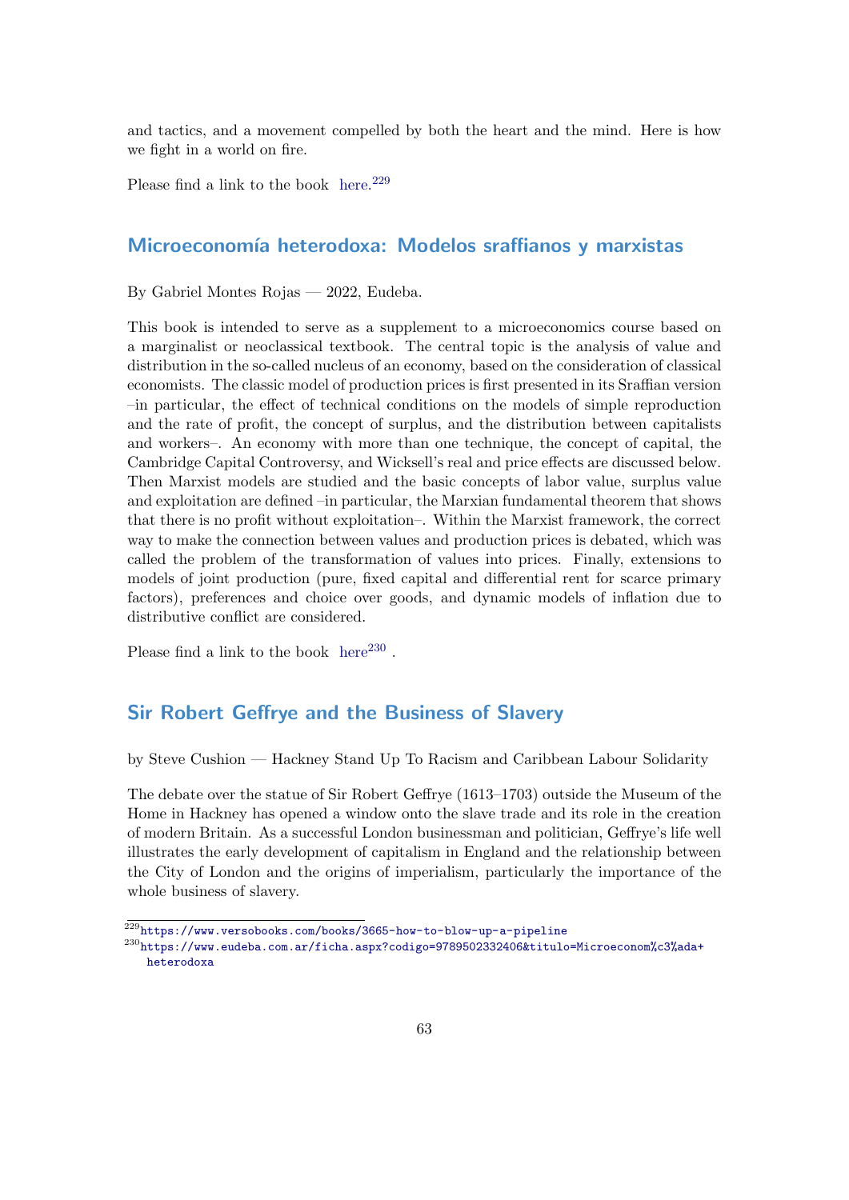and tactics, and a movement compelled by both the heart and the mind. Here is how we fight in a world on fire.

Please find a link to the book here.[229]

## Microeconomía heterodoxa: Modelos sraffianos y marxistas

By Gabriel Montes Rojas — 2022, Eudeba.

This book is intended to serve as a supplement to a microeconomics course based on a marginalist or neoclassical textbook. The central topic is the analysis of value and distribution in the so-called nucleus of an economy, based on the consideration of classical economists. The classic model of production prices is first presented in its Sraffian version –in particular, the effect of technical conditions on the models of simple reproduction and the rate of profit, the concept of surplus, and the distribution between capitalists and workers–. An economy with more than one technique, the concept of capital, the Cambridge Capital Controversy, and Wicksell's real and price effects are discussed below. Then Marxist models are studied and the basic concepts of labor value, surplus value and exploitation are defined –in particular, the Marxian fundamental theorem that shows that there is no profit without exploitation–. Within the Marxist framework, the correct way to make the connection between values and production prices is debated, which was called the problem of the transformation of values into prices. Finally, extensions to models of joint production (pure, fixed capital and differential rent for scarce primary factors), preferences and choice over goods, and dynamic models of inflation due to distributive conflict are considered.

Please find a link to the book here[230] .

## Sir Robert Geffrye and the Business of Slavery

by Steve Cushion — Hackney Stand Up To Racism and Caribbean Labour Solidarity

The debate over the statue of Sir Robert Geffrye (1613–1703) outside the Museum of the Home in Hackney has opened a window onto the slave trade and its role in the creation of modern Britain. As a successful London businessman and politician, Geffrye's life well illustrates the early development of capitalism in England and the relationship between the City of London and the origins of imperialism, particularly the importance of the whole business of slavery.

[229] https://www.versobooks.com/books/3665-how-to-blow-up-a-pipeline

[230] https://www.eudeba.com.ar/ficha.aspx?codigo=9789502332406&titulo=Microeconom%c3%ada+heterodoxa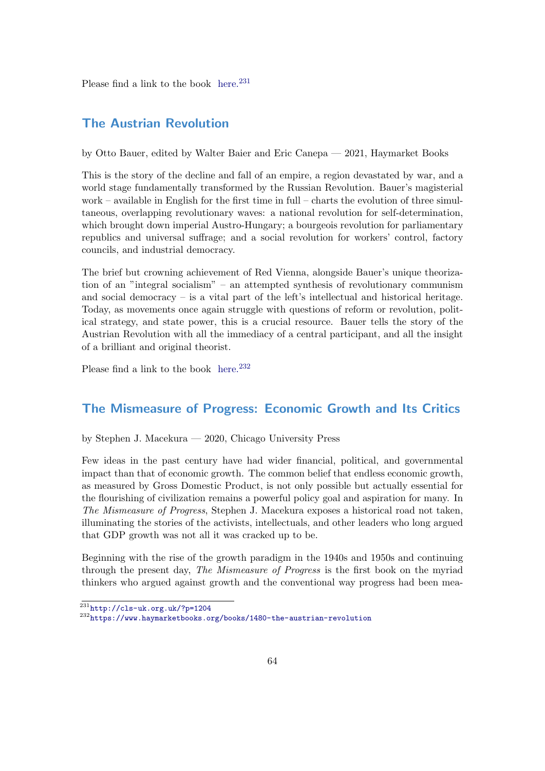Please find a link to the book here.[231]

## The Austrian Revolution

by Otto Bauer, edited by Walter Baier and Eric Canepa — 2021, Haymarket Books

This is the story of the decline and fall of an empire, a region devastated by war, and a world stage fundamentally transformed by the Russian Revolution. Bauer's magisterial work – available in English for the first time in full – charts the evolution of three simultaneous, overlapping revolutionary waves: a national revolution for self-determination, which brought down imperial Austro-Hungary; a bourgeois revolution for parliamentary republics and universal suffrage; and a social revolution for workers' control, factory councils, and industrial democracy.

The brief but crowning achievement of Red Vienna, alongside Bauer's unique theorization of an "integral socialism" – an attempted synthesis of revolutionary communism and social democracy – is a vital part of the left's intellectual and historical heritage. Today, as movements once again struggle with questions of reform or revolution, political strategy, and state power, this is a crucial resource. Bauer tells the story of the Austrian Revolution with all the immediacy of a central participant, and all the insight of a brilliant and original theorist.

Please find a link to the book here.[232]

## The Mismeasure of Progress: Economic Growth and Its Critics

by Stephen J. Macekura — 2020, Chicago University Press

Few ideas in the past century have had wider financial, political, and governmental impact than that of economic growth. The common belief that endless economic growth, as measured by Gross Domestic Product, is not only possible but actually essential for the flourishing of civilization remains a powerful policy goal and aspiration for many. In *The Mismeasure of Progress*, Stephen J. Macekura exposes a historical road not taken, illuminating the stories of the activists, intellectuals, and other leaders who long argued that GDP growth was not all it was cracked up to be.

Beginning with the rise of the growth paradigm in the 1940s and 1950s and continuing through the present day, *The Mismeasure of Progress* is the first book on the myriad thinkers who argued against growth and the conventional way progress had been mea-

[231] http://cls-uk.org.uk/?p=1204

[232] https://www.haymarketbooks.org/books/1480-the-austrian-revolution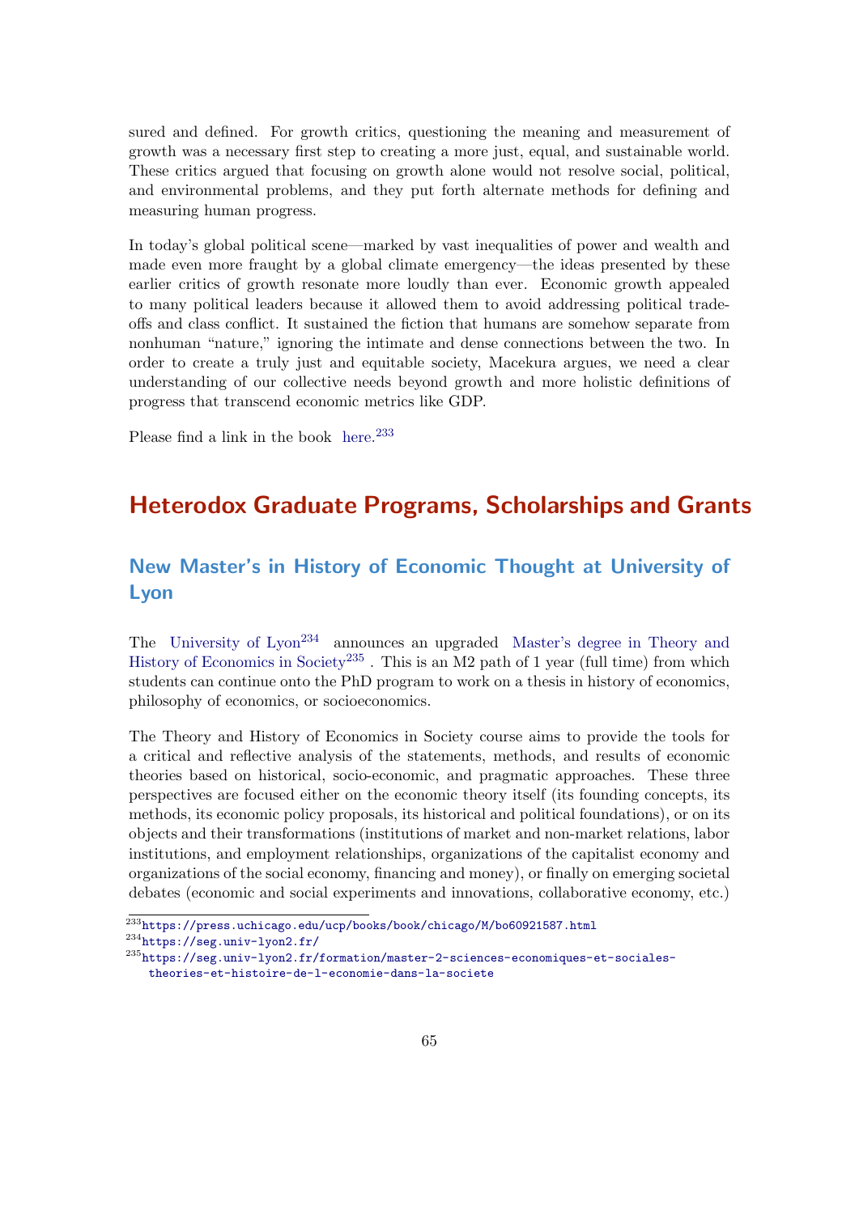sured and defined. For growth critics, questioning the meaning and measurement of growth was a necessary first step to creating a more just, equal, and sustainable world. These critics argued that focusing on growth alone would not resolve social, political, and environmental problems, and they put forth alternate methods for defining and measuring human progress.

In today's global political scene—marked by vast inequalities of power and wealth and made even more fraught by a global climate emergency—the ideas presented by these earlier critics of growth resonate more loudly than ever. Economic growth appealed to many political leaders because it allowed them to avoid addressing political trade-offs and class conflict. It sustained the fiction that humans are somehow separate from nonhuman "nature," ignoring the intimate and dense connections between the two. In order to create a truly just and equitable society, Macekura argues, we need a clear understanding of our collective needs beyond growth and more holistic definitions of progress that transcend economic metrics like GDP.

Please find a link in the book here.[233]

## Heterodox Graduate Programs, Scholarships and Grants

### New Master's in History of Economic Thought at University of Lyon

The University of Lyon[234] announces an upgraded Master's degree in Theory and History of Economics in Society[235] . This is an M2 path of 1 year (full time) from which students can continue onto the PhD program to work on a thesis in history of economics, philosophy of economics, or socioeconomics.

The Theory and History of Economics in Society course aims to provide the tools for a critical and reflective analysis of the statements, methods, and results of economic theories based on historical, socio-economic, and pragmatic approaches. These three perspectives are focused either on the economic theory itself (its founding concepts, its methods, its economic policy proposals, its historical and political foundations), or on its objects and their transformations (institutions of market and non-market relations, labor institutions, and employment relationships, organizations of the capitalist economy and organizations of the social economy, financing and money), or finally on emerging societal debates (economic and social experiments and innovations, collaborative economy, etc.)

[233] https://press.uchicago.edu/ucp/books/book/chicago/M/bo60921587.html

[234] https://seg.univ-lyon2.fr/

[235] https://seg.univ-lyon2.fr/formation/master-2-sciences-economiques-et-sociales-theories-et-histoire-de-l-economie-dans-la-societe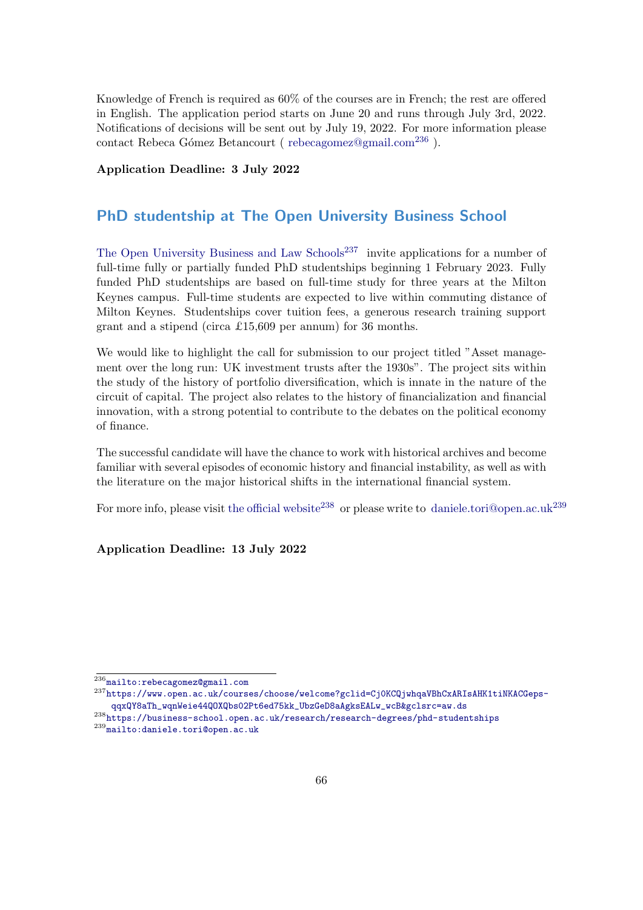Knowledge of French is required as 60% of the courses are in French; the rest are offered in English. The application period starts on June 20 and runs through July 3rd, 2022. Notifications of decisions will be sent out by July 19, 2022. For more information please contact Rebeca Gómez Betancourt ( rebecagomez@gmail.com[236] ).

**Application Deadline: 3 July 2022**

## PhD studentship at The Open University Business School

The Open University Business and Law Schools[237] invite applications for a number of full-time fully or partially funded PhD studentships beginning 1 February 2023. Fully funded PhD studentships are based on full-time study for three years at the Milton Keynes campus. Full-time students are expected to live within commuting distance of Milton Keynes. Studentships cover tuition fees, a generous research training support grant and a stipend (circa £15,609 per annum) for 36 months.

We would like to highlight the call for submission to our project titled "Asset management over the long run: UK investment trusts after the 1930s". The project sits within the study of the history of portfolio diversification, which is innate in the nature of the circuit of capital. The project also relates to the history of financialization and financial innovation, with a strong potential to contribute to the debates on the political economy of finance.

The successful candidate will have the chance to work with historical archives and become familiar with several episodes of economic history and financial instability, as well as with the literature on the major historical shifts in the international financial system.

For more info, please visit the official website[238] or please write to daniele.tori@open.ac.uk[239]

**Application Deadline: 13 July 2022**

---

[236] mailto:rebecagomez@gmail.com

[237] https://www.open.ac.uk/courses/choose/welcome?gclid=Cj0KCQjwhqaVBhCxARIsAHK1tiNKACGeps-qqxQY8aTh_wqnWeie44QOXQbs02Pt6ed75kk_UbzGeD8aAgksEALw_wcB&gclsrc=aw.ds

[238] https://business-school.open.ac.uk/research/research-degrees/phd-studentships

[239] mailto:daniele.tori@open.ac.uk